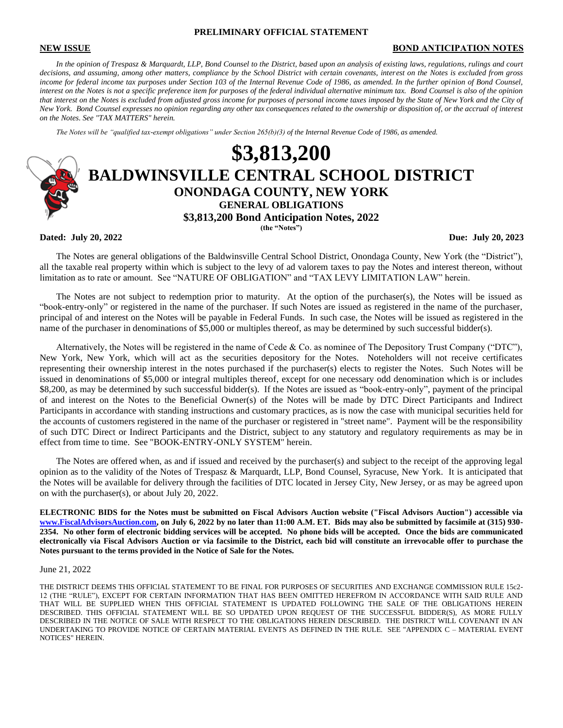**PRELIMINARY OFFICIAL STATEMENT**

**NEW ISSUE** **BOND ANTICIPATION NOTES**

*In the opinion of Trespasz & Marquardt, LLP, Bond Counsel to the District, based upon an analysis of existing laws, regulations, rulings and court decisions, and assuming, among other matters, compliance by the School District with certain covenants, interest on the Notes is excluded from gross income for federal income tax purposes under Section 103 of the Internal Revenue Code of 1986, as amended. In the further opinion of Bond Counsel, interest on the Notes is not a specific preference item for purposes of the federal individual alternative minimum tax. Bond Counsel is also of the opinion that interest on the Notes is excluded from adjusted gross income for purposes of personal income taxes imposed by the State of New York and the City of New York. Bond Counsel expresses no opinion regarding any other tax consequences related to the ownership or disposition of, or the accrual of interest on the Notes. See "TAX MATTERS" herein.*

*The Notes will be "qualified tax-exempt obligations" under Section 265(b)(3) of the Internal Revenue Code of 1986, as amended.*

# $3,813,200

# BALDWINSVILLE CENTRAL SCHOOL DISTRICT

## ONONDAGA COUNTY, NEW YORK

### GENERAL OBLIGATIONS

### $3,813,200 Bond Anticipation Notes, 2022

**(the "Notes")**

**Dated: July 20, 2022** **Due: July 20, 2023**

The Notes are general obligations of the Baldwinsville Central School District, Onondaga County, New York (the "District"), all the taxable real property within which is subject to the levy of ad valorem taxes to pay the Notes and interest thereon, without limitation as to rate or amount. See "NATURE OF OBLIGATION" and "TAX LEVY LIMITATION LAW" herein.

The Notes are not subject to redemption prior to maturity. At the option of the purchaser(s), the Notes will be issued as "book-entry-only" or registered in the name of the purchaser. If such Notes are issued as registered in the name of the purchaser, principal of and interest on the Notes will be payable in Federal Funds. In such case, the Notes will be issued as registered in the name of the purchaser in denominations of $5,000 or multiples thereof, as may be determined by such successful bidder(s).

Alternatively, the Notes will be registered in the name of Cede & Co. as nominee of The Depository Trust Company ("DTC"), New York, New York, which will act as the securities depository for the Notes. Noteholders will not receive certificates representing their ownership interest in the notes purchased if the purchaser(s) elects to register the Notes. Such Notes will be issued in denominations of $5,000 or integral multiples thereof, except for one necessary odd denomination which is or includes $8,200, as may be determined by such successful bidder(s). If the Notes are issued as "book-entry-only", payment of the principal of and interest on the Notes to the Beneficial Owner(s) of the Notes will be made by DTC Direct Participants and Indirect Participants in accordance with standing instructions and customary practices, as is now the case with municipal securities held for the accounts of customers registered in the name of the purchaser or registered in "street name". Payment will be the responsibility of such DTC Direct or Indirect Participants and the District, subject to any statutory and regulatory requirements as may be in effect from time to time. See "BOOK-ENTRY-ONLY SYSTEM" herein.

The Notes are offered when, as and if issued and received by the purchaser(s) and subject to the receipt of the approving legal opinion as to the validity of the Notes of Trespasz & Marquardt, LLP, Bond Counsel, Syracuse, New York. It is anticipated that the Notes will be available for delivery through the facilities of DTC located in Jersey City, New Jersey, or as may be agreed upon on with the purchaser(s), or about July 20, 2022.

**ELECTRONIC BIDS for the Notes must be submitted on Fiscal Advisors Auction website ("Fiscal Advisors Auction") accessible via www.FiscalAdvisorsAuction.com, on July 6, 2022 by no later than 11:00 A.M. ET. Bids may also be submitted by facsimile at (315) 930-2354. No other form of electronic bidding services will be accepted. No phone bids will be accepted. Once the bids are communicated electronically via Fiscal Advisors Auction or via facsimile to the District, each bid will constitute an irrevocable offer to purchase the Notes pursuant to the terms provided in the Notice of Sale for the Notes.**

June 21, 2022

THE DISTRICT DEEMS THIS OFFICIAL STATEMENT TO BE FINAL FOR PURPOSES OF SECURITIES AND EXCHANGE COMMISSION RULE 15c2-12 (THE "RULE"), EXCEPT FOR CERTAIN INFORMATION THAT HAS BEEN OMITTED HEREFROM IN ACCORDANCE WITH SAID RULE AND THAT WILL BE SUPPLIED WHEN THIS OFFICIAL STATEMENT IS UPDATED FOLLOWING THE SALE OF THE OBLIGATIONS HEREIN DESCRIBED. THIS OFFICIAL STATEMENT WILL BE SO UPDATED UPON REQUEST OF THE SUCCESSFUL BIDDER(S), AS MORE FULLY DESCRIBED IN THE NOTICE OF SALE WITH RESPECT TO THE OBLIGATIONS HEREIN DESCRIBED. THE DISTRICT WILL COVENANT IN AN UNDERTAKING TO PROVIDE NOTICE OF CERTAIN MATERIAL EVENTS AS DEFINED IN THE RULE. SEE "APPENDIX C – MATERIAL EVENT NOTICES" HEREIN.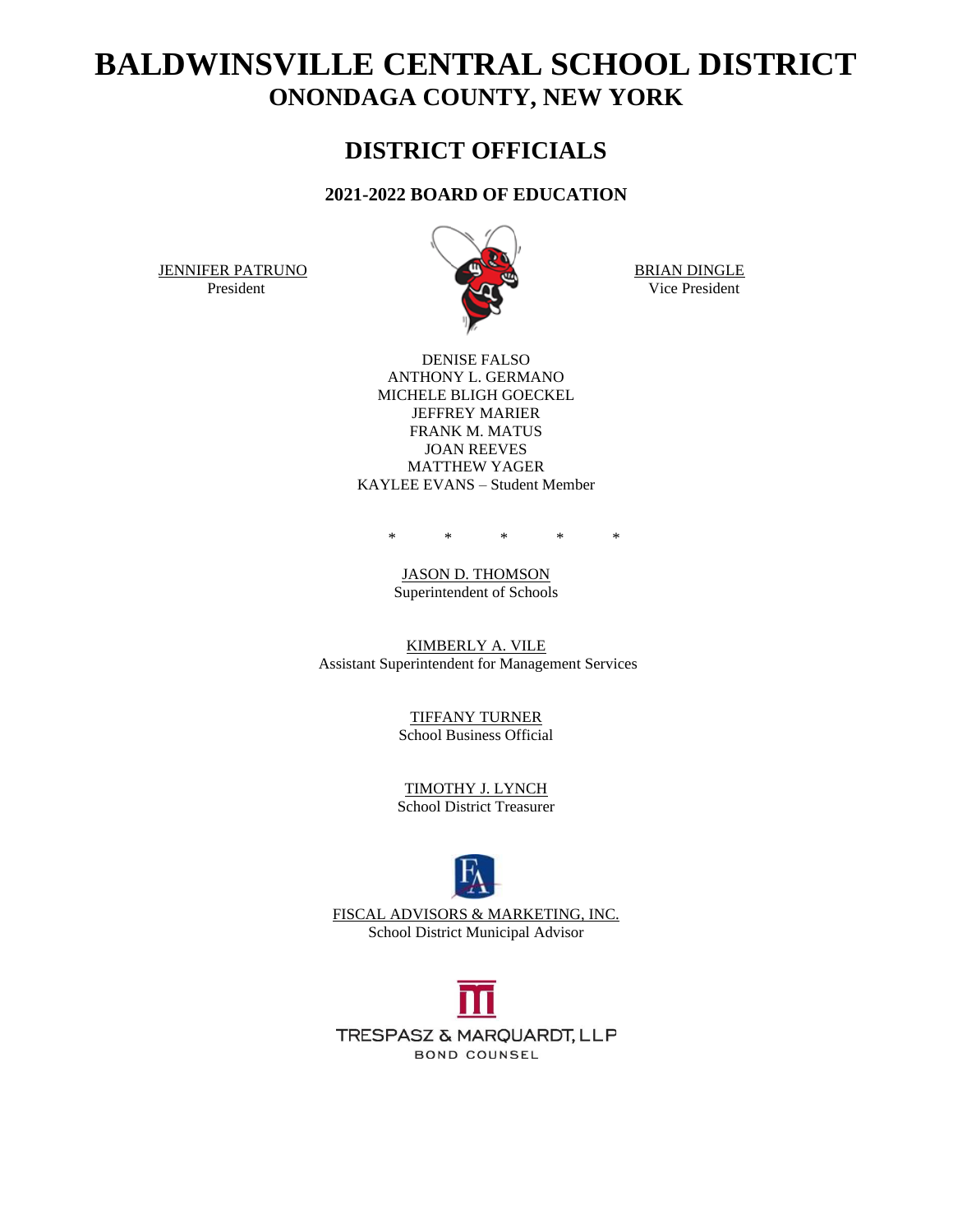# BALDWINSVILLE CENTRAL SCHOOL DISTRICT
## ONONDAGA COUNTY, NEW YORK

## DISTRICT OFFICIALS

### 2021-2022 BOARD OF EDUCATION

JENNIFER PATRUNO
President

BRIAN DINGLE
Vice President

DENISE FALSO
ANTHONY L. GERMANO
MICHELE BLIGH GOECKEL
JEFFREY MARIER
FRANK M. MATUS
JOAN REEVES
MATTHEW YAGER
KAYLEE EVANS – Student Member

\* \* \* \* \*

JASON D. THOMSON
Superintendent of Schools

KIMBERLY A. VILE
Assistant Superintendent for Management Services

TIFFANY TURNER
School Business Official

TIMOTHY J. LYNCH
School District Treasurer

FISCAL ADVISORS & MARKETING, INC.
School District Municipal Advisor

TRESPASZ & MARQUARDT, LLP
BOND COUNSEL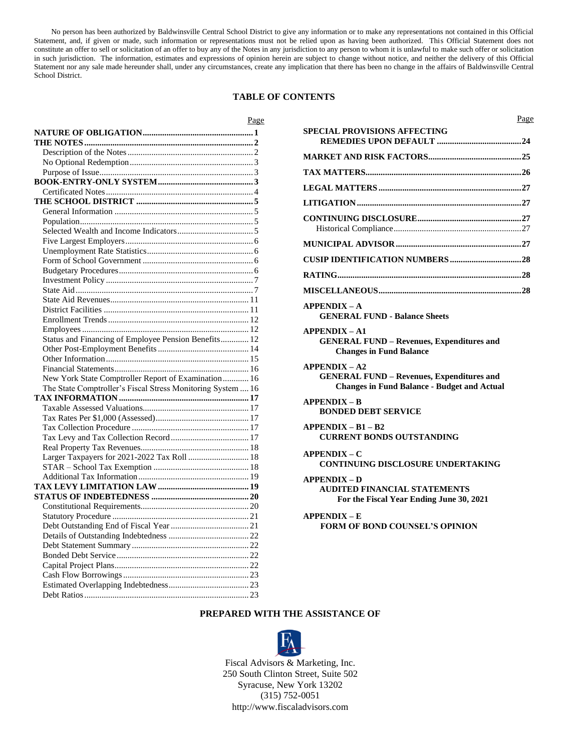No person has been authorized by Baldwinsville Central School District to give any information or to make any representations not contained in this Official Statement, and, if given or made, such information or representations must not be relied upon as having been authorized. This Official Statement does not constitute an offer to sell or solicitation of an offer to buy any of the Notes in any jurisdiction to any person to whom it is unlawful to make such offer or solicitation in such jurisdiction. The information, estimates and expressions of opinion herein are subject to change without notice, and neither the delivery of this Official Statement nor any sale made hereunder shall, under any circumstances, create any implication that there has been no change in the affairs of Baldwinsville Central School District.

## TABLE OF CONTENTS

| | Page |
|---|---|
| **NATURE OF OBLIGATION** | **1** |
| **THE NOTES** | **2** |
| Description of the Notes | 2 |
| No Optional Redemption | 3 |
| Purpose of Issue | 3 |
| **BOOK-ENTRY-ONLY SYSTEM** | **3** |
| Certificated Notes | 4 |
| **THE SCHOOL DISTRICT** | **5** |
| General Information | 5 |
| Population | 5 |
| Selected Wealth and Income Indicators | 5 |
| Five Largest Employers | 6 |
| Unemployment Rate Statistics | 6 |
| Form of School Government | 6 |
| Budgetary Procedures | 6 |
| Investment Policy | 7 |
| State Aid | 7 |
| State Aid Revenues | 11 |
| District Facilities | 11 |
| Enrollment Trends | 12 |
| Employees | 12 |
| Status and Financing of Employee Pension Benefits | 12 |
| Other Post-Employment Benefits | 14 |
| Other Information | 15 |
| Financial Statements | 16 |
| New York State Comptroller Report of Examination | 16 |
| The State Comptroller's Fiscal Stress Monitoring System | 16 |
| **TAX INFORMATION** | **17** |
| Taxable Assessed Valuations | 17 |
| Tax Rates Per $1,000 (Assessed) | 17 |
| Tax Collection Procedure | 17 |
| Tax Levy and Tax Collection Record | 17 |
| Real Property Tax Revenues | 18 |
| Larger Taxpayers for 2021-2022 Tax Roll | 18 |
| STAR – School Tax Exemption | 18 |
| Additional Tax Information | 19 |
| **TAX LEVY LIMITATION LAW** | **19** |
| **STATUS OF INDEBTEDNESS** | **20** |
| Constitutional Requirements | 20 |
| Statutory Procedure | 21 |
| Debt Outstanding End of Fiscal Year | 21 |
| Details of Outstanding Indebtedness | 22 |
| Debt Statement Summary | 22 |
| Bonded Debt Service | 22 |
| Capital Project Plans | 22 |
| Cash Flow Borrowings | 23 |
| Estimated Overlapping Indebtedness | 23 |
| Debt Ratios | 23 |
| **SPECIAL PROVISIONS AFFECTING REMEDIES UPON DEFAULT** | **24** |
| **MARKET AND RISK FACTORS** | **25** |
| **TAX MATTERS** | **26** |
| **LEGAL MATTERS** | **27** |
| **LITIGATION** | **27** |
| **CONTINUING DISCLOSURE** | **27** |
| Historical Compliance | 27 |
| **MUNICIPAL ADVISOR** | **27** |
| **CUSIP IDENTIFICATION NUMBERS** | **28** |
| **RATING** | **28** |
| **MISCELLANEOUS** | **28** |

**APPENDIX – A**
**GENERAL FUND - Balance Sheets**

**APPENDIX – A1**
**GENERAL FUND – Revenues, Expenditures and Changes in Fund Balance**

**APPENDIX – A2**
**GENERAL FUND – Revenues, Expenditures and Changes in Fund Balance - Budget and Actual**

**APPENDIX – B**
**BONDED DEBT SERVICE**

**APPENDIX – B1 – B2**
**CURRENT BONDS OUTSTANDING**

**APPENDIX – C**
**CONTINUING DISCLOSURE UNDERTAKING**

**APPENDIX – D**
**AUDITED FINANCIAL STATEMENTS For the Fiscal Year Ending June 30, 2021**

**APPENDIX – E**
**FORM OF BOND COUNSEL'S OPINION**

**PREPARED WITH THE ASSISTANCE OF**

Fiscal Advisors & Marketing, Inc.
250 South Clinton Street, Suite 502
Syracuse, New York 13202
(315) 752-0051
http://www.fiscaladvisors.com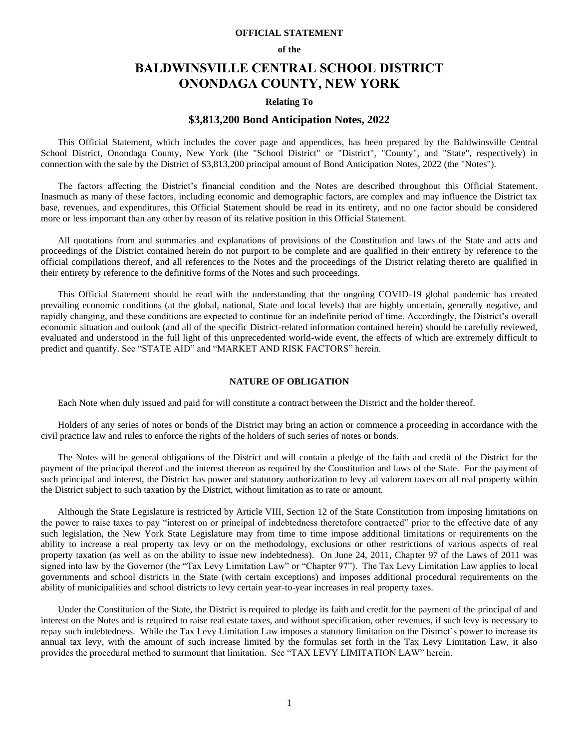**OFFICIAL STATEMENT**

**of the**

# BALDWINSVILLE CENTRAL SCHOOL DISTRICT
# ONONDAGA COUNTY, NEW YORK

**Relating To**

## $3,813,200 Bond Anticipation Notes, 2022

This Official Statement, which includes the cover page and appendices, has been prepared by the Baldwinsville Central School District, Onondaga County, New York (the "School District" or "District", "County", and "State", respectively) in connection with the sale by the District of $3,813,200 principal amount of Bond Anticipation Notes, 2022 (the "Notes").

The factors affecting the District's financial condition and the Notes are described throughout this Official Statement. Inasmuch as many of these factors, including economic and demographic factors, are complex and may influence the District tax base, revenues, and expenditures, this Official Statement should be read in its entirety, and no one factor should be considered more or less important than any other by reason of its relative position in this Official Statement.

All quotations from and summaries and explanations of provisions of the Constitution and laws of the State and acts and proceedings of the District contained herein do not purport to be complete and are qualified in their entirety by reference to the official compilations thereof, and all references to the Notes and the proceedings of the District relating thereto are qualified in their entirety by reference to the definitive forms of the Notes and such proceedings.

This Official Statement should be read with the understanding that the ongoing COVID-19 global pandemic has created prevailing economic conditions (at the global, national, State and local levels) that are highly uncertain, generally negative, and rapidly changing, and these conditions are expected to continue for an indefinite period of time. Accordingly, the District's overall economic situation and outlook (and all of the specific District-related information contained herein) should be carefully reviewed, evaluated and understood in the full light of this unprecedented world-wide event, the effects of which are extremely difficult to predict and quantify. See "STATE AID" and "MARKET AND RISK FACTORS" herein.

### NATURE OF OBLIGATION

Each Note when duly issued and paid for will constitute a contract between the District and the holder thereof.

Holders of any series of notes or bonds of the District may bring an action or commence a proceeding in accordance with the civil practice law and rules to enforce the rights of the holders of such series of notes or bonds.

The Notes will be general obligations of the District and will contain a pledge of the faith and credit of the District for the payment of the principal thereof and the interest thereon as required by the Constitution and laws of the State. For the payment of such principal and interest, the District has power and statutory authorization to levy ad valorem taxes on all real property within the District subject to such taxation by the District, without limitation as to rate or amount.

Although the State Legislature is restricted by Article VIII, Section 12 of the State Constitution from imposing limitations on the power to raise taxes to pay "interest on or principal of indebtedness theretofore contracted" prior to the effective date of any such legislation, the New York State Legislature may from time to time impose additional limitations or requirements on the ability to increase a real property tax levy or on the methodology, exclusions or other restrictions of various aspects of real property taxation (as well as on the ability to issue new indebtedness). On June 24, 2011, Chapter 97 of the Laws of 2011 was signed into law by the Governor (the "Tax Levy Limitation Law" or "Chapter 97"). The Tax Levy Limitation Law applies to local governments and school districts in the State (with certain exceptions) and imposes additional procedural requirements on the ability of municipalities and school districts to levy certain year-to-year increases in real property taxes.

Under the Constitution of the State, the District is required to pledge its faith and credit for the payment of the principal of and interest on the Notes and is required to raise real estate taxes, and without specification, other revenues, if such levy is necessary to repay such indebtedness. While the Tax Levy Limitation Law imposes a statutory limitation on the District's power to increase its annual tax levy, with the amount of such increase limited by the formulas set forth in the Tax Levy Limitation Law, it also provides the procedural method to surmount that limitation. See "TAX LEVY LIMITATION LAW" herein.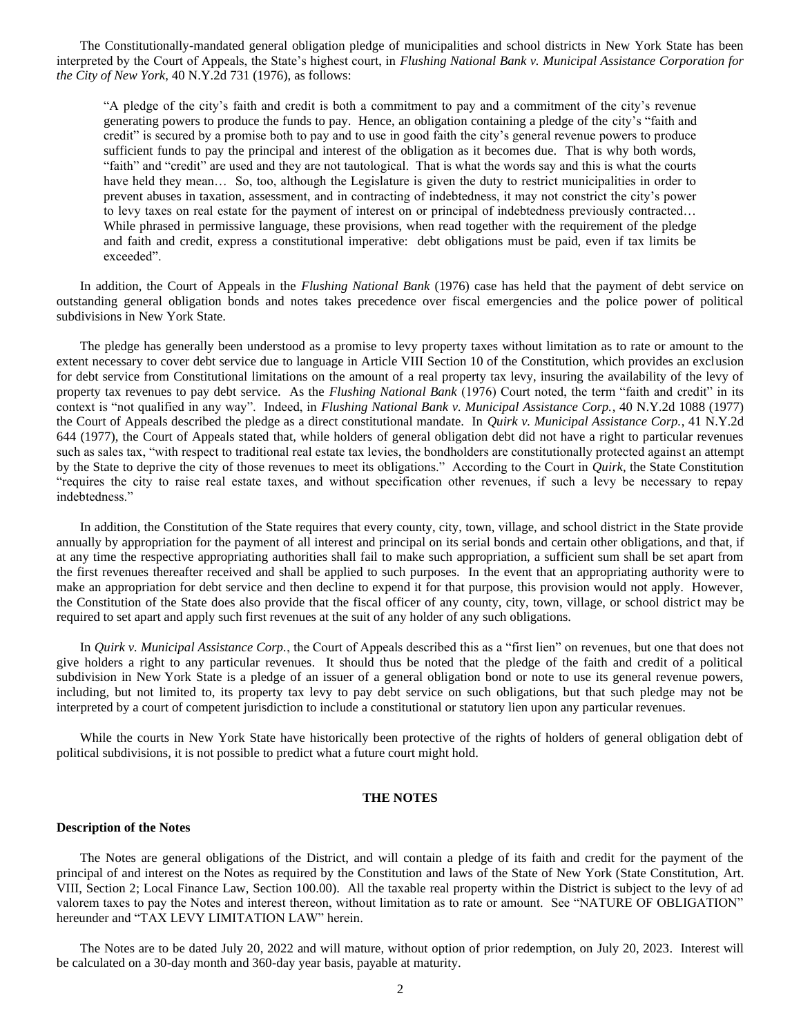The Constitutionally-mandated general obligation pledge of municipalities and school districts in New York State has been interpreted by the Court of Appeals, the State's highest court, in *Flushing National Bank v. Municipal Assistance Corporation for the City of New York*, 40 N.Y.2d 731 (1976), as follows:

> "A pledge of the city's faith and credit is both a commitment to pay and a commitment of the city's revenue generating powers to produce the funds to pay. Hence, an obligation containing a pledge of the city's "faith and credit" is secured by a promise both to pay and to use in good faith the city's general revenue powers to produce sufficient funds to pay the principal and interest of the obligation as it becomes due. That is why both words, "faith" and "credit" are used and they are not tautological. That is what the words say and this is what the courts have held they mean… So, too, although the Legislature is given the duty to restrict municipalities in order to prevent abuses in taxation, assessment, and in contracting of indebtedness, it may not constrict the city's power to levy taxes on real estate for the payment of interest on or principal of indebtedness previously contracted… While phrased in permissive language, these provisions, when read together with the requirement of the pledge and faith and credit, express a constitutional imperative: debt obligations must be paid, even if tax limits be exceeded".

In addition, the Court of Appeals in the *Flushing National Bank* (1976) case has held that the payment of debt service on outstanding general obligation bonds and notes takes precedence over fiscal emergencies and the police power of political subdivisions in New York State.

The pledge has generally been understood as a promise to levy property taxes without limitation as to rate or amount to the extent necessary to cover debt service due to language in Article VIII Section 10 of the Constitution, which provides an exclusion for debt service from Constitutional limitations on the amount of a real property tax levy, insuring the availability of the levy of property tax revenues to pay debt service. As the *Flushing National Bank* (1976) Court noted, the term "faith and credit" in its context is "not qualified in any way". Indeed, in *Flushing National Bank v. Municipal Assistance Corp.*, 40 N.Y.2d 1088 (1977) the Court of Appeals described the pledge as a direct constitutional mandate. In *Quirk v. Municipal Assistance Corp.*, 41 N.Y.2d 644 (1977), the Court of Appeals stated that, while holders of general obligation debt did not have a right to particular revenues such as sales tax, "with respect to traditional real estate tax levies, the bondholders are constitutionally protected against an attempt by the State to deprive the city of those revenues to meet its obligations." According to the Court in *Quirk*, the State Constitution "requires the city to raise real estate taxes, and without specification other revenues, if such a levy be necessary to repay indebtedness."

In addition, the Constitution of the State requires that every county, city, town, village, and school district in the State provide annually by appropriation for the payment of all interest and principal on its serial bonds and certain other obligations, and that, if at any time the respective appropriating authorities shall fail to make such appropriation, a sufficient sum shall be set apart from the first revenues thereafter received and shall be applied to such purposes. In the event that an appropriating authority were to make an appropriation for debt service and then decline to expend it for that purpose, this provision would not apply. However, the Constitution of the State does also provide that the fiscal officer of any county, city, town, village, or school district may be required to set apart and apply such first revenues at the suit of any holder of any such obligations.

In *Quirk v. Municipal Assistance Corp.*, the Court of Appeals described this as a "first lien" on revenues, but one that does not give holders a right to any particular revenues. It should thus be noted that the pledge of the faith and credit of a political subdivision in New York State is a pledge of an issuer of a general obligation bond or note to use its general revenue powers, including, but not limited to, its property tax levy to pay debt service on such obligations, but that such pledge may not be interpreted by a court of competent jurisdiction to include a constitutional or statutory lien upon any particular revenues.

While the courts in New York State have historically been protective of the rights of holders of general obligation debt of political subdivisions, it is not possible to predict what a future court might hold.

## THE NOTES

### Description of the Notes

The Notes are general obligations of the District, and will contain a pledge of its faith and credit for the payment of the principal of and interest on the Notes as required by the Constitution and laws of the State of New York (State Constitution, Art. VIII, Section 2; Local Finance Law, Section 100.00). All the taxable real property within the District is subject to the levy of ad valorem taxes to pay the Notes and interest thereon, without limitation as to rate or amount. See "NATURE OF OBLIGATION" hereunder and "TAX LEVY LIMITATION LAW" herein.

The Notes are to be dated July 20, 2022 and will mature, without option of prior redemption, on July 20, 2023. Interest will be calculated on a 30-day month and 360-day year basis, payable at maturity.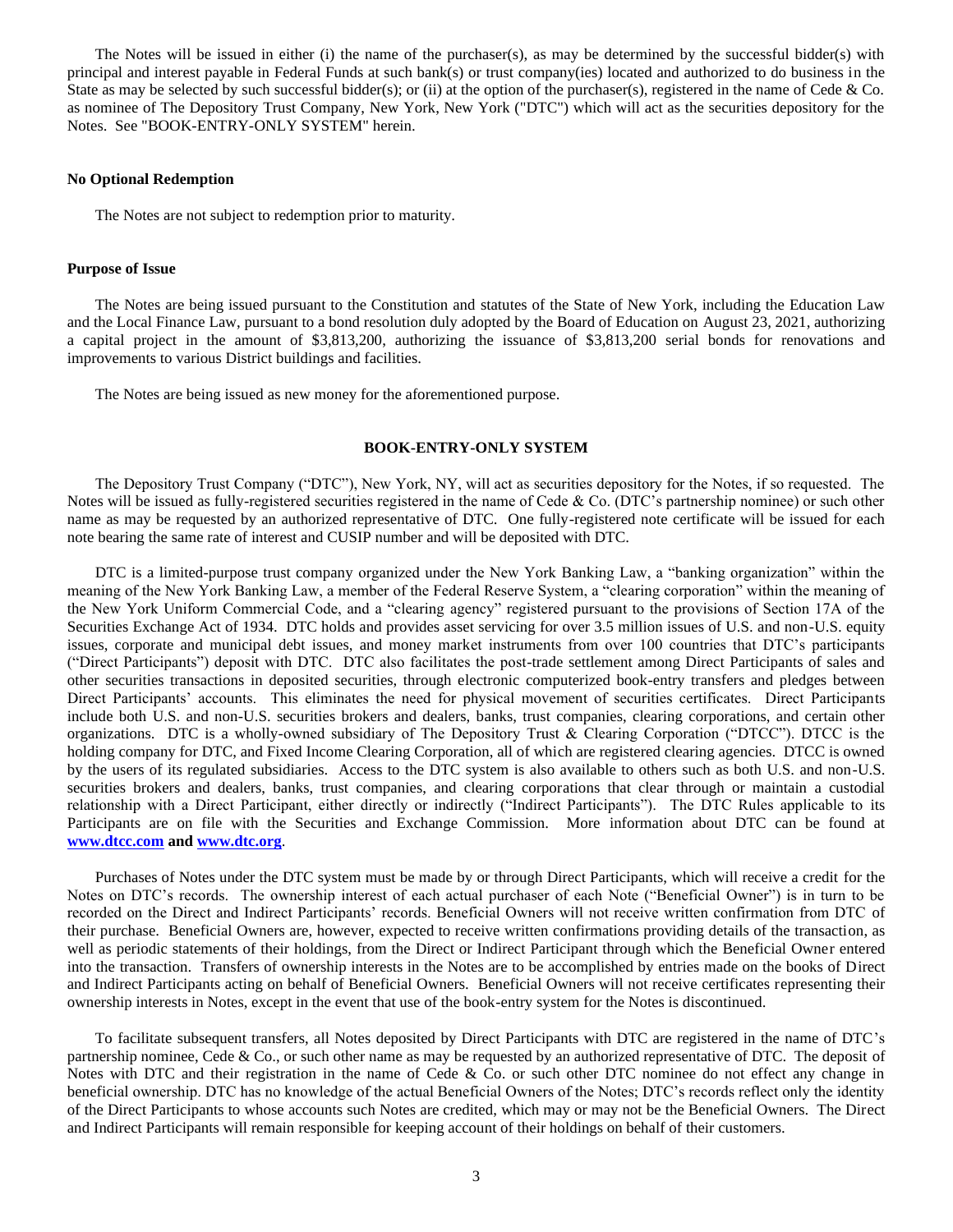The Notes will be issued in either (i) the name of the purchaser(s), as may be determined by the successful bidder(s) with principal and interest payable in Federal Funds at such bank(s) or trust company(ies) located and authorized to do business in the State as may be selected by such successful bidder(s); or (ii) at the option of the purchaser(s), registered in the name of Cede & Co. as nominee of The Depository Trust Company, New York, New York ("DTC") which will act as the securities depository for the Notes. See "BOOK-ENTRY-ONLY SYSTEM" herein.

**No Optional Redemption**

The Notes are not subject to redemption prior to maturity.

**Purpose of Issue**

The Notes are being issued pursuant to the Constitution and statutes of the State of New York, including the Education Law and the Local Finance Law, pursuant to a bond resolution duly adopted by the Board of Education on August 23, 2021, authorizing a capital project in the amount of $3,813,200, authorizing the issuance of $3,813,200 serial bonds for renovations and improvements to various District buildings and facilities.

The Notes are being issued as new money for the aforementioned purpose.

## BOOK-ENTRY-ONLY SYSTEM

The Depository Trust Company ("DTC"), New York, NY, will act as securities depository for the Notes, if so requested. The Notes will be issued as fully-registered securities registered in the name of Cede & Co. (DTC's partnership nominee) or such other name as may be requested by an authorized representative of DTC. One fully-registered note certificate will be issued for each note bearing the same rate of interest and CUSIP number and will be deposited with DTC.

DTC is a limited-purpose trust company organized under the New York Banking Law, a "banking organization" within the meaning of the New York Banking Law, a member of the Federal Reserve System, a "clearing corporation" within the meaning of the New York Uniform Commercial Code, and a "clearing agency" registered pursuant to the provisions of Section 17A of the Securities Exchange Act of 1934. DTC holds and provides asset servicing for over 3.5 million issues of U.S. and non-U.S. equity issues, corporate and municipal debt issues, and money market instruments from over 100 countries that DTC's participants ("Direct Participants") deposit with DTC. DTC also facilitates the post-trade settlement among Direct Participants of sales and other securities transactions in deposited securities, through electronic computerized book-entry transfers and pledges between Direct Participants' accounts. This eliminates the need for physical movement of securities certificates. Direct Participants include both U.S. and non-U.S. securities brokers and dealers, banks, trust companies, clearing corporations, and certain other organizations. DTC is a wholly-owned subsidiary of The Depository Trust & Clearing Corporation ("DTCC"). DTCC is the holding company for DTC, and Fixed Income Clearing Corporation, all of which are registered clearing agencies. DTCC is owned by the users of its regulated subsidiaries. Access to the DTC system is also available to others such as both U.S. and non-U.S. securities brokers and dealers, banks, trust companies, and clearing corporations that clear through or maintain a custodial relationship with a Direct Participant, either directly or indirectly ("Indirect Participants"). The DTC Rules applicable to its Participants are on file with the Securities and Exchange Commission. More information about DTC can be found at **www.dtcc.com and www.dtc.org**.

Purchases of Notes under the DTC system must be made by or through Direct Participants, which will receive a credit for the Notes on DTC's records. The ownership interest of each actual purchaser of each Note ("Beneficial Owner") is in turn to be recorded on the Direct and Indirect Participants' records. Beneficial Owners will not receive written confirmation from DTC of their purchase. Beneficial Owners are, however, expected to receive written confirmations providing details of the transaction, as well as periodic statements of their holdings, from the Direct or Indirect Participant through which the Beneficial Owner entered into the transaction. Transfers of ownership interests in the Notes are to be accomplished by entries made on the books of Direct and Indirect Participants acting on behalf of Beneficial Owners. Beneficial Owners will not receive certificates representing their ownership interests in Notes, except in the event that use of the book-entry system for the Notes is discontinued.

To facilitate subsequent transfers, all Notes deposited by Direct Participants with DTC are registered in the name of DTC's partnership nominee, Cede & Co., or such other name as may be requested by an authorized representative of DTC. The deposit of Notes with DTC and their registration in the name of Cede & Co. or such other DTC nominee do not effect any change in beneficial ownership. DTC has no knowledge of the actual Beneficial Owners of the Notes; DTC's records reflect only the identity of the Direct Participants to whose accounts such Notes are credited, which may or may not be the Beneficial Owners. The Direct and Indirect Participants will remain responsible for keeping account of their holdings on behalf of their customers.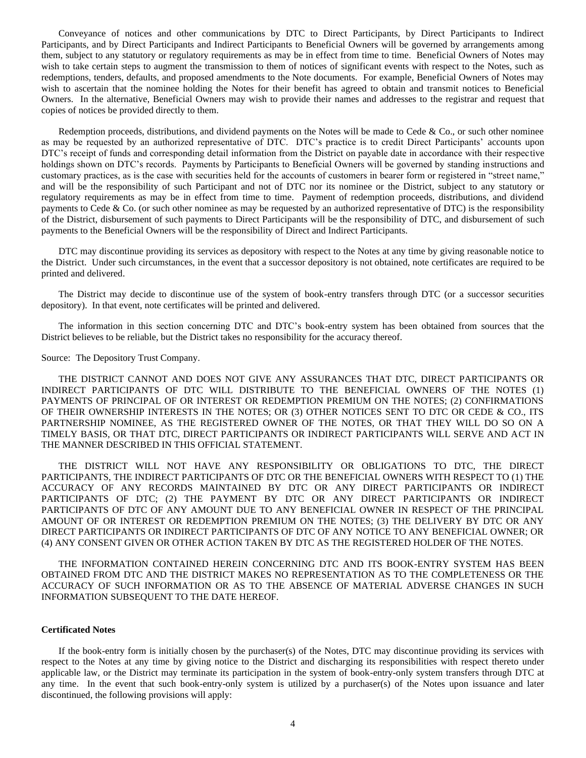Conveyance of notices and other communications by DTC to Direct Participants, by Direct Participants to Indirect Participants, and by Direct Participants and Indirect Participants to Beneficial Owners will be governed by arrangements among them, subject to any statutory or regulatory requirements as may be in effect from time to time. Beneficial Owners of Notes may wish to take certain steps to augment the transmission to them of notices of significant events with respect to the Notes, such as redemptions, tenders, defaults, and proposed amendments to the Note documents. For example, Beneficial Owners of Notes may wish to ascertain that the nominee holding the Notes for their benefit has agreed to obtain and transmit notices to Beneficial Owners. In the alternative, Beneficial Owners may wish to provide their names and addresses to the registrar and request that copies of notices be provided directly to them.

Redemption proceeds, distributions, and dividend payments on the Notes will be made to Cede & Co., or such other nominee as may be requested by an authorized representative of DTC. DTC's practice is to credit Direct Participants' accounts upon DTC's receipt of funds and corresponding detail information from the District on payable date in accordance with their respective holdings shown on DTC's records. Payments by Participants to Beneficial Owners will be governed by standing instructions and customary practices, as is the case with securities held for the accounts of customers in bearer form or registered in "street name," and will be the responsibility of such Participant and not of DTC nor its nominee or the District, subject to any statutory or regulatory requirements as may be in effect from time to time. Payment of redemption proceeds, distributions, and dividend payments to Cede & Co. (or such other nominee as may be requested by an authorized representative of DTC) is the responsibility of the District, disbursement of such payments to Direct Participants will be the responsibility of DTC, and disbursement of such payments to the Beneficial Owners will be the responsibility of Direct and Indirect Participants.

DTC may discontinue providing its services as depository with respect to the Notes at any time by giving reasonable notice to the District. Under such circumstances, in the event that a successor depository is not obtained, note certificates are required to be printed and delivered.

The District may decide to discontinue use of the system of book-entry transfers through DTC (or a successor securities depository). In that event, note certificates will be printed and delivered.

The information in this section concerning DTC and DTC's book-entry system has been obtained from sources that the District believes to be reliable, but the District takes no responsibility for the accuracy thereof.

Source: The Depository Trust Company.

THE DISTRICT CANNOT AND DOES NOT GIVE ANY ASSURANCES THAT DTC, DIRECT PARTICIPANTS OR INDIRECT PARTICIPANTS OF DTC WILL DISTRIBUTE TO THE BENEFICIAL OWNERS OF THE NOTES (1) PAYMENTS OF PRINCIPAL OF OR INTEREST OR REDEMPTION PREMIUM ON THE NOTES; (2) CONFIRMATIONS OF THEIR OWNERSHIP INTERESTS IN THE NOTES; OR (3) OTHER NOTICES SENT TO DTC OR CEDE & CO., ITS PARTNERSHIP NOMINEE, AS THE REGISTERED OWNER OF THE NOTES, OR THAT THEY WILL DO SO ON A TIMELY BASIS, OR THAT DTC, DIRECT PARTICIPANTS OR INDIRECT PARTICIPANTS WILL SERVE AND ACT IN THE MANNER DESCRIBED IN THIS OFFICIAL STATEMENT.

THE DISTRICT WILL NOT HAVE ANY RESPONSIBILITY OR OBLIGATIONS TO DTC, THE DIRECT PARTICIPANTS, THE INDIRECT PARTICIPANTS OF DTC OR THE BENEFICIAL OWNERS WITH RESPECT TO (1) THE ACCURACY OF ANY RECORDS MAINTAINED BY DTC OR ANY DIRECT PARTICIPANTS OR INDIRECT PARTICIPANTS OF DTC; (2) THE PAYMENT BY DTC OR ANY DIRECT PARTICIPANTS OR INDIRECT PARTICIPANTS OF DTC OF ANY AMOUNT DUE TO ANY BENEFICIAL OWNER IN RESPECT OF THE PRINCIPAL AMOUNT OF OR INTEREST OR REDEMPTION PREMIUM ON THE NOTES; (3) THE DELIVERY BY DTC OR ANY DIRECT PARTICIPANTS OR INDIRECT PARTICIPANTS OF DTC OF ANY NOTICE TO ANY BENEFICIAL OWNER; OR (4) ANY CONSENT GIVEN OR OTHER ACTION TAKEN BY DTC AS THE REGISTERED HOLDER OF THE NOTES.

THE INFORMATION CONTAINED HEREIN CONCERNING DTC AND ITS BOOK-ENTRY SYSTEM HAS BEEN OBTAINED FROM DTC AND THE DISTRICT MAKES NO REPRESENTATION AS TO THE COMPLETENESS OR THE ACCURACY OF SUCH INFORMATION OR AS TO THE ABSENCE OF MATERIAL ADVERSE CHANGES IN SUCH INFORMATION SUBSEQUENT TO THE DATE HEREOF.

**Certificated Notes**

If the book-entry form is initially chosen by the purchaser(s) of the Notes, DTC may discontinue providing its services with respect to the Notes at any time by giving notice to the District and discharging its responsibilities with respect thereto under applicable law, or the District may terminate its participation in the system of book-entry-only system transfers through DTC at any time. In the event that such book-entry-only system is utilized by a purchaser(s) of the Notes upon issuance and later discontinued, the following provisions will apply: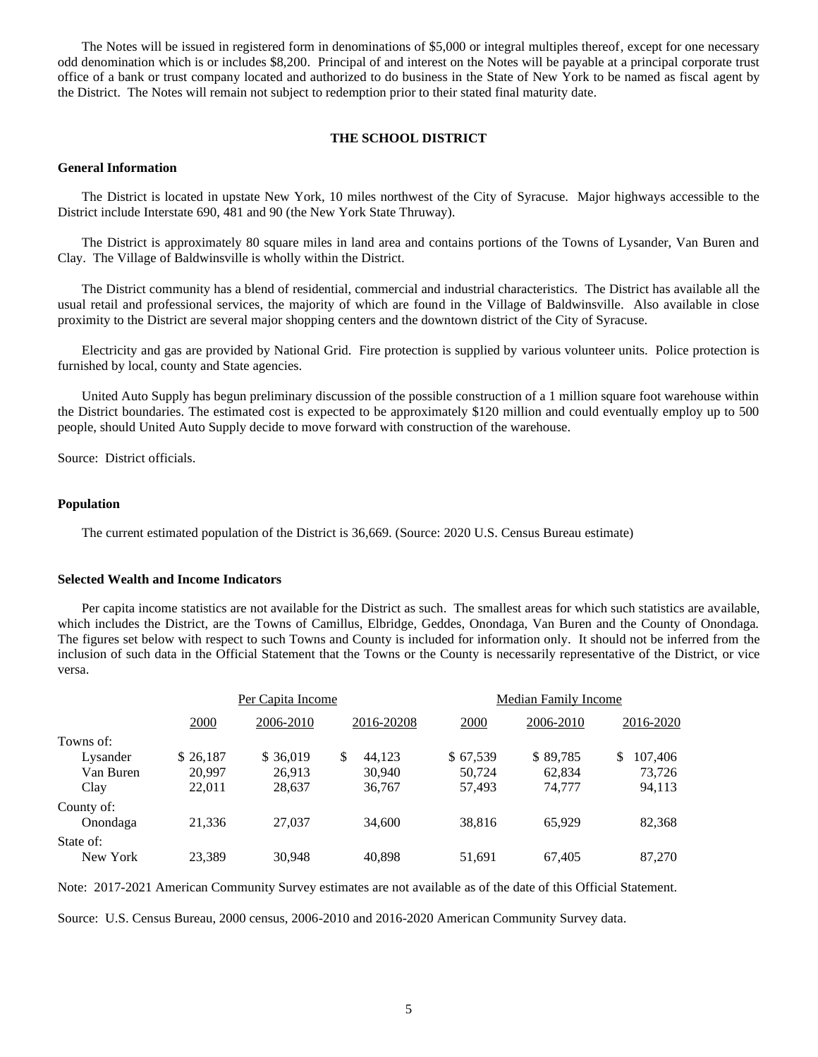The Notes will be issued in registered form in denominations of $5,000 or integral multiples thereof, except for one necessary odd denomination which is or includes $8,200. Principal of and interest on the Notes will be payable at a principal corporate trust office of a bank or trust company located and authorized to do business in the State of New York to be named as fiscal agent by the District. The Notes will remain not subject to redemption prior to their stated final maturity date.

## THE SCHOOL DISTRICT

### General Information

The District is located in upstate New York, 10 miles northwest of the City of Syracuse. Major highways accessible to the District include Interstate 690, 481 and 90 (the New York State Thruway).

The District is approximately 80 square miles in land area and contains portions of the Towns of Lysander, Van Buren and Clay. The Village of Baldwinsville is wholly within the District.

The District community has a blend of residential, commercial and industrial characteristics. The District has available all the usual retail and professional services, the majority of which are found in the Village of Baldwinsville. Also available in close proximity to the District are several major shopping centers and the downtown district of the City of Syracuse.

Electricity and gas are provided by National Grid. Fire protection is supplied by various volunteer units. Police protection is furnished by local, county and State agencies.

United Auto Supply has begun preliminary discussion of the possible construction of a 1 million square foot warehouse within the District boundaries. The estimated cost is expected to be approximately $120 million and could eventually employ up to 500 people, should United Auto Supply decide to move forward with construction of the warehouse.

Source: District officials.

### Population

The current estimated population of the District is 36,669. (Source: 2020 U.S. Census Bureau estimate)

### Selected Wealth and Income Indicators

Per capita income statistics are not available for the District as such. The smallest areas for which such statistics are available, which includes the District, are the Towns of Camillus, Elbridge, Geddes, Onondaga, Van Buren and the County of Onondaga. The figures set below with respect to such Towns and County is included for information only. It should not be inferred from the inclusion of such data in the Official Statement that the Towns or the County is necessarily representative of the District, or vice versa.

| | Per Capita Income | | | Median Family Income | | |
|---|---|---|---|---|---|---|
| | 2000 | 2006-2010 | 2016-20208 | 2000 | 2006-2010 | 2016-2020 |
| Towns of: | | | | | | |
| Lysander | $ 26,187 | $ 36,019 | $ 44,123 | $ 67,539 | $ 89,785 | $ 107,406 |
| Van Buren | 20,997 | 26,913 | 30,940 | 50,724 | 62,834 | 73,726 |
| Clay | 22,011 | 28,637 | 36,767 | 57,493 | 74,777 | 94,113 |
| County of: | | | | | | |
| Onondaga | 21,336 | 27,037 | 34,600 | 38,816 | 65,929 | 82,368 |
| State of: | | | | | | |
| New York | 23,389 | 30,948 | 40,898 | 51,691 | 67,405 | 87,270 |

Note: 2017-2021 American Community Survey estimates are not available as of the date of this Official Statement.

Source: U.S. Census Bureau, 2000 census, 2006-2010 and 2016-2020 American Community Survey data.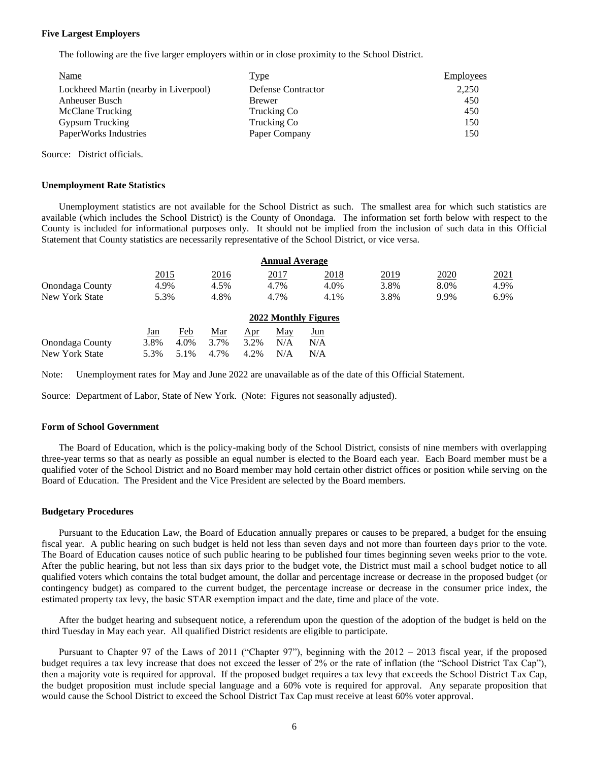**Five Largest Employers**

The following are the five larger employers within or in close proximity to the School District.

| Name | Type | Employees |
|---|---|---|
| Lockheed Martin (nearby in Liverpool) | Defense Contractor | 2,250 |
| Anheuser Busch | Brewer | 450 |
| McClane Trucking | Trucking Co | 450 |
| Gypsum Trucking | Trucking Co | 150 |
| PaperWorks Industries | Paper Company | 150 |

Source: District officials.

**Unemployment Rate Statistics**

Unemployment statistics are not available for the School District as such. The smallest area for which such statistics are available (which includes the School District) is the County of Onondaga. The information set forth below with respect to the County is included for informational purposes only. It should not be implied from the inclusion of such data in this Official Statement that County statistics are necessarily representative of the School District, or vice versa.

| | Annual Average | | | | | | |
|---|---|---|---|---|---|---|---|
| | 2015 | 2016 | 2017 | 2018 | 2019 | 2020 | 2021 |
| Onondaga County | 4.9% | 4.5% | 4.7% | 4.0% | 3.8% | 8.0% | 4.9% |
| New York State | 5.3% | 4.8% | 4.7% | 4.1% | 3.8% | 9.9% | 6.9% |

| | 2022 Monthly Figures | | | | | |
|---|---|---|---|---|---|---|
| | Jan | Feb | Mar | Apr | May | Jun |
| Onondaga County | 3.8% | 4.0% | 3.7% | 3.2% | N/A | N/A |
| New York State | 5.3% | 5.1% | 4.7% | 4.2% | N/A | N/A |

Note: Unemployment rates for May and June 2022 are unavailable as of the date of this Official Statement.

Source: Department of Labor, State of New York. (Note: Figures not seasonally adjusted).

**Form of School Government**

The Board of Education, which is the policy-making body of the School District, consists of nine members with overlapping three-year terms so that as nearly as possible an equal number is elected to the Board each year. Each Board member must be a qualified voter of the School District and no Board member may hold certain other district offices or position while serving on the Board of Education. The President and the Vice President are selected by the Board members.

**Budgetary Procedures**

Pursuant to the Education Law, the Board of Education annually prepares or causes to be prepared, a budget for the ensuing fiscal year. A public hearing on such budget is held not less than seven days and not more than fourteen days prior to the vote. The Board of Education causes notice of such public hearing to be published four times beginning seven weeks prior to the vote. After the public hearing, but not less than six days prior to the budget vote, the District must mail a school budget notice to all qualified voters which contains the total budget amount, the dollar and percentage increase or decrease in the proposed budget (or contingency budget) as compared to the current budget, the percentage increase or decrease in the consumer price index, the estimated property tax levy, the basic STAR exemption impact and the date, time and place of the vote.

After the budget hearing and subsequent notice, a referendum upon the question of the adoption of the budget is held on the third Tuesday in May each year. All qualified District residents are eligible to participate.

Pursuant to Chapter 97 of the Laws of 2011 ("Chapter 97"), beginning with the 2012 – 2013 fiscal year, if the proposed budget requires a tax levy increase that does not exceed the lesser of 2% or the rate of inflation (the "School District Tax Cap"), then a majority vote is required for approval. If the proposed budget requires a tax levy that exceeds the School District Tax Cap, the budget proposition must include special language and a 60% vote is required for approval. Any separate proposition that would cause the School District to exceed the School District Tax Cap must receive at least 60% voter approval.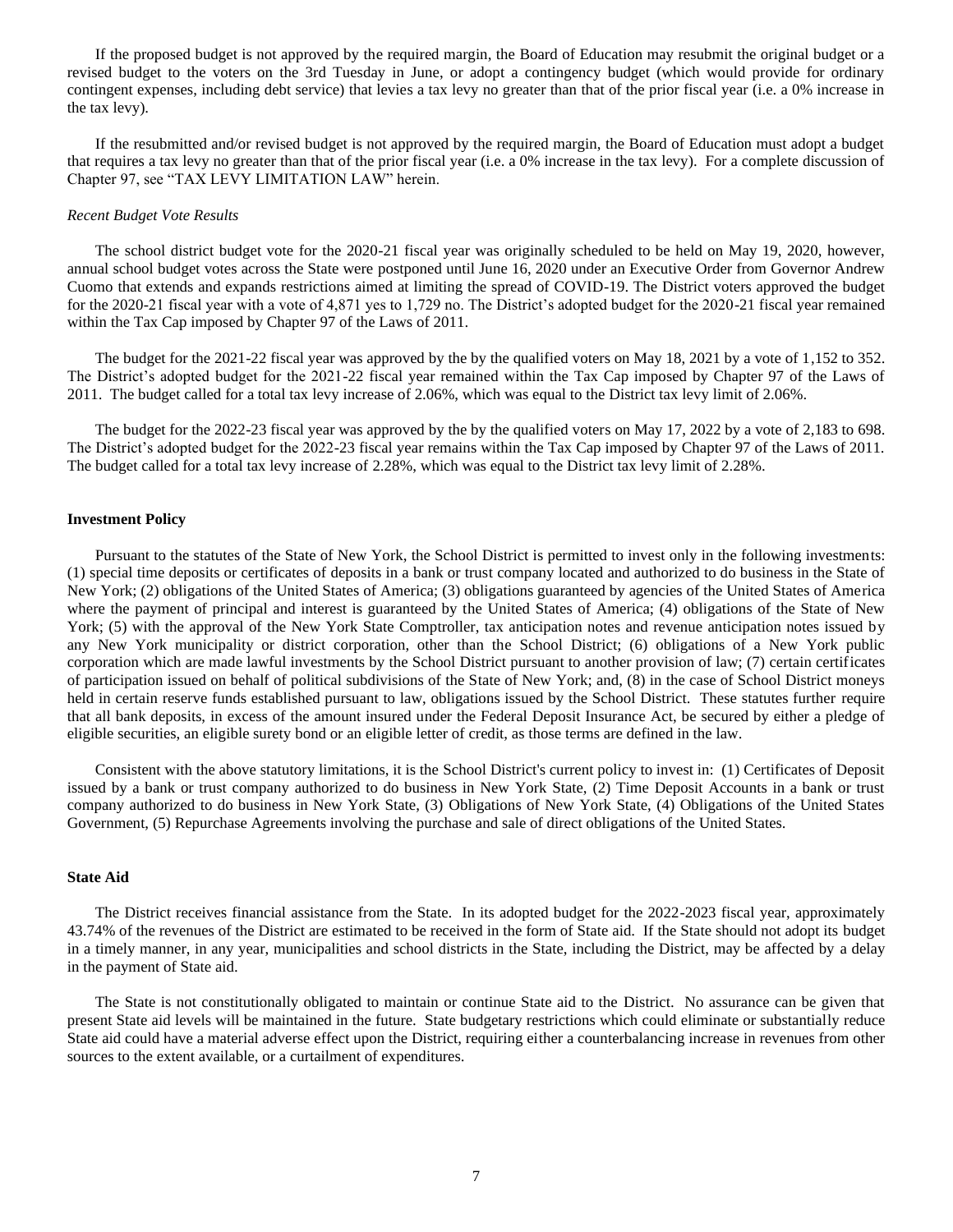If the proposed budget is not approved by the required margin, the Board of Education may resubmit the original budget or a revised budget to the voters on the 3rd Tuesday in June, or adopt a contingency budget (which would provide for ordinary contingent expenses, including debt service) that levies a tax levy no greater than that of the prior fiscal year (i.e. a 0% increase in the tax levy).

If the resubmitted and/or revised budget is not approved by the required margin, the Board of Education must adopt a budget that requires a tax levy no greater than that of the prior fiscal year (i.e. a 0% increase in the tax levy). For a complete discussion of Chapter 97, see "TAX LEVY LIMITATION LAW" herein.

*Recent Budget Vote Results*

The school district budget vote for the 2020-21 fiscal year was originally scheduled to be held on May 19, 2020, however, annual school budget votes across the State were postponed until June 16, 2020 under an Executive Order from Governor Andrew Cuomo that extends and expands restrictions aimed at limiting the spread of COVID-19. The District voters approved the budget for the 2020-21 fiscal year with a vote of 4,871 yes to 1,729 no. The District's adopted budget for the 2020-21 fiscal year remained within the Tax Cap imposed by Chapter 97 of the Laws of 2011.

The budget for the 2021-22 fiscal year was approved by the by the qualified voters on May 18, 2021 by a vote of 1,152 to 352. The District's adopted budget for the 2021-22 fiscal year remained within the Tax Cap imposed by Chapter 97 of the Laws of 2011. The budget called for a total tax levy increase of 2.06%, which was equal to the District tax levy limit of 2.06%.

The budget for the 2022-23 fiscal year was approved by the by the qualified voters on May 17, 2022 by a vote of 2,183 to 698. The District's adopted budget for the 2022-23 fiscal year remains within the Tax Cap imposed by Chapter 97 of the Laws of 2011. The budget called for a total tax levy increase of 2.28%, which was equal to the District tax levy limit of 2.28%.

**Investment Policy**

Pursuant to the statutes of the State of New York, the School District is permitted to invest only in the following investments: (1) special time deposits or certificates of deposits in a bank or trust company located and authorized to do business in the State of New York; (2) obligations of the United States of America; (3) obligations guaranteed by agencies of the United States of America where the payment of principal and interest is guaranteed by the United States of America; (4) obligations of the State of New York; (5) with the approval of the New York State Comptroller, tax anticipation notes and revenue anticipation notes issued by any New York municipality or district corporation, other than the School District; (6) obligations of a New York public corporation which are made lawful investments by the School District pursuant to another provision of law; (7) certain certificates of participation issued on behalf of political subdivisions of the State of New York; and, (8) in the case of School District moneys held in certain reserve funds established pursuant to law, obligations issued by the School District. These statutes further require that all bank deposits, in excess of the amount insured under the Federal Deposit Insurance Act, be secured by either a pledge of eligible securities, an eligible surety bond or an eligible letter of credit, as those terms are defined in the law.

Consistent with the above statutory limitations, it is the School District's current policy to invest in: (1) Certificates of Deposit issued by a bank or trust company authorized to do business in New York State, (2) Time Deposit Accounts in a bank or trust company authorized to do business in New York State, (3) Obligations of New York State, (4) Obligations of the United States Government, (5) Repurchase Agreements involving the purchase and sale of direct obligations of the United States.

**State Aid**

The District receives financial assistance from the State. In its adopted budget for the 2022-2023 fiscal year, approximately 43.74% of the revenues of the District are estimated to be received in the form of State aid. If the State should not adopt its budget in a timely manner, in any year, municipalities and school districts in the State, including the District, may be affected by a delay in the payment of State aid.

The State is not constitutionally obligated to maintain or continue State aid to the District. No assurance can be given that present State aid levels will be maintained in the future. State budgetary restrictions which could eliminate or substantially reduce State aid could have a material adverse effect upon the District, requiring either a counterbalancing increase in revenues from other sources to the extent available, or a curtailment of expenditures.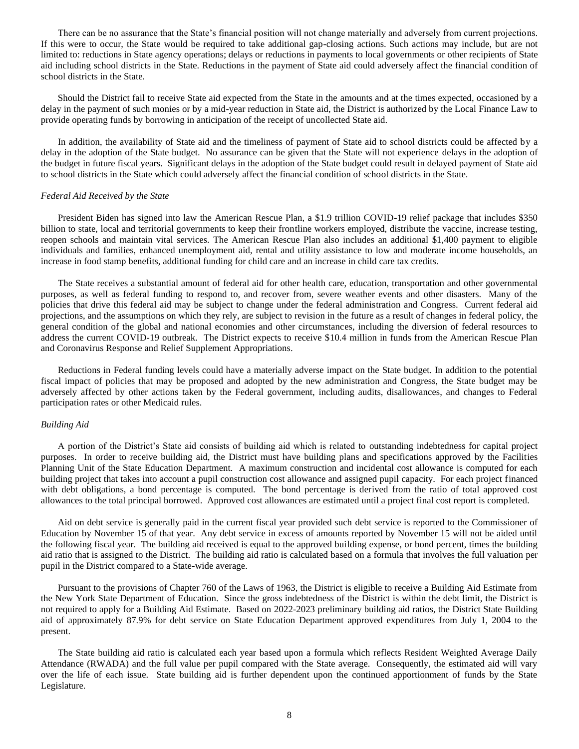There can be no assurance that the State's financial position will not change materially and adversely from current projections. If this were to occur, the State would be required to take additional gap-closing actions. Such actions may include, but are not limited to: reductions in State agency operations; delays or reductions in payments to local governments or other recipients of State aid including school districts in the State. Reductions in the payment of State aid could adversely affect the financial condition of school districts in the State.

Should the District fail to receive State aid expected from the State in the amounts and at the times expected, occasioned by a delay in the payment of such monies or by a mid-year reduction in State aid, the District is authorized by the Local Finance Law to provide operating funds by borrowing in anticipation of the receipt of uncollected State aid.

In addition, the availability of State aid and the timeliness of payment of State aid to school districts could be affected by a delay in the adoption of the State budget. No assurance can be given that the State will not experience delays in the adoption of the budget in future fiscal years. Significant delays in the adoption of the State budget could result in delayed payment of State aid to school districts in the State which could adversely affect the financial condition of school districts in the State.

*Federal Aid Received by the State*

President Biden has signed into law the American Rescue Plan, a $1.9 trillion COVID-19 relief package that includes $350 billion to state, local and territorial governments to keep their frontline workers employed, distribute the vaccine, increase testing, reopen schools and maintain vital services. The American Rescue Plan also includes an additional $1,400 payment to eligible individuals and families, enhanced unemployment aid, rental and utility assistance to low and moderate income households, an increase in food stamp benefits, additional funding for child care and an increase in child care tax credits.

The State receives a substantial amount of federal aid for other health care, education, transportation and other governmental purposes, as well as federal funding to respond to, and recover from, severe weather events and other disasters. Many of the policies that drive this federal aid may be subject to change under the federal administration and Congress. Current federal aid projections, and the assumptions on which they rely, are subject to revision in the future as a result of changes in federal policy, the general condition of the global and national economies and other circumstances, including the diversion of federal resources to address the current COVID-19 outbreak. The District expects to receive $10.4 million in funds from the American Rescue Plan and Coronavirus Response and Relief Supplement Appropriations.

Reductions in Federal funding levels could have a materially adverse impact on the State budget. In addition to the potential fiscal impact of policies that may be proposed and adopted by the new administration and Congress, the State budget may be adversely affected by other actions taken by the Federal government, including audits, disallowances, and changes to Federal participation rates or other Medicaid rules.

*Building Aid*

A portion of the District's State aid consists of building aid which is related to outstanding indebtedness for capital project purposes. In order to receive building aid, the District must have building plans and specifications approved by the Facilities Planning Unit of the State Education Department. A maximum construction and incidental cost allowance is computed for each building project that takes into account a pupil construction cost allowance and assigned pupil capacity. For each project financed with debt obligations, a bond percentage is computed. The bond percentage is derived from the ratio of total approved cost allowances to the total principal borrowed. Approved cost allowances are estimated until a project final cost report is completed.

Aid on debt service is generally paid in the current fiscal year provided such debt service is reported to the Commissioner of Education by November 15 of that year. Any debt service in excess of amounts reported by November 15 will not be aided until the following fiscal year. The building aid received is equal to the approved building expense, or bond percent, times the building aid ratio that is assigned to the District. The building aid ratio is calculated based on a formula that involves the full valuation per pupil in the District compared to a State-wide average.

Pursuant to the provisions of Chapter 760 of the Laws of 1963, the District is eligible to receive a Building Aid Estimate from the New York State Department of Education. Since the gross indebtedness of the District is within the debt limit, the District is not required to apply for a Building Aid Estimate. Based on 2022-2023 preliminary building aid ratios, the District State Building aid of approximately 87.9% for debt service on State Education Department approved expenditures from July 1, 2004 to the present.

The State building aid ratio is calculated each year based upon a formula which reflects Resident Weighted Average Daily Attendance (RWADA) and the full value per pupil compared with the State average. Consequently, the estimated aid will vary over the life of each issue. State building aid is further dependent upon the continued apportionment of funds by the State Legislature.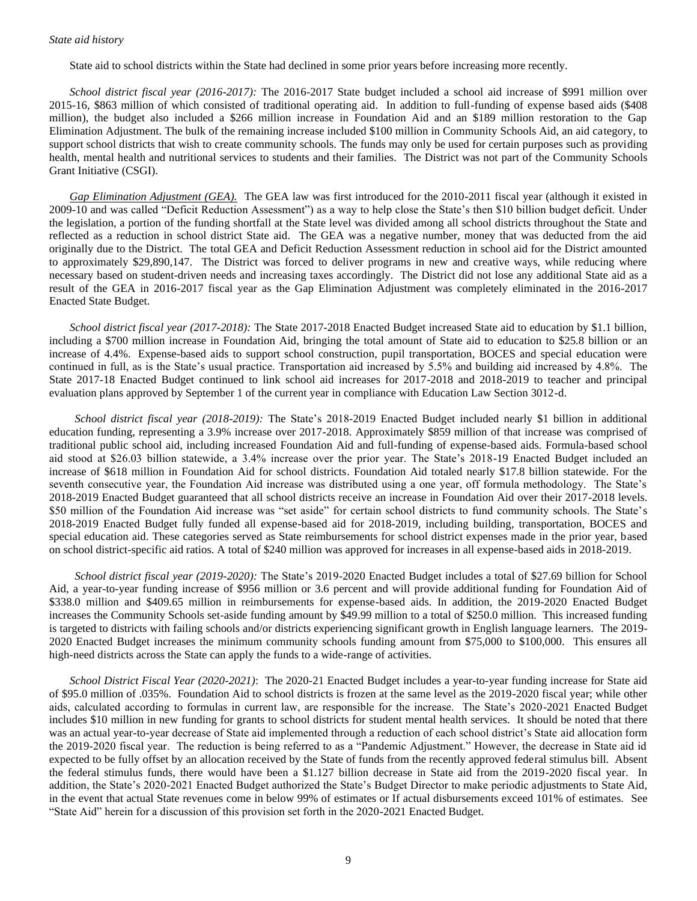*State aid history*

State aid to school districts within the State had declined in some prior years before increasing more recently.

*School district fiscal year (2016-2017):* The 2016-2017 State budget included a school aid increase of $991 million over 2015-16, $863 million of which consisted of traditional operating aid. In addition to full-funding of expense based aids ($408 million), the budget also included a $266 million increase in Foundation Aid and an $189 million restoration to the Gap Elimination Adjustment. The bulk of the remaining increase included $100 million in Community Schools Aid, an aid category, to support school districts that wish to create community schools. The funds may only be used for certain purposes such as providing health, mental health and nutritional services to students and their families. The District was not part of the Community Schools Grant Initiative (CSGI).

*Gap Elimination Adjustment (GEA).* The GEA law was first introduced for the 2010-2011 fiscal year (although it existed in 2009-10 and was called "Deficit Reduction Assessment") as a way to help close the State's then $10 billion budget deficit. Under the legislation, a portion of the funding shortfall at the State level was divided among all school districts throughout the State and reflected as a reduction in school district State aid. The GEA was a negative number, money that was deducted from the aid originally due to the District. The total GEA and Deficit Reduction Assessment reduction in school aid for the District amounted to approximately $29,890,147. The District was forced to deliver programs in new and creative ways, while reducing where necessary based on student-driven needs and increasing taxes accordingly. The District did not lose any additional State aid as a result of the GEA in 2016-2017 fiscal year as the Gap Elimination Adjustment was completely eliminated in the 2016-2017 Enacted State Budget.

*School district fiscal year (2017-2018):* The State 2017-2018 Enacted Budget increased State aid to education by $1.1 billion, including a $700 million increase in Foundation Aid, bringing the total amount of State aid to education to $25.8 billion or an increase of 4.4%. Expense-based aids to support school construction, pupil transportation, BOCES and special education were continued in full, as is the State's usual practice. Transportation aid increased by 5.5% and building aid increased by 4.8%. The State 2017-18 Enacted Budget continued to link school aid increases for 2017-2018 and 2018-2019 to teacher and principal evaluation plans approved by September 1 of the current year in compliance with Education Law Section 3012-d.

*School district fiscal year (2018-2019):* The State's 2018-2019 Enacted Budget included nearly $1 billion in additional education funding, representing a 3.9% increase over 2017-2018. Approximately $859 million of that increase was comprised of traditional public school aid, including increased Foundation Aid and full-funding of expense-based aids. Formula-based school aid stood at $26.03 billion statewide, a 3.4% increase over the prior year. The State's 2018-19 Enacted Budget included an increase of $618 million in Foundation Aid for school districts. Foundation Aid totaled nearly $17.8 billion statewide. For the seventh consecutive year, the Foundation Aid increase was distributed using a one year, off formula methodology. The State's 2018-2019 Enacted Budget guaranteed that all school districts receive an increase in Foundation Aid over their 2017-2018 levels. $50 million of the Foundation Aid increase was "set aside" for certain school districts to fund community schools. The State's 2018-2019 Enacted Budget fully funded all expense-based aid for 2018-2019, including building, transportation, BOCES and special education aid. These categories served as State reimbursements for school district expenses made in the prior year, based on school district-specific aid ratios. A total of $240 million was approved for increases in all expense-based aids in 2018-2019.

*School district fiscal year (2019-2020):* The State's 2019-2020 Enacted Budget includes a total of $27.69 billion for School Aid, a year-to-year funding increase of $956 million or 3.6 percent and will provide additional funding for Foundation Aid of $338.0 million and $409.65 million in reimbursements for expense-based aids. In addition, the 2019-2020 Enacted Budget increases the Community Schools set-aside funding amount by $49.99 million to a total of $250.0 million. This increased funding is targeted to districts with failing schools and/or districts experiencing significant growth in English language learners. The 2019-2020 Enacted Budget increases the minimum community schools funding amount from $75,000 to $100,000. This ensures all high-need districts across the State can apply the funds to a wide-range of activities.

*School District Fiscal Year (2020-2021)*: The 2020-21 Enacted Budget includes a year-to-year funding increase for State aid of $95.0 million of .035%. Foundation Aid to school districts is frozen at the same level as the 2019-2020 fiscal year; while other aids, calculated according to formulas in current law, are responsible for the increase. The State's 2020-2021 Enacted Budget includes $10 million in new funding for grants to school districts for student mental health services. It should be noted that there was an actual year-to-year decrease of State aid implemented through a reduction of each school district's State aid allocation form the 2019-2020 fiscal year. The reduction is being referred to as a "Pandemic Adjustment." However, the decrease in State aid id expected to be fully offset by an allocation received by the State of funds from the recently approved federal stimulus bill. Absent the federal stimulus funds, there would have been a $1.127 billion decrease in State aid from the 2019-2020 fiscal year. In addition, the State's 2020-2021 Enacted Budget authorized the State's Budget Director to make periodic adjustments to State Aid, in the event that actual State revenues come in below 99% of estimates or If actual disbursements exceed 101% of estimates. See "State Aid" herein for a discussion of this provision set forth in the 2020-2021 Enacted Budget.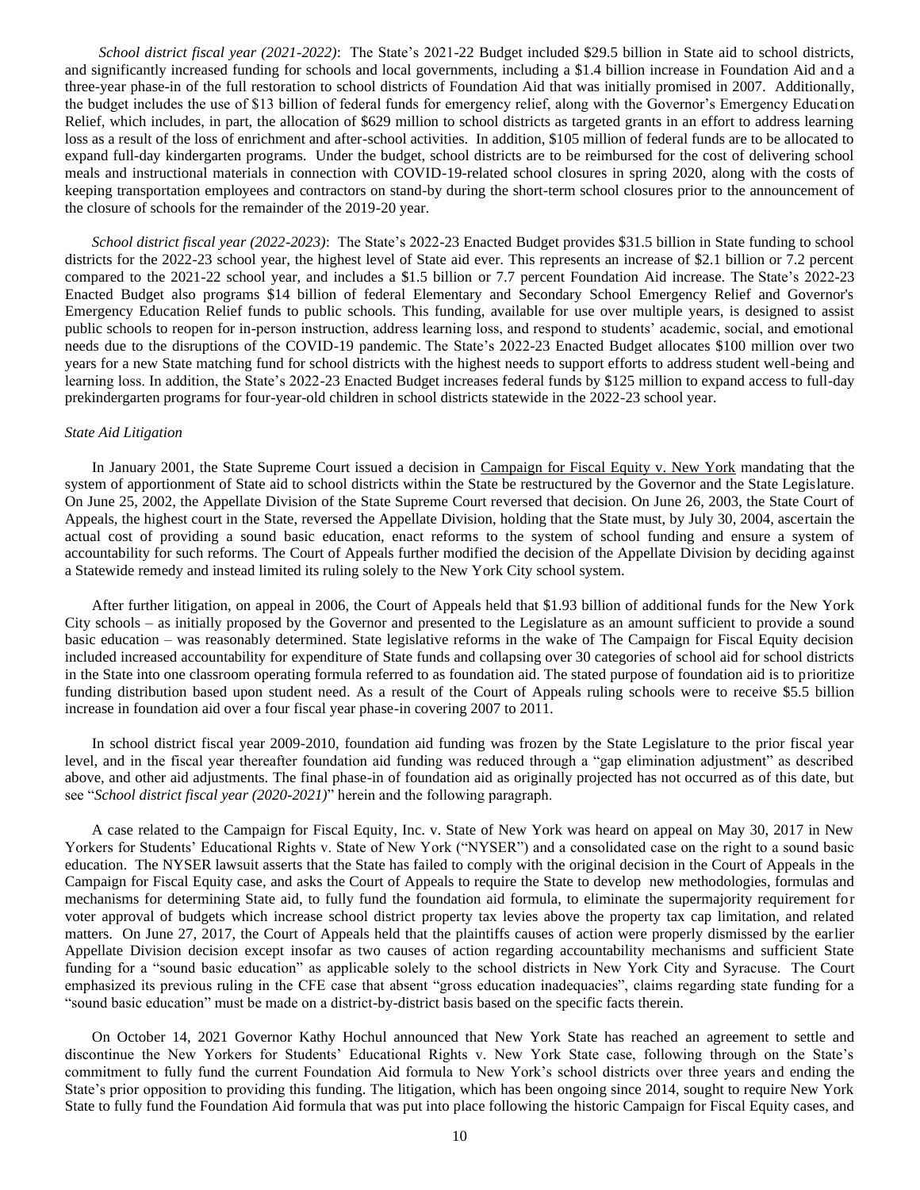*School district fiscal year (2021-2022)*: The State's 2021-22 Budget included $29.5 billion in State aid to school districts, and significantly increased funding for schools and local governments, including a $1.4 billion increase in Foundation Aid and a three-year phase-in of the full restoration to school districts of Foundation Aid that was initially promised in 2007. Additionally, the budget includes the use of $13 billion of federal funds for emergency relief, along with the Governor's Emergency Education Relief, which includes, in part, the allocation of $629 million to school districts as targeted grants in an effort to address learning loss as a result of the loss of enrichment and after-school activities. In addition, $105 million of federal funds are to be allocated to expand full-day kindergarten programs. Under the budget, school districts are to be reimbursed for the cost of delivering school meals and instructional materials in connection with COVID-19-related school closures in spring 2020, along with the costs of keeping transportation employees and contractors on stand-by during the short-term school closures prior to the announcement of the closure of schools for the remainder of the 2019-20 year.

*School district fiscal year (2022-2023)*: The State's 2022-23 Enacted Budget provides $31.5 billion in State funding to school districts for the 2022-23 school year, the highest level of State aid ever. This represents an increase of $2.1 billion or 7.2 percent compared to the 2021-22 school year, and includes a $1.5 billion or 7.7 percent Foundation Aid increase. The State's 2022-23 Enacted Budget also programs $14 billion of federal Elementary and Secondary School Emergency Relief and Governor's Emergency Education Relief funds to public schools. This funding, available for use over multiple years, is designed to assist public schools to reopen for in-person instruction, address learning loss, and respond to students' academic, social, and emotional needs due to the disruptions of the COVID-19 pandemic. The State's 2022-23 Enacted Budget allocates $100 million over two years for a new State matching fund for school districts with the highest needs to support efforts to address student well-being and learning loss. In addition, the State's 2022-23 Enacted Budget increases federal funds by $125 million to expand access to full-day prekindergarten programs for four-year-old children in school districts statewide in the 2022-23 school year.

*State Aid Litigation*

In January 2001, the State Supreme Court issued a decision in Campaign for Fiscal Equity v. New York mandating that the system of apportionment of State aid to school districts within the State be restructured by the Governor and the State Legislature. On June 25, 2002, the Appellate Division of the State Supreme Court reversed that decision. On June 26, 2003, the State Court of Appeals, the highest court in the State, reversed the Appellate Division, holding that the State must, by July 30, 2004, ascertain the actual cost of providing a sound basic education, enact reforms to the system of school funding and ensure a system of accountability for such reforms. The Court of Appeals further modified the decision of the Appellate Division by deciding against a Statewide remedy and instead limited its ruling solely to the New York City school system.

After further litigation, on appeal in 2006, the Court of Appeals held that $1.93 billion of additional funds for the New York City schools – as initially proposed by the Governor and presented to the Legislature as an amount sufficient to provide a sound basic education – was reasonably determined. State legislative reforms in the wake of The Campaign for Fiscal Equity decision included increased accountability for expenditure of State funds and collapsing over 30 categories of school aid for school districts in the State into one classroom operating formula referred to as foundation aid. The stated purpose of foundation aid is to prioritize funding distribution based upon student need. As a result of the Court of Appeals ruling schools were to receive $5.5 billion increase in foundation aid over a four fiscal year phase-in covering 2007 to 2011.

In school district fiscal year 2009-2010, foundation aid funding was frozen by the State Legislature to the prior fiscal year level, and in the fiscal year thereafter foundation aid funding was reduced through a "gap elimination adjustment" as described above, and other aid adjustments. The final phase-in of foundation aid as originally projected has not occurred as of this date, but see "*School district fiscal year (2020-2021)*" herein and the following paragraph.

A case related to the Campaign for Fiscal Equity, Inc. v. State of New York was heard on appeal on May 30, 2017 in New Yorkers for Students' Educational Rights v. State of New York ("NYSER") and a consolidated case on the right to a sound basic education. The NYSER lawsuit asserts that the State has failed to comply with the original decision in the Court of Appeals in the Campaign for Fiscal Equity case, and asks the Court of Appeals to require the State to develop new methodologies, formulas and mechanisms for determining State aid, to fully fund the foundation aid formula, to eliminate the supermajority requirement for voter approval of budgets which increase school district property tax levies above the property tax cap limitation, and related matters. On June 27, 2017, the Court of Appeals held that the plaintiffs causes of action were properly dismissed by the earlier Appellate Division decision except insofar as two causes of action regarding accountability mechanisms and sufficient State funding for a "sound basic education" as applicable solely to the school districts in New York City and Syracuse. The Court emphasized its previous ruling in the CFE case that absent "gross education inadequacies", claims regarding state funding for a "sound basic education" must be made on a district-by-district basis based on the specific facts therein.

On October 14, 2021 Governor Kathy Hochul announced that New York State has reached an agreement to settle and discontinue the New Yorkers for Students' Educational Rights v. New York State case, following through on the State's commitment to fully fund the current Foundation Aid formula to New York's school districts over three years and ending the State's prior opposition to providing this funding. The litigation, which has been ongoing since 2014, sought to require New York State to fully fund the Foundation Aid formula that was put into place following the historic Campaign for Fiscal Equity cases, and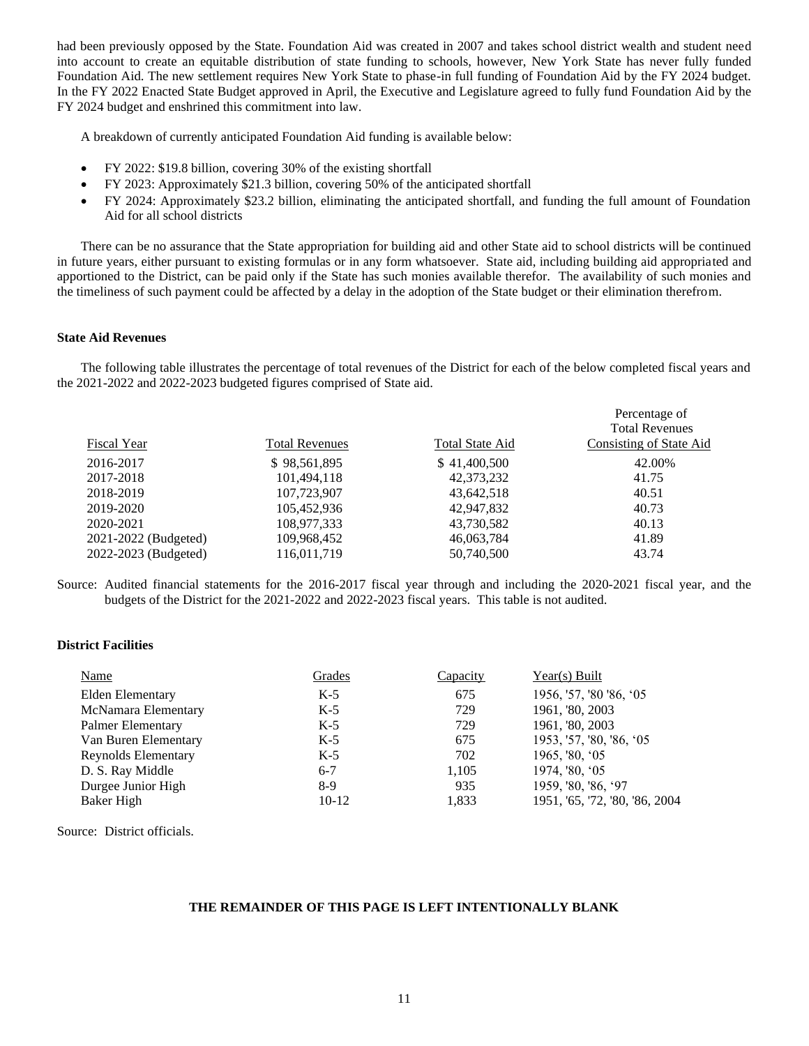had been previously opposed by the State. Foundation Aid was created in 2007 and takes school district wealth and student need into account to create an equitable distribution of state funding to schools, however, New York State has never fully funded Foundation Aid. The new settlement requires New York State to phase-in full funding of Foundation Aid by the FY 2024 budget. In the FY 2022 Enacted State Budget approved in April, the Executive and Legislature agreed to fully fund Foundation Aid by the FY 2024 budget and enshrined this commitment into law.

A breakdown of currently anticipated Foundation Aid funding is available below:

- FY 2022: $19.8 billion, covering 30% of the existing shortfall
- FY 2023: Approximately $21.3 billion, covering 50% of the anticipated shortfall
- FY 2024: Approximately $23.2 billion, eliminating the anticipated shortfall, and funding the full amount of Foundation Aid for all school districts

There can be no assurance that the State appropriation for building aid and other State aid to school districts will be continued in future years, either pursuant to existing formulas or in any form whatsoever. State aid, including building aid appropriated and apportioned to the District, can be paid only if the State has such monies available therefor. The availability of such monies and the timeliness of such payment could be affected by a delay in the adoption of the State budget or their elimination therefrom.

**State Aid Revenues**

The following table illustrates the percentage of total revenues of the District for each of the below completed fiscal years and the 2021-2022 and 2022-2023 budgeted figures comprised of State aid.

| Fiscal Year | Total Revenues | Total State Aid | Percentage of Total Revenues Consisting of State Aid |
|---|---|---|---|
| 2016-2017 | $ 98,561,895 | $ 41,400,500 | 42.00% |
| 2017-2018 | 101,494,118 | 42,373,232 | 41.75 |
| 2018-2019 | 107,723,907 | 43,642,518 | 40.51 |
| 2019-2020 | 105,452,936 | 42,947,832 | 40.73 |
| 2020-2021 | 108,977,333 | 43,730,582 | 40.13 |
| 2021-2022 (Budgeted) | 109,968,452 | 46,063,784 | 41.89 |
| 2022-2023 (Budgeted) | 116,011,719 | 50,740,500 | 43.74 |

Source: Audited financial statements for the 2016-2017 fiscal year through and including the 2020-2021 fiscal year, and the budgets of the District for the 2021-2022 and 2022-2023 fiscal years. This table is not audited.

**District Facilities**

| Name | Grades | Capacity | Year(s) Built |
|---|---|---|---|
| Elden Elementary | K-5 | 675 | 1956, '57, '80 '86, '05 |
| McNamara Elementary | K-5 | 729 | 1961, '80, 2003 |
| Palmer Elementary | K-5 | 729 | 1961, '80, 2003 |
| Van Buren Elementary | K-5 | 675 | 1953, '57, '80, '86, '05 |
| Reynolds Elementary | K-5 | 702 | 1965, '80, '05 |
| D. S. Ray Middle | 6-7 | 1,105 | 1974, '80, '05 |
| Durgee Junior High | 8-9 | 935 | 1959, '80, '86, '97 |
| Baker High | 10-12 | 1,833 | 1951, '65, '72, '80, '86, 2004 |

Source: District officials.

**THE REMAINDER OF THIS PAGE IS LEFT INTENTIONALLY BLANK**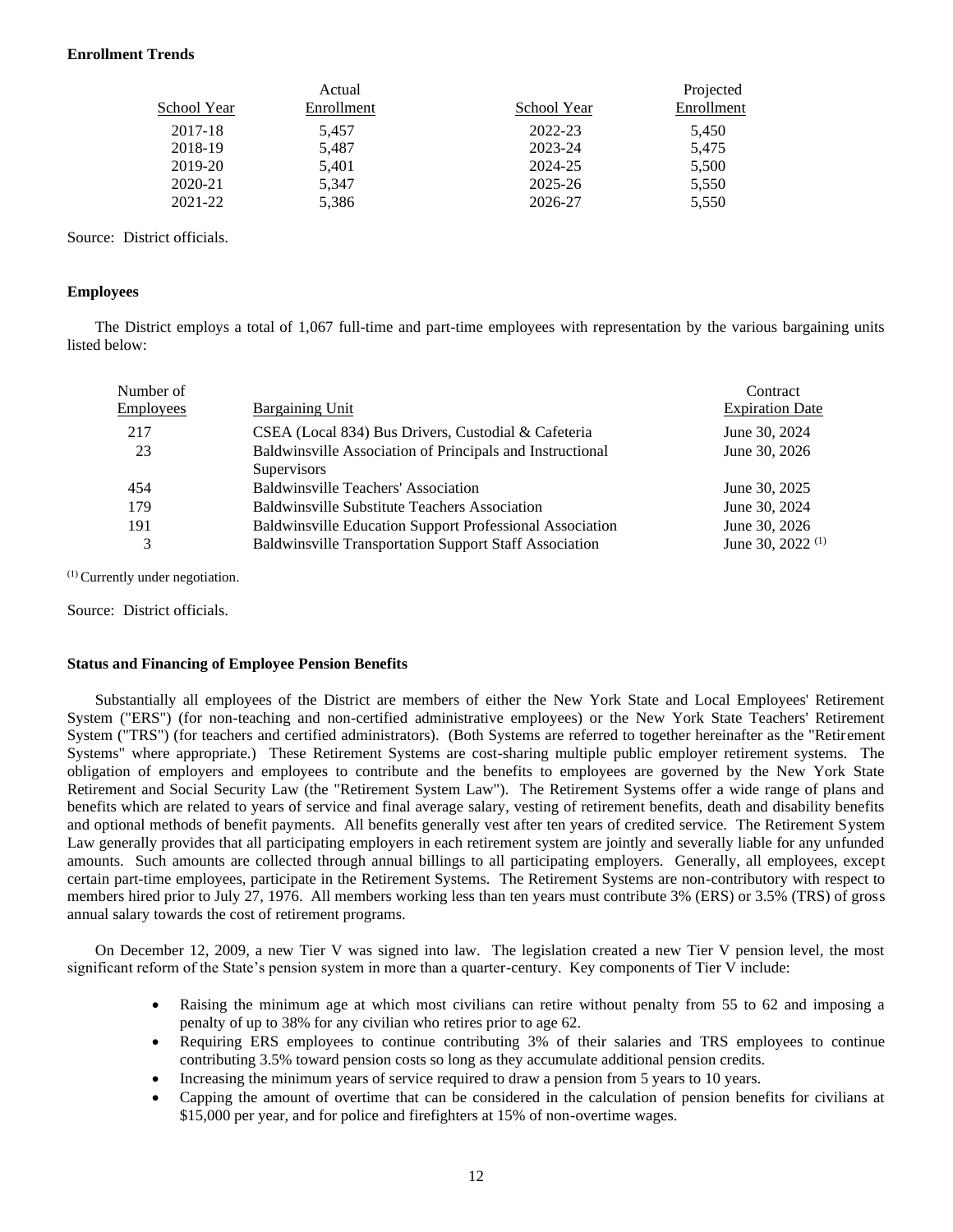**Enrollment Trends**

| School Year | Actual Enrollment | School Year | Projected Enrollment |
|---|---|---|---|
| 2017-18 | 5,457 | 2022-23 | 5,450 |
| 2018-19 | 5,487 | 2023-24 | 5,475 |
| 2019-20 | 5,401 | 2024-25 | 5,500 |
| 2020-21 | 5,347 | 2025-26 | 5,550 |
| 2021-22 | 5,386 | 2026-27 | 5,550 |

Source: District officials.

**Employees**

The District employs a total of 1,067 full-time and part-time employees with representation by the various bargaining units listed below:

| Number of Employees | Bargaining Unit | Contract Expiration Date |
|---|---|---|
| 217 | CSEA (Local 834) Bus Drivers, Custodial & Cafeteria | June 30, 2024 |
| 23 | Baldwinsville Association of Principals and Instructional Supervisors | June 30, 2026 |
| 454 | Baldwinsville Teachers' Association | June 30, 2025 |
| 179 | Baldwinsville Substitute Teachers Association | June 30, 2024 |
| 191 | Baldwinsville Education Support Professional Association | June 30, 2026 |
| 3 | Baldwinsville Transportation Support Staff Association | June 30, 2022 (1) |

(1) Currently under negotiation.

Source: District officials.

**Status and Financing of Employee Pension Benefits**

Substantially all employees of the District are members of either the New York State and Local Employees' Retirement System ("ERS") (for non-teaching and non-certified administrative employees) or the New York State Teachers' Retirement System ("TRS") (for teachers and certified administrators). (Both Systems are referred to together hereinafter as the "Retirement Systems" where appropriate.) These Retirement Systems are cost-sharing multiple public employer retirement systems. The obligation of employers and employees to contribute and the benefits to employees are governed by the New York State Retirement and Social Security Law (the "Retirement System Law"). The Retirement Systems offer a wide range of plans and benefits which are related to years of service and final average salary, vesting of retirement benefits, death and disability benefits and optional methods of benefit payments. All benefits generally vest after ten years of credited service. The Retirement System Law generally provides that all participating employers in each retirement system are jointly and severally liable for any unfunded amounts. Such amounts are collected through annual billings to all participating employers. Generally, all employees, except certain part-time employees, participate in the Retirement Systems. The Retirement Systems are non-contributory with respect to members hired prior to July 27, 1976. All members working less than ten years must contribute 3% (ERS) or 3.5% (TRS) of gross annual salary towards the cost of retirement programs.

On December 12, 2009, a new Tier V was signed into law. The legislation created a new Tier V pension level, the most significant reform of the State's pension system in more than a quarter-century. Key components of Tier V include:

- Raising the minimum age at which most civilians can retire without penalty from 55 to 62 and imposing a penalty of up to 38% for any civilian who retires prior to age 62.
- Requiring ERS employees to continue contributing 3% of their salaries and TRS employees to continue contributing 3.5% toward pension costs so long as they accumulate additional pension credits.
- Increasing the minimum years of service required to draw a pension from 5 years to 10 years.
- Capping the amount of overtime that can be considered in the calculation of pension benefits for civilians at \$15,000 per year, and for police and firefighters at 15% of non-overtime wages.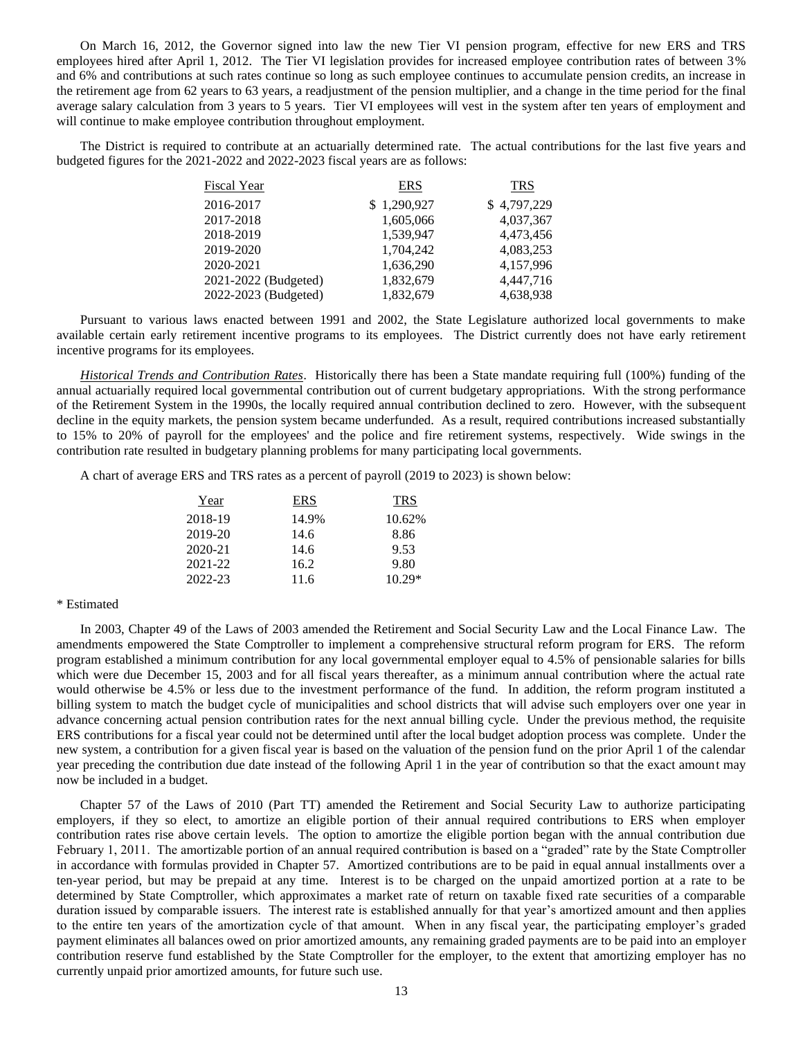On March 16, 2012, the Governor signed into law the new Tier VI pension program, effective for new ERS and TRS employees hired after April 1, 2012. The Tier VI legislation provides for increased employee contribution rates of between 3% and 6% and contributions at such rates continue so long as such employee continues to accumulate pension credits, an increase in the retirement age from 62 years to 63 years, a readjustment of the pension multiplier, and a change in the time period for the final average salary calculation from 3 years to 5 years. Tier VI employees will vest in the system after ten years of employment and will continue to make employee contribution throughout employment.

The District is required to contribute at an actuarially determined rate. The actual contributions for the last five years and budgeted figures for the 2021-2022 and 2022-2023 fiscal years are as follows:

| Fiscal Year | ERS | TRS |
|---|---|---|
| 2016-2017 | $ 1,290,927 | $ 4,797,229 |
| 2017-2018 | 1,605,066 | 4,037,367 |
| 2018-2019 | 1,539,947 | 4,473,456 |
| 2019-2020 | 1,704,242 | 4,083,253 |
| 2020-2021 | 1,636,290 | 4,157,996 |
| 2021-2022 (Budgeted) | 1,832,679 | 4,447,716 |
| 2022-2023 (Budgeted) | 1,832,679 | 4,638,938 |

Pursuant to various laws enacted between 1991 and 2002, the State Legislature authorized local governments to make available certain early retirement incentive programs to its employees. The District currently does not have early retirement incentive programs for its employees.

*Historical Trends and Contribution Rates*. Historically there has been a State mandate requiring full (100%) funding of the annual actuarially required local governmental contribution out of current budgetary appropriations. With the strong performance of the Retirement System in the 1990s, the locally required annual contribution declined to zero. However, with the subsequent decline in the equity markets, the pension system became underfunded. As a result, required contributions increased substantially to 15% to 20% of payroll for the employees' and the police and fire retirement systems, respectively. Wide swings in the contribution rate resulted in budgetary planning problems for many participating local governments.

A chart of average ERS and TRS rates as a percent of payroll (2019 to 2023) is shown below:

| Year | ERS | TRS |
|---|---|---|
| 2018-19 | 14.9% | 10.62% |
| 2019-20 | 14.6 | 8.86 |
| 2020-21 | 14.6 | 9.53 |
| 2021-22 | 16.2 | 9.80 |
| 2022-23 | 11.6 | 10.29* |

\* Estimated

In 2003, Chapter 49 of the Laws of 2003 amended the Retirement and Social Security Law and the Local Finance Law. The amendments empowered the State Comptroller to implement a comprehensive structural reform program for ERS. The reform program established a minimum contribution for any local governmental employer equal to 4.5% of pensionable salaries for bills which were due December 15, 2003 and for all fiscal years thereafter, as a minimum annual contribution where the actual rate would otherwise be 4.5% or less due to the investment performance of the fund. In addition, the reform program instituted a billing system to match the budget cycle of municipalities and school districts that will advise such employers over one year in advance concerning actual pension contribution rates for the next annual billing cycle. Under the previous method, the requisite ERS contributions for a fiscal year could not be determined until after the local budget adoption process was complete. Under the new system, a contribution for a given fiscal year is based on the valuation of the pension fund on the prior April 1 of the calendar year preceding the contribution due date instead of the following April 1 in the year of contribution so that the exact amount may now be included in a budget.

Chapter 57 of the Laws of 2010 (Part TT) amended the Retirement and Social Security Law to authorize participating employers, if they so elect, to amortize an eligible portion of their annual required contributions to ERS when employer contribution rates rise above certain levels. The option to amortize the eligible portion began with the annual contribution due February 1, 2011. The amortizable portion of an annual required contribution is based on a "graded" rate by the State Comptroller in accordance with formulas provided in Chapter 57. Amortized contributions are to be paid in equal annual installments over a ten-year period, but may be prepaid at any time. Interest is to be charged on the unpaid amortized portion at a rate to be determined by State Comptroller, which approximates a market rate of return on taxable fixed rate securities of a comparable duration issued by comparable issuers. The interest rate is established annually for that year's amortized amount and then applies to the entire ten years of the amortization cycle of that amount. When in any fiscal year, the participating employer's graded payment eliminates all balances owed on prior amortized amounts, any remaining graded payments are to be paid into an employer contribution reserve fund established by the State Comptroller for the employer, to the extent that amortizing employer has no currently unpaid prior amortized amounts, for future such use.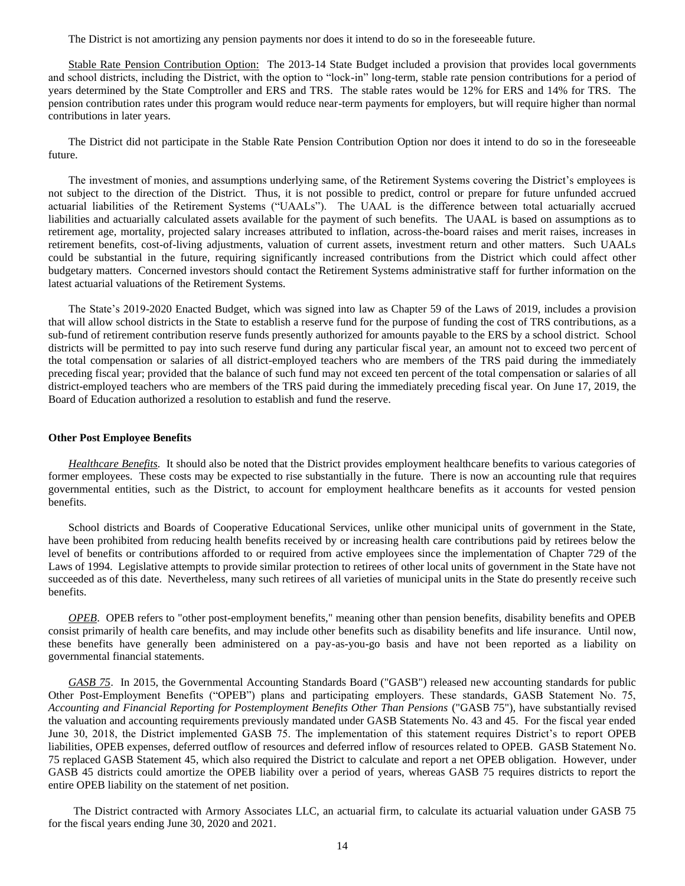The District is not amortizing any pension payments nor does it intend to do so in the foreseeable future.

Stable Rate Pension Contribution Option: The 2013-14 State Budget included a provision that provides local governments and school districts, including the District, with the option to "lock-in" long-term, stable rate pension contributions for a period of years determined by the State Comptroller and ERS and TRS. The stable rates would be 12% for ERS and 14% for TRS. The pension contribution rates under this program would reduce near-term payments for employers, but will require higher than normal contributions in later years.

The District did not participate in the Stable Rate Pension Contribution Option nor does it intend to do so in the foreseeable future.

The investment of monies, and assumptions underlying same, of the Retirement Systems covering the District's employees is not subject to the direction of the District. Thus, it is not possible to predict, control or prepare for future unfunded accrued actuarial liabilities of the Retirement Systems ("UAALs"). The UAAL is the difference between total actuarially accrued liabilities and actuarially calculated assets available for the payment of such benefits. The UAAL is based on assumptions as to retirement age, mortality, projected salary increases attributed to inflation, across-the-board raises and merit raises, increases in retirement benefits, cost-of-living adjustments, valuation of current assets, investment return and other matters. Such UAALs could be substantial in the future, requiring significantly increased contributions from the District which could affect other budgetary matters. Concerned investors should contact the Retirement Systems administrative staff for further information on the latest actuarial valuations of the Retirement Systems.

The State's 2019-2020 Enacted Budget, which was signed into law as Chapter 59 of the Laws of 2019, includes a provision that will allow school districts in the State to establish a reserve fund for the purpose of funding the cost of TRS contributions, as a sub-fund of retirement contribution reserve funds presently authorized for amounts payable to the ERS by a school district. School districts will be permitted to pay into such reserve fund during any particular fiscal year, an amount not to exceed two percent of the total compensation or salaries of all district-employed teachers who are members of the TRS paid during the immediately preceding fiscal year; provided that the balance of such fund may not exceed ten percent of the total compensation or salaries of all district-employed teachers who are members of the TRS paid during the immediately preceding fiscal year. On June 17, 2019, the Board of Education authorized a resolution to establish and fund the reserve.

**Other Post Employee Benefits**

*Healthcare Benefits.* It should also be noted that the District provides employment healthcare benefits to various categories of former employees. These costs may be expected to rise substantially in the future. There is now an accounting rule that requires governmental entities, such as the District, to account for employment healthcare benefits as it accounts for vested pension benefits.

School districts and Boards of Cooperative Educational Services, unlike other municipal units of government in the State, have been prohibited from reducing health benefits received by or increasing health care contributions paid by retirees below the level of benefits or contributions afforded to or required from active employees since the implementation of Chapter 729 of the Laws of 1994. Legislative attempts to provide similar protection to retirees of other local units of government in the State have not succeeded as of this date. Nevertheless, many such retirees of all varieties of municipal units in the State do presently receive such benefits.

*OPEB.* OPEB refers to "other post-employment benefits," meaning other than pension benefits, disability benefits and OPEB consist primarily of health care benefits, and may include other benefits such as disability benefits and life insurance. Until now, these benefits have generally been administered on a pay-as-you-go basis and have not been reported as a liability on governmental financial statements.

*GASB 75.* In 2015, the Governmental Accounting Standards Board ("GASB") released new accounting standards for public Other Post-Employment Benefits ("OPEB") plans and participating employers. These standards, GASB Statement No. 75, *Accounting and Financial Reporting for Postemployment Benefits Other Than Pensions* ("GASB 75"), have substantially revised the valuation and accounting requirements previously mandated under GASB Statements No. 43 and 45. For the fiscal year ended June 30, 2018, the District implemented GASB 75. The implementation of this statement requires District's to report OPEB liabilities, OPEB expenses, deferred outflow of resources and deferred inflow of resources related to OPEB. GASB Statement No. 75 replaced GASB Statement 45, which also required the District to calculate and report a net OPEB obligation. However, under GASB 45 districts could amortize the OPEB liability over a period of years, whereas GASB 75 requires districts to report the entire OPEB liability on the statement of net position.

The District contracted with Armory Associates LLC, an actuarial firm, to calculate its actuarial valuation under GASB 75 for the fiscal years ending June 30, 2020 and 2021.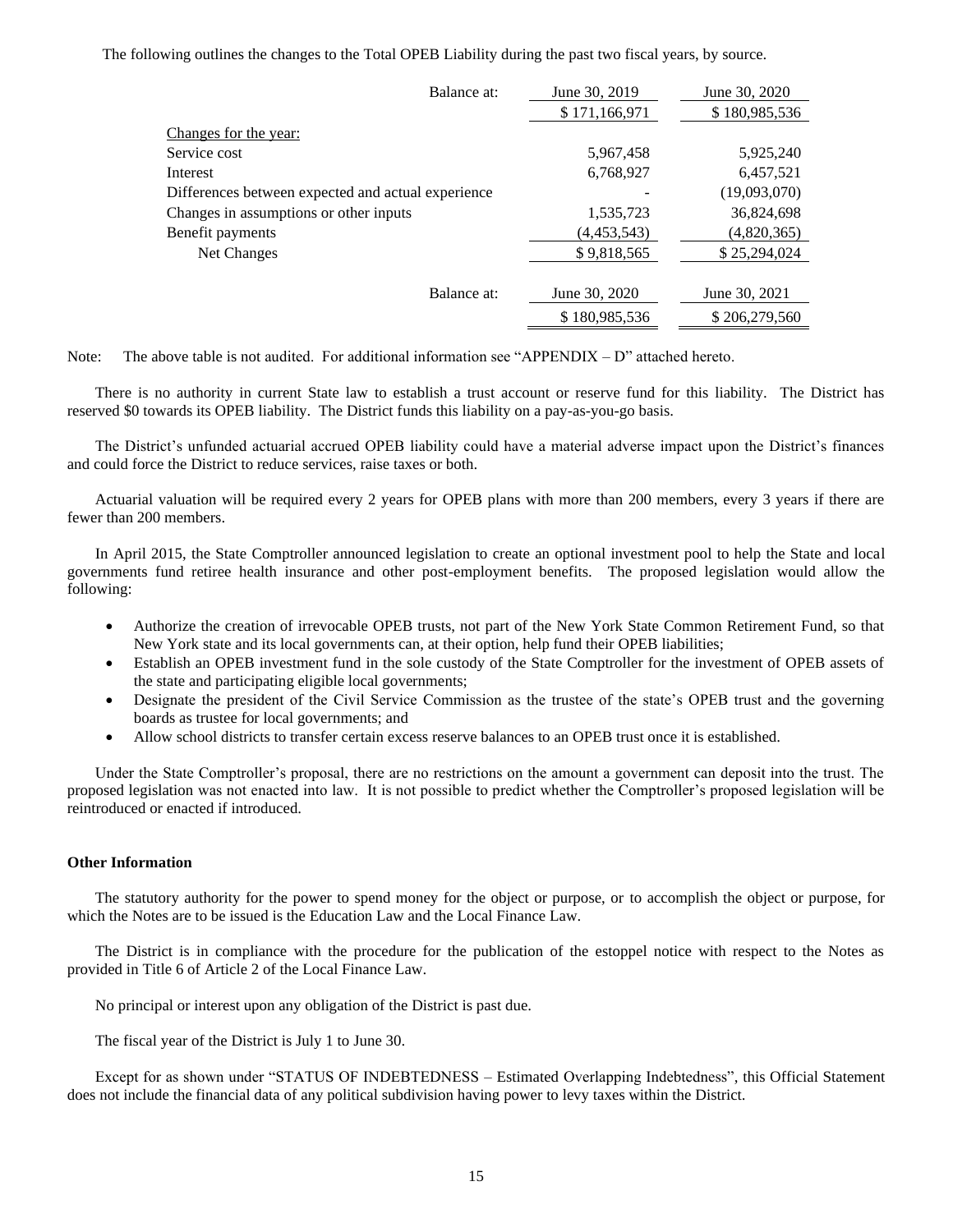The following outlines the changes to the Total OPEB Liability during the past two fiscal years, by source.

| Balance at: | June 30, 2019 | June 30, 2020 |
|---|---|---|
| | $ 171,166,971 | $ 180,985,536 |
| Changes for the year: | | |
| Service cost | 5,967,458 | 5,925,240 |
| Interest | 6,768,927 | 6,457,521 |
| Differences between expected and actual experience | - | (19,093,070) |
| Changes in assumptions or other inputs | 1,535,723 | 36,824,698 |
| Benefit payments | (4,453,543) | (4,820,365) |
| Net Changes | $ 9,818,565 | $ 25,294,024 |
| Balance at: | June 30, 2020 | June 30, 2021 |
| | $ 180,985,536 | $ 206,279,560 |

Note: The above table is not audited. For additional information see "APPENDIX – D" attached hereto.

There is no authority in current State law to establish a trust account or reserve fund for this liability. The District has reserved $0 towards its OPEB liability. The District funds this liability on a pay-as-you-go basis.

The District's unfunded actuarial accrued OPEB liability could have a material adverse impact upon the District's finances and could force the District to reduce services, raise taxes or both.

Actuarial valuation will be required every 2 years for OPEB plans with more than 200 members, every 3 years if there are fewer than 200 members.

In April 2015, the State Comptroller announced legislation to create an optional investment pool to help the State and local governments fund retiree health insurance and other post-employment benefits. The proposed legislation would allow the following:

- Authorize the creation of irrevocable OPEB trusts, not part of the New York State Common Retirement Fund, so that New York state and its local governments can, at their option, help fund their OPEB liabilities;
- Establish an OPEB investment fund in the sole custody of the State Comptroller for the investment of OPEB assets of the state and participating eligible local governments;
- Designate the president of the Civil Service Commission as the trustee of the state's OPEB trust and the governing boards as trustee for local governments; and
- Allow school districts to transfer certain excess reserve balances to an OPEB trust once it is established.

Under the State Comptroller's proposal, there are no restrictions on the amount a government can deposit into the trust. The proposed legislation was not enacted into law. It is not possible to predict whether the Comptroller's proposed legislation will be reintroduced or enacted if introduced.

**Other Information**

The statutory authority for the power to spend money for the object or purpose, or to accomplish the object or purpose, for which the Notes are to be issued is the Education Law and the Local Finance Law.

The District is in compliance with the procedure for the publication of the estoppel notice with respect to the Notes as provided in Title 6 of Article 2 of the Local Finance Law.

No principal or interest upon any obligation of the District is past due.

The fiscal year of the District is July 1 to June 30.

Except for as shown under "STATUS OF INDEBTEDNESS – Estimated Overlapping Indebtedness", this Official Statement does not include the financial data of any political subdivision having power to levy taxes within the District.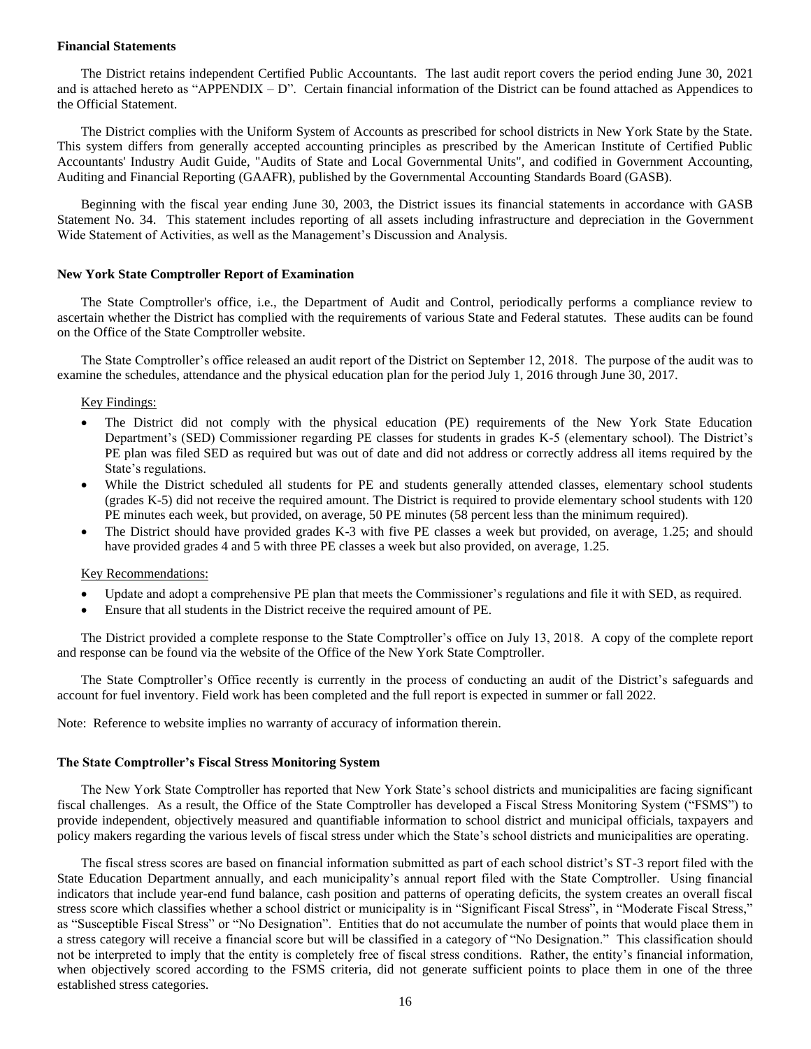**Financial Statements**

The District retains independent Certified Public Accountants. The last audit report covers the period ending June 30, 2021 and is attached hereto as "APPENDIX – D". Certain financial information of the District can be found attached as Appendices to the Official Statement.

The District complies with the Uniform System of Accounts as prescribed for school districts in New York State by the State. This system differs from generally accepted accounting principles as prescribed by the American Institute of Certified Public Accountants' Industry Audit Guide, "Audits of State and Local Governmental Units", and codified in Government Accounting, Auditing and Financial Reporting (GAAFR), published by the Governmental Accounting Standards Board (GASB).

Beginning with the fiscal year ending June 30, 2003, the District issues its financial statements in accordance with GASB Statement No. 34. This statement includes reporting of all assets including infrastructure and depreciation in the Government Wide Statement of Activities, as well as the Management's Discussion and Analysis.

**New York State Comptroller Report of Examination**

The State Comptroller's office, i.e., the Department of Audit and Control, periodically performs a compliance review to ascertain whether the District has complied with the requirements of various State and Federal statutes. These audits can be found on the Office of the State Comptroller website.

The State Comptroller's office released an audit report of the District on September 12, 2018. The purpose of the audit was to examine the schedules, attendance and the physical education plan for the period July 1, 2016 through June 30, 2017.

Key Findings:

- The District did not comply with the physical education (PE) requirements of the New York State Education Department's (SED) Commissioner regarding PE classes for students in grades K-5 (elementary school). The District's PE plan was filed SED as required but was out of date and did not address or correctly address all items required by the State's regulations.
- While the District scheduled all students for PE and students generally attended classes, elementary school students (grades K-5) did not receive the required amount. The District is required to provide elementary school students with 120 PE minutes each week, but provided, on average, 50 PE minutes (58 percent less than the minimum required).
- The District should have provided grades K-3 with five PE classes a week but provided, on average, 1.25; and should have provided grades 4 and 5 with three PE classes a week but also provided, on average, 1.25.

Key Recommendations:

- Update and adopt a comprehensive PE plan that meets the Commissioner's regulations and file it with SED, as required.
- Ensure that all students in the District receive the required amount of PE.

The District provided a complete response to the State Comptroller's office on July 13, 2018. A copy of the complete report and response can be found via the website of the Office of the New York State Comptroller.

The State Comptroller's Office recently is currently in the process of conducting an audit of the District's safeguards and account for fuel inventory. Field work has been completed and the full report is expected in summer or fall 2022.

Note: Reference to website implies no warranty of accuracy of information therein.

**The State Comptroller's Fiscal Stress Monitoring System**

The New York State Comptroller has reported that New York State's school districts and municipalities are facing significant fiscal challenges. As a result, the Office of the State Comptroller has developed a Fiscal Stress Monitoring System ("FSMS") to provide independent, objectively measured and quantifiable information to school district and municipal officials, taxpayers and policy makers regarding the various levels of fiscal stress under which the State's school districts and municipalities are operating.

The fiscal stress scores are based on financial information submitted as part of each school district's ST-3 report filed with the State Education Department annually, and each municipality's annual report filed with the State Comptroller. Using financial indicators that include year-end fund balance, cash position and patterns of operating deficits, the system creates an overall fiscal stress score which classifies whether a school district or municipality is in "Significant Fiscal Stress", in "Moderate Fiscal Stress," as "Susceptible Fiscal Stress" or "No Designation". Entities that do not accumulate the number of points that would place them in a stress category will receive a financial score but will be classified in a category of "No Designation." This classification should not be interpreted to imply that the entity is completely free of fiscal stress conditions. Rather, the entity's financial information, when objectively scored according to the FSMS criteria, did not generate sufficient points to place them in one of the three established stress categories.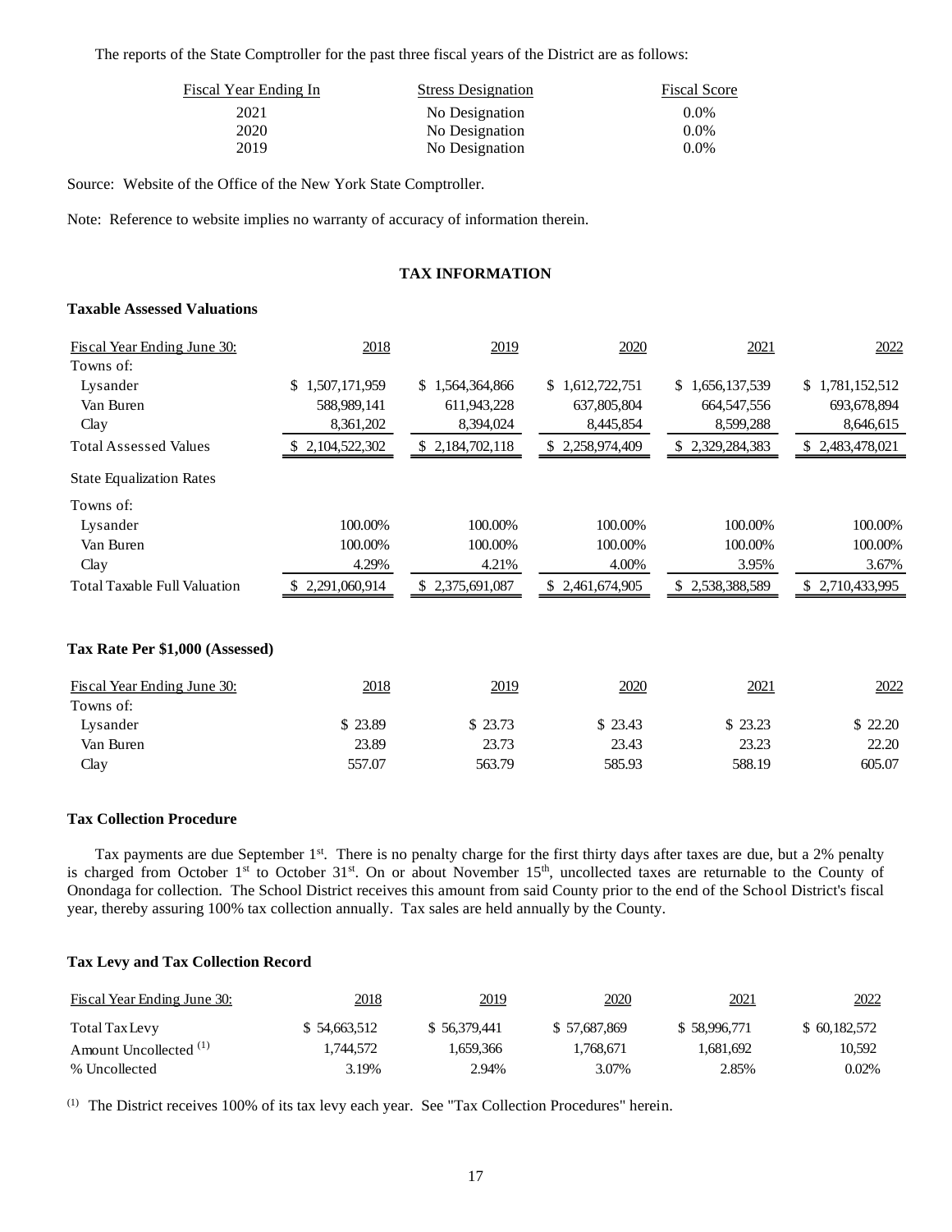The reports of the State Comptroller for the past three fiscal years of the District are as follows:

| Fiscal Year Ending In | Stress Designation | Fiscal Score |
|---|---|---|
| 2021 | No Designation | 0.0% |
| 2020 | No Designation | 0.0% |
| 2019 | No Designation | 0.0% |

Source: Website of the Office of the New York State Comptroller.

Note: Reference to website implies no warranty of accuracy of information therein.

## TAX INFORMATION

### Taxable Assessed Valuations

| Fiscal Year Ending June 30: | 2018 | 2019 | 2020 | 2021 | 2022 |
|---|---|---|---|---|---|
| Towns of: | | | | | |
| Lysander | $ 1,507,171,959 | $ 1,564,364,866 | $ 1,612,722,751 | $ 1,656,137,539 | $ 1,781,152,512 |
| Van Buren | 588,989,141 | 611,943,228 | 637,805,804 | 664,547,556 | 693,678,894 |
| Clay | 8,361,202 | 8,394,024 | 8,445,854 | 8,599,288 | 8,646,615 |
| Total Assessed Values | $ 2,104,522,302 | $ 2,184,702,118 | $ 2,258,974,409 | $ 2,329,284,383 | $ 2,483,478,021 |
| State Equalization Rates | | | | | |
| Towns of: | | | | | |
| Lysander | 100.00% | 100.00% | 100.00% | 100.00% | 100.00% |
| Van Buren | 100.00% | 100.00% | 100.00% | 100.00% | 100.00% |
| Clay | 4.29% | 4.21% | 4.00% | 3.95% | 3.67% |
| Total Taxable Full Valuation | $ 2,291,060,914 | $ 2,375,691,087 | $ 2,461,674,905 | $ 2,538,388,589 | $ 2,710,433,995 |

### Tax Rate Per $1,000 (Assessed)

| Fiscal Year Ending June 30: | 2018 | 2019 | 2020 | 2021 | 2022 |
|---|---|---|---|---|---|
| Towns of: | | | | | |
| Lysander | $ 23.89 | $ 23.73 | $ 23.43 | $ 23.23 | $ 22.20 |
| Van Buren | 23.89 | 23.73 | 23.43 | 23.23 | 22.20 |
| Clay | 557.07 | 563.79 | 585.93 | 588.19 | 605.07 |

### Tax Collection Procedure

Tax payments are due September 1st. There is no penalty charge for the first thirty days after taxes are due, but a 2% penalty is charged from October 1st to October 31st. On or about November 15th, uncollected taxes are returnable to the County of Onondaga for collection. The School District receives this amount from said County prior to the end of the School District's fiscal year, thereby assuring 100% tax collection annually. Tax sales are held annually by the County.

### Tax Levy and Tax Collection Record

| Fiscal Year Ending June 30: | 2018 | 2019 | 2020 | 2021 | 2022 |
|---|---|---|---|---|---|
| Total Tax Levy | $ 54,663,512 | $ 56,379,441 | $ 57,687,869 | $ 58,996,771 | $ 60,182,572 |
| Amount Uncollected (1) | 1,744,572 | 1,659,366 | 1,768,671 | 1,681,692 | 10,592 |
| % Uncollected | 3.19% | 2.94% | 3.07% | 2.85% | 0.02% |

(1) The District receives 100% of its tax levy each year. See "Tax Collection Procedures" herein.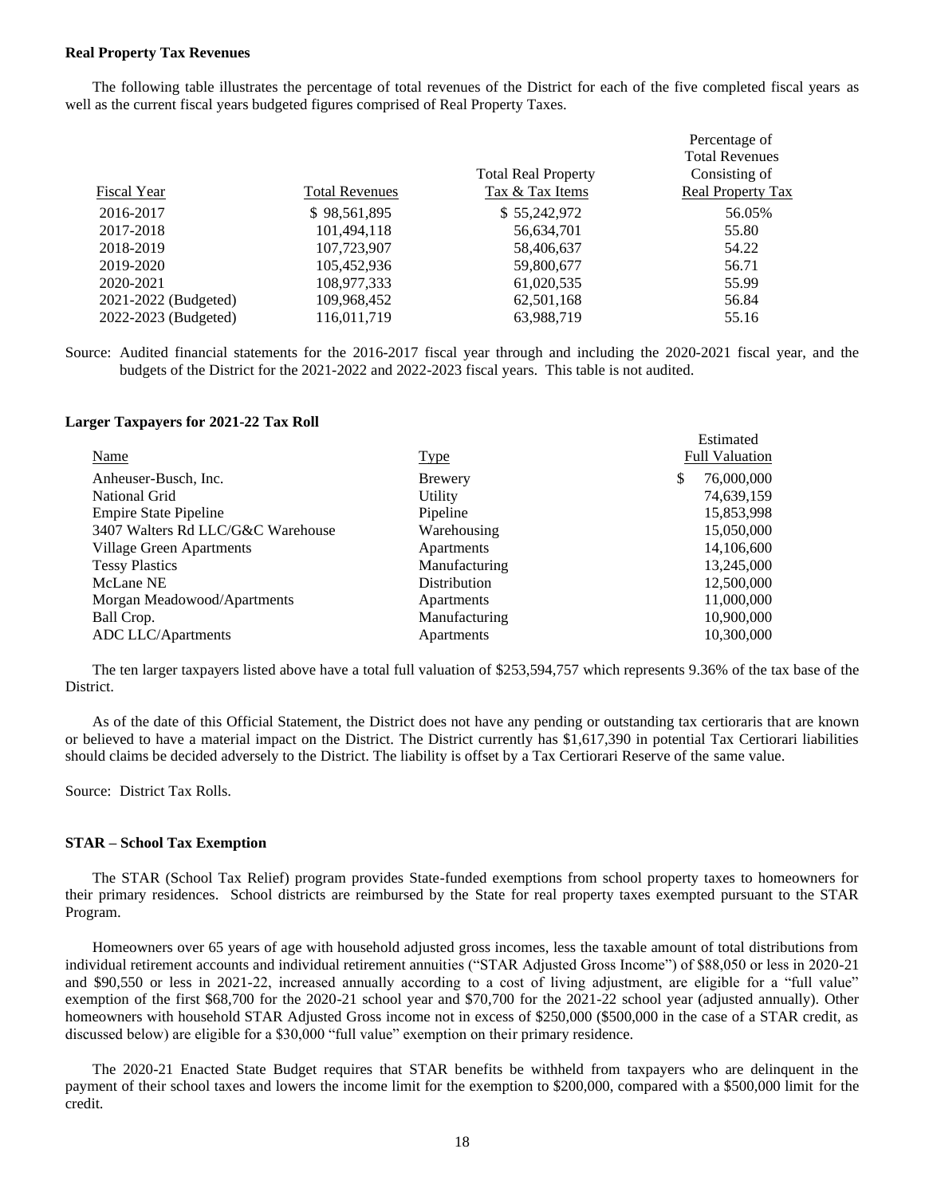**Real Property Tax Revenues**

The following table illustrates the percentage of total revenues of the District for each of the five completed fiscal years as well as the current fiscal years budgeted figures comprised of Real Property Taxes.

| Fiscal Year | Total Revenues | Total Real Property Tax & Tax Items | Percentage of Total Revenues Consisting of Real Property Tax |
|---|---|---|---|
| 2016-2017 | $ 98,561,895 | $ 55,242,972 | 56.05% |
| 2017-2018 | 101,494,118 | 56,634,701 | 55.80 |
| 2018-2019 | 107,723,907 | 58,406,637 | 54.22 |
| 2019-2020 | 105,452,936 | 59,800,677 | 56.71 |
| 2020-2021 | 108,977,333 | 61,020,535 | 55.99 |
| 2021-2022 (Budgeted) | 109,968,452 | 62,501,168 | 56.84 |
| 2022-2023 (Budgeted) | 116,011,719 | 63,988,719 | 55.16 |

Source: Audited financial statements for the 2016-2017 fiscal year through and including the 2020-2021 fiscal year, and the budgets of the District for the 2021-2022 and 2022-2023 fiscal years. This table is not audited.

**Larger Taxpayers for 2021-22 Tax Roll**

| Name | Type | Estimated Full Valuation |
|---|---|---|
| Anheuser-Busch, Inc. | Brewery | $ 76,000,000 |
| National Grid | Utility | 74,639,159 |
| Empire State Pipeline | Pipeline | 15,853,998 |
| 3407 Walters Rd LLC/G&C Warehouse | Warehousing | 15,050,000 |
| Village Green Apartments | Apartments | 14,106,600 |
| Tessy Plastics | Manufacturing | 13,245,000 |
| McLane NE | Distribution | 12,500,000 |
| Morgan Meadowood/Apartments | Apartments | 11,000,000 |
| Ball Crop. | Manufacturing | 10,900,000 |
| ADC LLC/Apartments | Apartments | 10,300,000 |

The ten larger taxpayers listed above have a total full valuation of $253,594,757 which represents 9.36% of the tax base of the District.

As of the date of this Official Statement, the District does not have any pending or outstanding tax certioraris that are known or believed to have a material impact on the District. The District currently has $1,617,390 in potential Tax Certiorari liabilities should claims be decided adversely to the District. The liability is offset by a Tax Certiorari Reserve of the same value.

Source: District Tax Rolls.

**STAR – School Tax Exemption**

The STAR (School Tax Relief) program provides State-funded exemptions from school property taxes to homeowners for their primary residences. School districts are reimbursed by the State for real property taxes exempted pursuant to the STAR Program.

Homeowners over 65 years of age with household adjusted gross incomes, less the taxable amount of total distributions from individual retirement accounts and individual retirement annuities ("STAR Adjusted Gross Income") of $88,050 or less in 2020-21 and $90,550 or less in 2021-22, increased annually according to a cost of living adjustment, are eligible for a "full value" exemption of the first $68,700 for the 2020-21 school year and $70,700 for the 2021-22 school year (adjusted annually). Other homeowners with household STAR Adjusted Gross income not in excess of $250,000 ($500,000 in the case of a STAR credit, as discussed below) are eligible for a $30,000 "full value" exemption on their primary residence.

The 2020-21 Enacted State Budget requires that STAR benefits be withheld from taxpayers who are delinquent in the payment of their school taxes and lowers the income limit for the exemption to $200,000, compared with a $500,000 limit for the credit.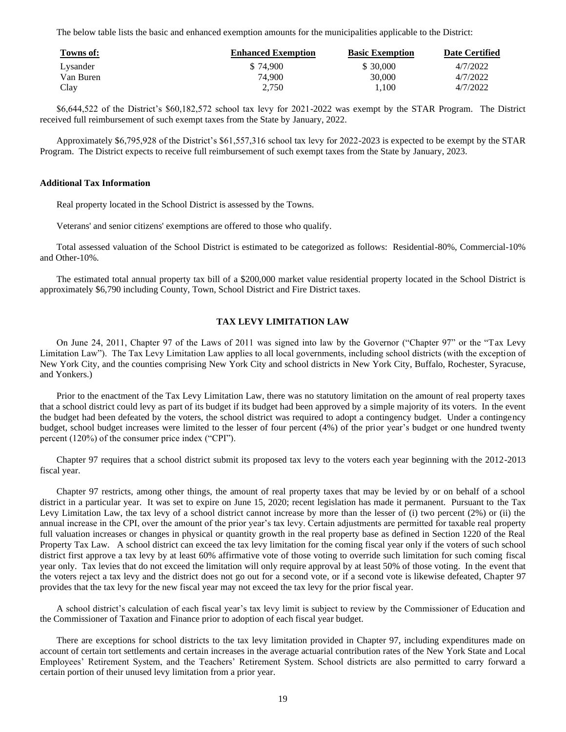The below table lists the basic and enhanced exemption amounts for the municipalities applicable to the District:

| Towns of: | Enhanced Exemption | Basic Exemption | Date Certified |
|---|---|---|---|
| Lysander | $ 74,900 | $ 30,000 | 4/7/2022 |
| Van Buren | 74,900 | 30,000 | 4/7/2022 |
| Clay | 2,750 | 1,100 | 4/7/2022 |

$6,644,522 of the District's $60,182,572 school tax levy for 2021-2022 was exempt by the STAR Program. The District received full reimbursement of such exempt taxes from the State by January, 2022.

Approximately $6,795,928 of the District's $61,557,316 school tax levy for 2022-2023 is expected to be exempt by the STAR Program. The District expects to receive full reimbursement of such exempt taxes from the State by January, 2023.

**Additional Tax Information**

Real property located in the School District is assessed by the Towns.

Veterans' and senior citizens' exemptions are offered to those who qualify.

Total assessed valuation of the School District is estimated to be categorized as follows: Residential-80%, Commercial-10% and Other-10%.

The estimated total annual property tax bill of a $200,000 market value residential property located in the School District is approximately $6,790 including County, Town, School District and Fire District taxes.

## TAX LEVY LIMITATION LAW

On June 24, 2011, Chapter 97 of the Laws of 2011 was signed into law by the Governor ("Chapter 97" or the "Tax Levy Limitation Law"). The Tax Levy Limitation Law applies to all local governments, including school districts (with the exception of New York City, and the counties comprising New York City and school districts in New York City, Buffalo, Rochester, Syracuse, and Yonkers.)

Prior to the enactment of the Tax Levy Limitation Law, there was no statutory limitation on the amount of real property taxes that a school district could levy as part of its budget if its budget had been approved by a simple majority of its voters. In the event the budget had been defeated by the voters, the school district was required to adopt a contingency budget. Under a contingency budget, school budget increases were limited to the lesser of four percent (4%) of the prior year's budget or one hundred twenty percent (120%) of the consumer price index ("CPI").

Chapter 97 requires that a school district submit its proposed tax levy to the voters each year beginning with the 2012-2013 fiscal year.

Chapter 97 restricts, among other things, the amount of real property taxes that may be levied by or on behalf of a school district in a particular year. It was set to expire on June 15, 2020; recent legislation has made it permanent. Pursuant to the Tax Levy Limitation Law, the tax levy of a school district cannot increase by more than the lesser of (i) two percent (2%) or (ii) the annual increase in the CPI, over the amount of the prior year's tax levy. Certain adjustments are permitted for taxable real property full valuation increases or changes in physical or quantity growth in the real property base as defined in Section 1220 of the Real Property Tax Law. A school district can exceed the tax levy limitation for the coming fiscal year only if the voters of such school district first approve a tax levy by at least 60% affirmative vote of those voting to override such limitation for such coming fiscal year only. Tax levies that do not exceed the limitation will only require approval by at least 50% of those voting. In the event that the voters reject a tax levy and the district does not go out for a second vote, or if a second vote is likewise defeated, Chapter 97 provides that the tax levy for the new fiscal year may not exceed the tax levy for the prior fiscal year.

A school district's calculation of each fiscal year's tax levy limit is subject to review by the Commissioner of Education and the Commissioner of Taxation and Finance prior to adoption of each fiscal year budget.

There are exceptions for school districts to the tax levy limitation provided in Chapter 97, including expenditures made on account of certain tort settlements and certain increases in the average actuarial contribution rates of the New York State and Local Employees' Retirement System, and the Teachers' Retirement System. School districts are also permitted to carry forward a certain portion of their unused levy limitation from a prior year.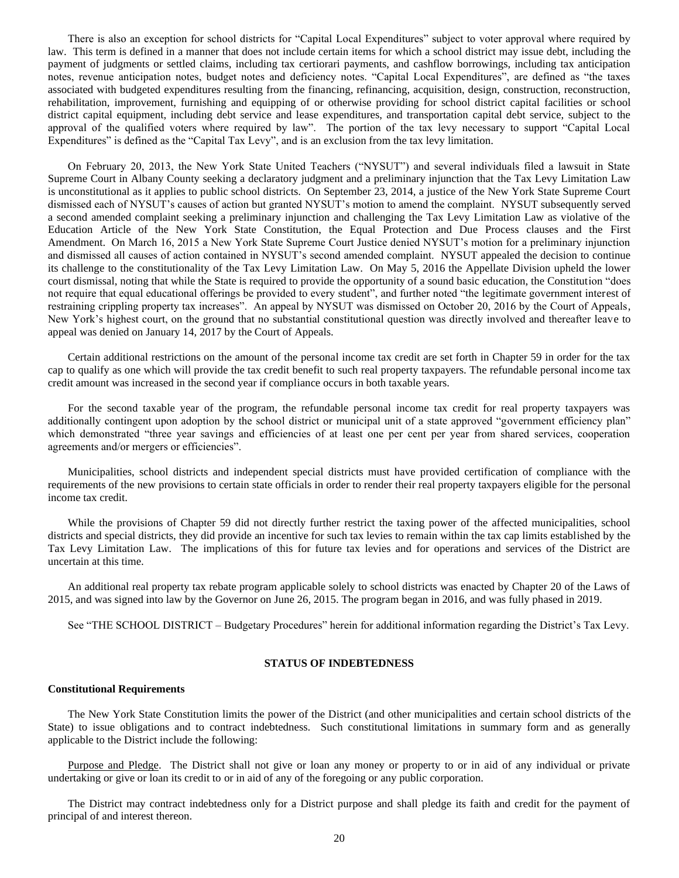There is also an exception for school districts for "Capital Local Expenditures" subject to voter approval where required by law. This term is defined in a manner that does not include certain items for which a school district may issue debt, including the payment of judgments or settled claims, including tax certiorari payments, and cashflow borrowings, including tax anticipation notes, revenue anticipation notes, budget notes and deficiency notes. "Capital Local Expenditures", are defined as "the taxes associated with budgeted expenditures resulting from the financing, refinancing, acquisition, design, construction, reconstruction, rehabilitation, improvement, furnishing and equipping of or otherwise providing for school district capital facilities or school district capital equipment, including debt service and lease expenditures, and transportation capital debt service, subject to the approval of the qualified voters where required by law". The portion of the tax levy necessary to support "Capital Local Expenditures" is defined as the "Capital Tax Levy", and is an exclusion from the tax levy limitation.

On February 20, 2013, the New York State United Teachers ("NYSUT") and several individuals filed a lawsuit in State Supreme Court in Albany County seeking a declaratory judgment and a preliminary injunction that the Tax Levy Limitation Law is unconstitutional as it applies to public school districts. On September 23, 2014, a justice of the New York State Supreme Court dismissed each of NYSUT's causes of action but granted NYSUT's motion to amend the complaint. NYSUT subsequently served a second amended complaint seeking a preliminary injunction and challenging the Tax Levy Limitation Law as violative of the Education Article of the New York State Constitution, the Equal Protection and Due Process clauses and the First Amendment. On March 16, 2015 a New York State Supreme Court Justice denied NYSUT's motion for a preliminary injunction and dismissed all causes of action contained in NYSUT's second amended complaint. NYSUT appealed the decision to continue its challenge to the constitutionality of the Tax Levy Limitation Law. On May 5, 2016 the Appellate Division upheld the lower court dismissal, noting that while the State is required to provide the opportunity of a sound basic education, the Constitution "does not require that equal educational offerings be provided to every student", and further noted "the legitimate government interest of restraining crippling property tax increases". An appeal by NYSUT was dismissed on October 20, 2016 by the Court of Appeals, New York's highest court, on the ground that no substantial constitutional question was directly involved and thereafter leave to appeal was denied on January 14, 2017 by the Court of Appeals.

Certain additional restrictions on the amount of the personal income tax credit are set forth in Chapter 59 in order for the tax cap to qualify as one which will provide the tax credit benefit to such real property taxpayers. The refundable personal income tax credit amount was increased in the second year if compliance occurs in both taxable years.

For the second taxable year of the program, the refundable personal income tax credit for real property taxpayers was additionally contingent upon adoption by the school district or municipal unit of a state approved "government efficiency plan" which demonstrated "three year savings and efficiencies of at least one per cent per year from shared services, cooperation agreements and/or mergers or efficiencies".

Municipalities, school districts and independent special districts must have provided certification of compliance with the requirements of the new provisions to certain state officials in order to render their real property taxpayers eligible for the personal income tax credit.

While the provisions of Chapter 59 did not directly further restrict the taxing power of the affected municipalities, school districts and special districts, they did provide an incentive for such tax levies to remain within the tax cap limits established by the Tax Levy Limitation Law. The implications of this for future tax levies and for operations and services of the District are uncertain at this time.

An additional real property tax rebate program applicable solely to school districts was enacted by Chapter 20 of the Laws of 2015, and was signed into law by the Governor on June 26, 2015. The program began in 2016, and was fully phased in 2019.

See "THE SCHOOL DISTRICT – Budgetary Procedures" herein for additional information regarding the District's Tax Levy.

## STATUS OF INDEBTEDNESS

### Constitutional Requirements

The New York State Constitution limits the power of the District (and other municipalities and certain school districts of the State) to issue obligations and to contract indebtedness. Such constitutional limitations in summary form and as generally applicable to the District include the following:

Purpose and Pledge. The District shall not give or loan any money or property to or in aid of any individual or private undertaking or give or loan its credit to or in aid of any of the foregoing or any public corporation.

The District may contract indebtedness only for a District purpose and shall pledge its faith and credit for the payment of principal of and interest thereon.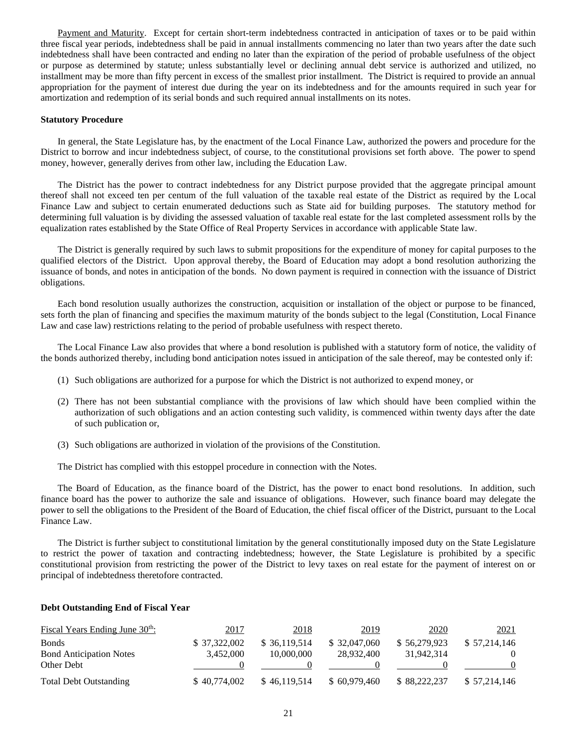Payment and Maturity. Except for certain short-term indebtedness contracted in anticipation of taxes or to be paid within three fiscal year periods, indebtedness shall be paid in annual installments commencing no later than two years after the date such indebtedness shall have been contracted and ending no later than the expiration of the period of probable usefulness of the object or purpose as determined by statute; unless substantially level or declining annual debt service is authorized and utilized, no installment may be more than fifty percent in excess of the smallest prior installment. The District is required to provide an annual appropriation for the payment of interest due during the year on its indebtedness and for the amounts required in such year for amortization and redemption of its serial bonds and such required annual installments on its notes.

**Statutory Procedure**

In general, the State Legislature has, by the enactment of the Local Finance Law, authorized the powers and procedure for the District to borrow and incur indebtedness subject, of course, to the constitutional provisions set forth above. The power to spend money, however, generally derives from other law, including the Education Law.

The District has the power to contract indebtedness for any District purpose provided that the aggregate principal amount thereof shall not exceed ten per centum of the full valuation of the taxable real estate of the District as required by the Local Finance Law and subject to certain enumerated deductions such as State aid for building purposes. The statutory method for determining full valuation is by dividing the assessed valuation of taxable real estate for the last completed assessment rolls by the equalization rates established by the State Office of Real Property Services in accordance with applicable State law.

The District is generally required by such laws to submit propositions for the expenditure of money for capital purposes to the qualified electors of the District. Upon approval thereby, the Board of Education may adopt a bond resolution authorizing the issuance of bonds, and notes in anticipation of the bonds. No down payment is required in connection with the issuance of District obligations.

Each bond resolution usually authorizes the construction, acquisition or installation of the object or purpose to be financed, sets forth the plan of financing and specifies the maximum maturity of the bonds subject to the legal (Constitution, Local Finance Law and case law) restrictions relating to the period of probable usefulness with respect thereto.

The Local Finance Law also provides that where a bond resolution is published with a statutory form of notice, the validity of the bonds authorized thereby, including bond anticipation notes issued in anticipation of the sale thereof, may be contested only if:

(1) Such obligations are authorized for a purpose for which the District is not authorized to expend money, or

(2) There has not been substantial compliance with the provisions of law which should have been complied within the authorization of such obligations and an action contesting such validity, is commenced within twenty days after the date of such publication or,

(3) Such obligations are authorized in violation of the provisions of the Constitution.

The District has complied with this estoppel procedure in connection with the Notes.

The Board of Education, as the finance board of the District, has the power to enact bond resolutions. In addition, such finance board has the power to authorize the sale and issuance of obligations. However, such finance board may delegate the power to sell the obligations to the President of the Board of Education, the chief fiscal officer of the District, pursuant to the Local Finance Law.

The District is further subject to constitutional limitation by the general constitutionally imposed duty on the State Legislature to restrict the power of taxation and contracting indebtedness; however, the State Legislature is prohibited by a specific constitutional provision from restricting the power of the District to levy taxes on real estate for the payment of interest on or principal of indebtedness theretofore contracted.

**Debt Outstanding End of Fiscal Year**

| Fiscal Years Ending June 30th: | 2017 | 2018 | 2019 | 2020 | 2021 |
|---|---|---|---|---|---|
| Bonds | $ 37,322,002 | $ 36,119,514 | $ 32,047,060 | $ 56,279,923 | $ 57,214,146 |
| Bond Anticipation Notes | 3,452,000 | 10,000,000 | 28,932,400 | 31,942,314 | 0 |
| Other Debt | 0 | 0 | 0 | 0 | 0 |
| Total Debt Outstanding | $ 40,774,002 | $ 46,119,514 | $ 60,979,460 | $ 88,222,237 | $ 57,214,146 |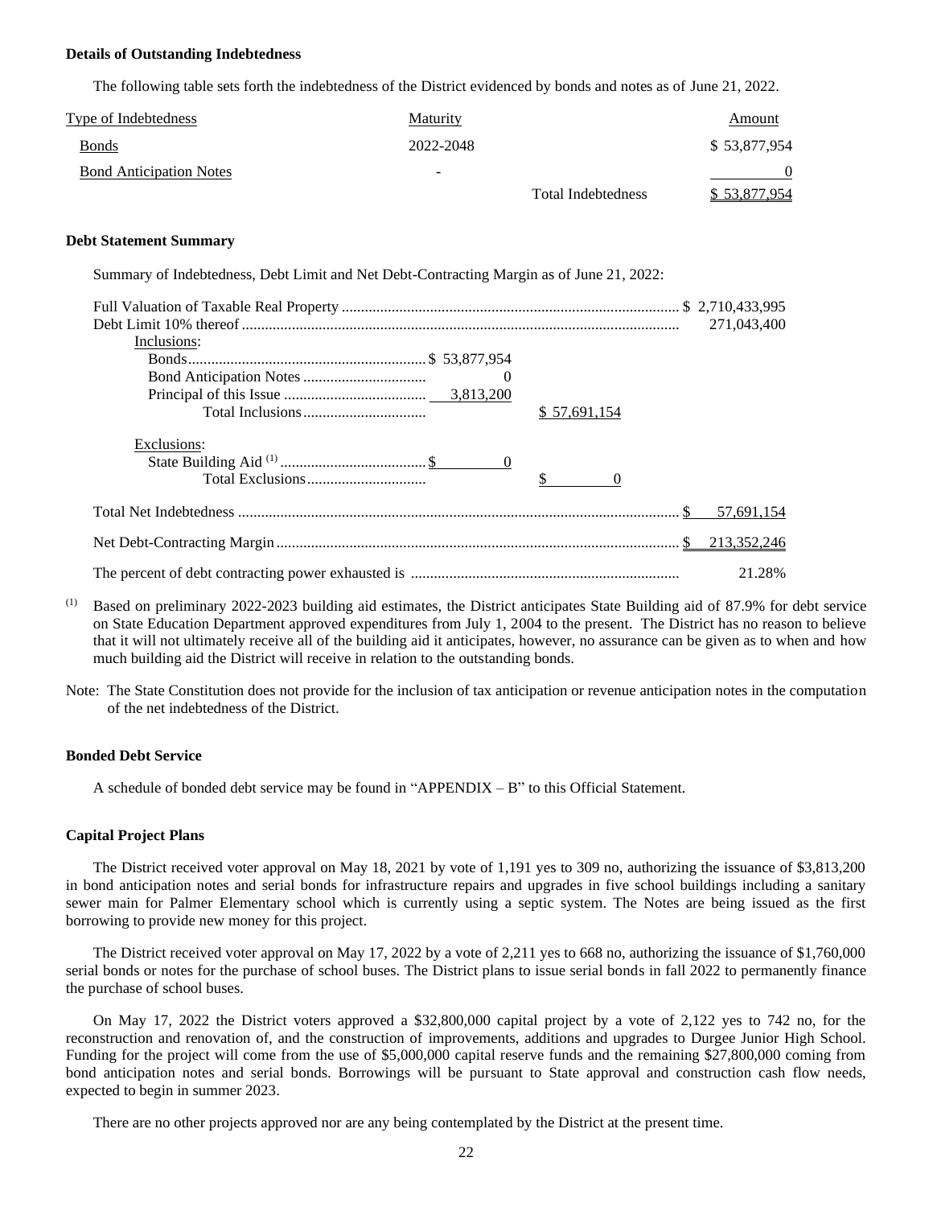**Details of Outstanding Indebtedness**

The following table sets forth the indebtedness of the District evidenced by bonds and notes as of June 21, 2022.

| Type of Indebtedness | Maturity | | Amount |
|---|---|---|---|
| Bonds | 2022-2048 | | $ 53,877,954 |
| Bond Anticipation Notes | - | | 0 |
| | | Total Indebtedness | $ 53,877,954 |

**Debt Statement Summary**

Summary of Indebtedness, Debt Limit and Net Debt-Contracting Margin as of June 21, 2022:

| | | | |
|---|---|---|---|
| Full Valuation of Taxable Real Property | | | $ 2,710,433,995 |
| Debt Limit 10% thereof | | | 271,043,400 |
| Inclusions: | | | |
| Bonds | $ 53,877,954 | | |
| Bond Anticipation Notes | 0 | | |
| Principal of this Issue | 3,813,200 | | |
| Total Inclusions | | $ 57,691,154 | |
| Exclusions: | | | |
| State Building Aid [1] | $ 0 | | |
| Total Exclusions | | $ 0 | |
| Total Net Indebtedness | | | $ 57,691,154 |
| Net Debt-Contracting Margin | | | $ 213,352,246 |
| The percent of debt contracting power exhausted is | | | 21.28% |

(1) Based on preliminary 2022-2023 building aid estimates, the District anticipates State Building aid of 87.9% for debt service on State Education Department approved expenditures from July 1, 2004 to the present. The District has no reason to believe that it will not ultimately receive all of the building aid it anticipates, however, no assurance can be given as to when and how much building aid the District will receive in relation to the outstanding bonds.

Note: The State Constitution does not provide for the inclusion of tax anticipation or revenue anticipation notes in the computation of the net indebtedness of the District.

**Bonded Debt Service**

A schedule of bonded debt service may be found in "APPENDIX – B" to this Official Statement.

**Capital Project Plans**

The District received voter approval on May 18, 2021 by vote of 1,191 yes to 309 no, authorizing the issuance of $3,813,200 in bond anticipation notes and serial bonds for infrastructure repairs and upgrades in five school buildings including a sanitary sewer main for Palmer Elementary school which is currently using a septic system. The Notes are being issued as the first borrowing to provide new money for this project.

The District received voter approval on May 17, 2022 by a vote of 2,211 yes to 668 no, authorizing the issuance of $1,760,000 serial bonds or notes for the purchase of school buses. The District plans to issue serial bonds in fall 2022 to permanently finance the purchase of school buses.

On May 17, 2022 the District voters approved a $32,800,000 capital project by a vote of 2,122 yes to 742 no, for the reconstruction and renovation of, and the construction of improvements, additions and upgrades to Durgee Junior High School. Funding for the project will come from the use of $5,000,000 capital reserve funds and the remaining $27,800,000 coming from bond anticipation notes and serial bonds. Borrowings will be pursuant to State approval and construction cash flow needs, expected to begin in summer 2023.

There are no other projects approved nor are any being contemplated by the District at the present time.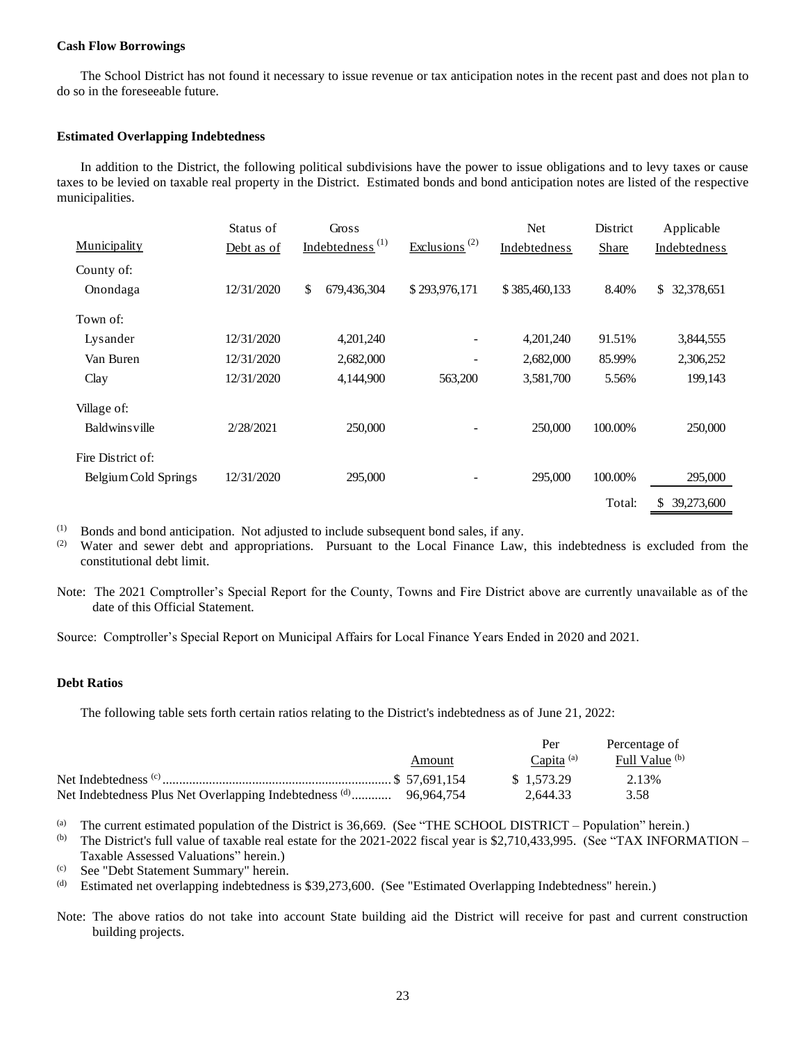**Cash Flow Borrowings**

The School District has not found it necessary to issue revenue or tax anticipation notes in the recent past and does not plan to do so in the foreseeable future.

**Estimated Overlapping Indebtedness**

In addition to the District, the following political subdivisions have the power to issue obligations and to levy taxes or cause taxes to be levied on taxable real property in the District. Estimated bonds and bond anticipation notes are listed of the respective municipalities.

| Municipality | Status of Debt as of | Gross Indebtedness [1] | Exclusions [2] | Net Indebtedness | District Share | Applicable Indebtedness |
|---|---|---|---|---|---|---|
| County of: | | | | | | |
| Onondaga | 12/31/2020 | $ 679,436,304 | $ 293,976,171 | $ 385,460,133 | 8.40% | $ 32,378,651 |
| Town of: | | | | | | |
| Lysander | 12/31/2020 | 4,201,240 | - | 4,201,240 | 91.51% | 3,844,555 |
| Van Buren | 12/31/2020 | 2,682,000 | - | 2,682,000 | 85.99% | 2,306,252 |
| Clay | 12/31/2020 | 4,144,900 | 563,200 | 3,581,700 | 5.56% | 199,143 |
| Village of: | | | | | | |
| Baldwinsville | 2/28/2021 | 250,000 | - | 250,000 | 100.00% | 250,000 |
| Fire District of: | | | | | | |
| Belgium Cold Springs | 12/31/2020 | 295,000 | - | 295,000 | 100.00% | 295,000 |
| | | | | | Total: | $ 39,273,600 |

[1] Bonds and bond anticipation. Not adjusted to include subsequent bond sales, if any.

[2] Water and sewer debt and appropriations. Pursuant to the Local Finance Law, this indebtedness is excluded from the constitutional debt limit.

Note: The 2021 Comptroller's Special Report for the County, Towns and Fire District above are currently unavailable as of the date of this Official Statement.

Source: Comptroller's Special Report on Municipal Affairs for Local Finance Years Ended in 2020 and 2021.

**Debt Ratios**

The following table sets forth certain ratios relating to the District's indebtedness as of June 21, 2022:

| | Amount | Per Capita [a] | Percentage of Full Value [b] |
|---|---|---|---|
| Net Indebtedness [c] | $ 57,691,154 | $ 1,573.29 | 2.13% |
| Net Indebtedness Plus Net Overlapping Indebtedness [d] | 96,964,754 | 2,644.33 | 3.58 |

[a] The current estimated population of the District is 36,669. (See "THE SCHOOL DISTRICT – Population" herein.)

[b] The District's full value of taxable real estate for the 2021-2022 fiscal year is $2,710,433,995. (See "TAX INFORMATION – Taxable Assessed Valuations" herein.)

[c] See "Debt Statement Summary" herein.

[d] Estimated net overlapping indebtedness is $39,273,600. (See "Estimated Overlapping Indebtedness" herein.)

Note: The above ratios do not take into account State building aid the District will receive for past and current construction building projects.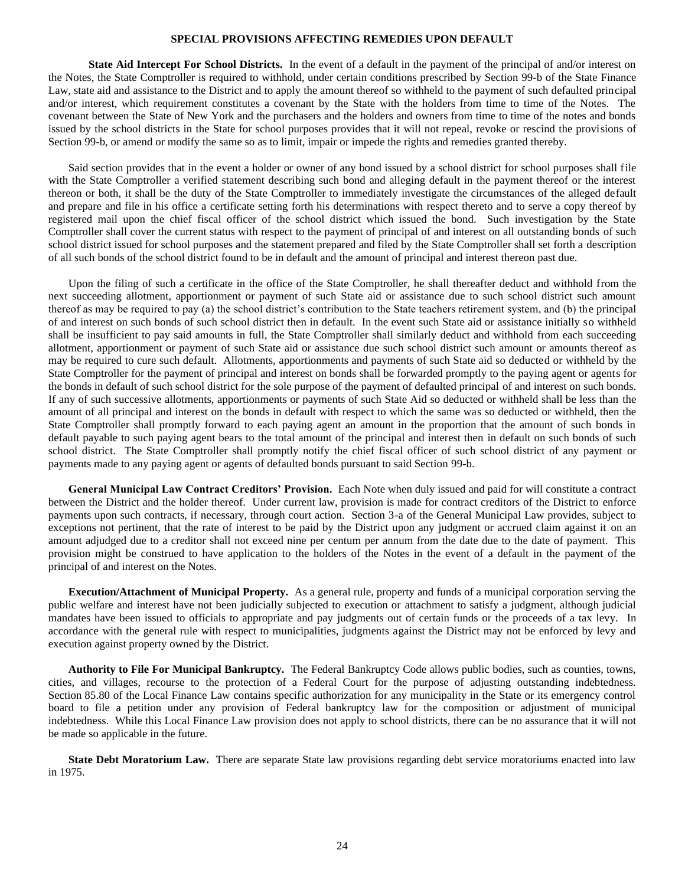## SPECIAL PROVISIONS AFFECTING REMEDIES UPON DEFAULT

**State Aid Intercept For School Districts.** In the event of a default in the payment of the principal of and/or interest on the Notes, the State Comptroller is required to withhold, under certain conditions prescribed by Section 99-b of the State Finance Law, state aid and assistance to the District and to apply the amount thereof so withheld to the payment of such defaulted principal and/or interest, which requirement constitutes a covenant by the State with the holders from time to time of the Notes. The covenant between the State of New York and the purchasers and the holders and owners from time to time of the notes and bonds issued by the school districts in the State for school purposes provides that it will not repeal, revoke or rescind the provisions of Section 99-b, or amend or modify the same so as to limit, impair or impede the rights and remedies granted thereby.

Said section provides that in the event a holder or owner of any bond issued by a school district for school purposes shall file with the State Comptroller a verified statement describing such bond and alleging default in the payment thereof or the interest thereon or both, it shall be the duty of the State Comptroller to immediately investigate the circumstances of the alleged default and prepare and file in his office a certificate setting forth his determinations with respect thereto and to serve a copy thereof by registered mail upon the chief fiscal officer of the school district which issued the bond. Such investigation by the State Comptroller shall cover the current status with respect to the payment of principal of and interest on all outstanding bonds of such school district issued for school purposes and the statement prepared and filed by the State Comptroller shall set forth a description of all such bonds of the school district found to be in default and the amount of principal and interest thereon past due.

Upon the filing of such a certificate in the office of the State Comptroller, he shall thereafter deduct and withhold from the next succeeding allotment, apportionment or payment of such State aid or assistance due to such school district such amount thereof as may be required to pay (a) the school district's contribution to the State teachers retirement system, and (b) the principal of and interest on such bonds of such school district then in default. In the event such State aid or assistance initially so withheld shall be insufficient to pay said amounts in full, the State Comptroller shall similarly deduct and withhold from each succeeding allotment, apportionment or payment of such State aid or assistance due such school district such amount or amounts thereof as may be required to cure such default. Allotments, apportionments and payments of such State aid so deducted or withheld by the State Comptroller for the payment of principal and interest on bonds shall be forwarded promptly to the paying agent or agents for the bonds in default of such school district for the sole purpose of the payment of defaulted principal of and interest on such bonds. If any of such successive allotments, apportionments or payments of such State Aid so deducted or withheld shall be less than the amount of all principal and interest on the bonds in default with respect to which the same was so deducted or withheld, then the State Comptroller shall promptly forward to each paying agent an amount in the proportion that the amount of such bonds in default payable to such paying agent bears to the total amount of the principal and interest then in default on such bonds of such school district. The State Comptroller shall promptly notify the chief fiscal officer of such school district of any payment or payments made to any paying agent or agents of defaulted bonds pursuant to said Section 99-b.

**General Municipal Law Contract Creditors' Provision.** Each Note when duly issued and paid for will constitute a contract between the District and the holder thereof. Under current law, provision is made for contract creditors of the District to enforce payments upon such contracts, if necessary, through court action. Section 3-a of the General Municipal Law provides, subject to exceptions not pertinent, that the rate of interest to be paid by the District upon any judgment or accrued claim against it on an amount adjudged due to a creditor shall not exceed nine per centum per annum from the date due to the date of payment. This provision might be construed to have application to the holders of the Notes in the event of a default in the payment of the principal of and interest on the Notes.

**Execution/Attachment of Municipal Property.** As a general rule, property and funds of a municipal corporation serving the public welfare and interest have not been judicially subjected to execution or attachment to satisfy a judgment, although judicial mandates have been issued to officials to appropriate and pay judgments out of certain funds or the proceeds of a tax levy. In accordance with the general rule with respect to municipalities, judgments against the District may not be enforced by levy and execution against property owned by the District.

**Authority to File For Municipal Bankruptcy.** The Federal Bankruptcy Code allows public bodies, such as counties, towns, cities, and villages, recourse to the protection of a Federal Court for the purpose of adjusting outstanding indebtedness. Section 85.80 of the Local Finance Law contains specific authorization for any municipality in the State or its emergency control board to file a petition under any provision of Federal bankruptcy law for the composition or adjustment of municipal indebtedness. While this Local Finance Law provision does not apply to school districts, there can be no assurance that it will not be made so applicable in the future.

**State Debt Moratorium Law.** There are separate State law provisions regarding debt service moratoriums enacted into law in 1975.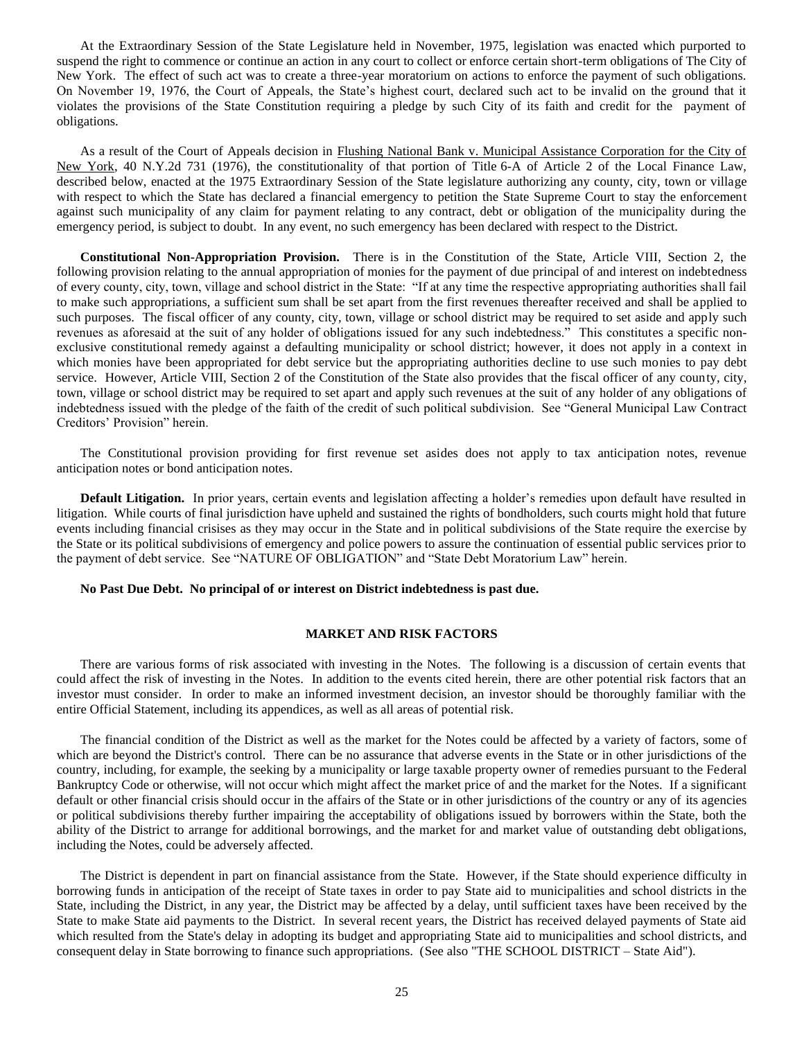At the Extraordinary Session of the State Legislature held in November, 1975, legislation was enacted which purported to suspend the right to commence or continue an action in any court to collect or enforce certain short-term obligations of The City of New York. The effect of such act was to create a three-year moratorium on actions to enforce the payment of such obligations. On November 19, 1976, the Court of Appeals, the State's highest court, declared such act to be invalid on the ground that it violates the provisions of the State Constitution requiring a pledge by such City of its faith and credit for the payment of obligations.

As a result of the Court of Appeals decision in Flushing National Bank v. Municipal Assistance Corporation for the City of New York, 40 N.Y.2d 731 (1976), the constitutionality of that portion of Title 6-A of Article 2 of the Local Finance Law, described below, enacted at the 1975 Extraordinary Session of the State legislature authorizing any county, city, town or village with respect to which the State has declared a financial emergency to petition the State Supreme Court to stay the enforcement against such municipality of any claim for payment relating to any contract, debt or obligation of the municipality during the emergency period, is subject to doubt. In any event, no such emergency has been declared with respect to the District.

**Constitutional Non-Appropriation Provision.** There is in the Constitution of the State, Article VIII, Section 2, the following provision relating to the annual appropriation of monies for the payment of due principal of and interest on indebtedness of every county, city, town, village and school district in the State: "If at any time the respective appropriating authorities shall fail to make such appropriations, a sufficient sum shall be set apart from the first revenues thereafter received and shall be applied to such purposes. The fiscal officer of any county, city, town, village or school district may be required to set aside and apply such revenues as aforesaid at the suit of any holder of obligations issued for any such indebtedness." This constitutes a specific non-exclusive constitutional remedy against a defaulting municipality or school district; however, it does not apply in a context in which monies have been appropriated for debt service but the appropriating authorities decline to use such monies to pay debt service. However, Article VIII, Section 2 of the Constitution of the State also provides that the fiscal officer of any county, city, town, village or school district may be required to set apart and apply such revenues at the suit of any holder of any obligations of indebtedness issued with the pledge of the faith of the credit of such political subdivision. See "General Municipal Law Contract Creditors' Provision" herein.

The Constitutional provision providing for first revenue set asides does not apply to tax anticipation notes, revenue anticipation notes or bond anticipation notes.

**Default Litigation.** In prior years, certain events and legislation affecting a holder's remedies upon default have resulted in litigation. While courts of final jurisdiction have upheld and sustained the rights of bondholders, such courts might hold that future events including financial crisises as they may occur in the State and in political subdivisions of the State require the exercise by the State or its political subdivisions of emergency and police powers to assure the continuation of essential public services prior to the payment of debt service. See "NATURE OF OBLIGATION" and "State Debt Moratorium Law" herein.

**No Past Due Debt. No principal of or interest on District indebtedness is past due.**

## MARKET AND RISK FACTORS

There are various forms of risk associated with investing in the Notes. The following is a discussion of certain events that could affect the risk of investing in the Notes. In addition to the events cited herein, there are other potential risk factors that an investor must consider. In order to make an informed investment decision, an investor should be thoroughly familiar with the entire Official Statement, including its appendices, as well as all areas of potential risk.

The financial condition of the District as well as the market for the Notes could be affected by a variety of factors, some of which are beyond the District's control. There can be no assurance that adverse events in the State or in other jurisdictions of the country, including, for example, the seeking by a municipality or large taxable property owner of remedies pursuant to the Federal Bankruptcy Code or otherwise, will not occur which might affect the market price of and the market for the Notes. If a significant default or other financial crisis should occur in the affairs of the State or in other jurisdictions of the country or any of its agencies or political subdivisions thereby further impairing the acceptability of obligations issued by borrowers within the State, both the ability of the District to arrange for additional borrowings, and the market for and market value of outstanding debt obligations, including the Notes, could be adversely affected.

The District is dependent in part on financial assistance from the State. However, if the State should experience difficulty in borrowing funds in anticipation of the receipt of State taxes in order to pay State aid to municipalities and school districts in the State, including the District, in any year, the District may be affected by a delay, until sufficient taxes have been received by the State to make State aid payments to the District. In several recent years, the District has received delayed payments of State aid which resulted from the State's delay in adopting its budget and appropriating State aid to municipalities and school districts, and consequent delay in State borrowing to finance such appropriations. (See also "THE SCHOOL DISTRICT – State Aid").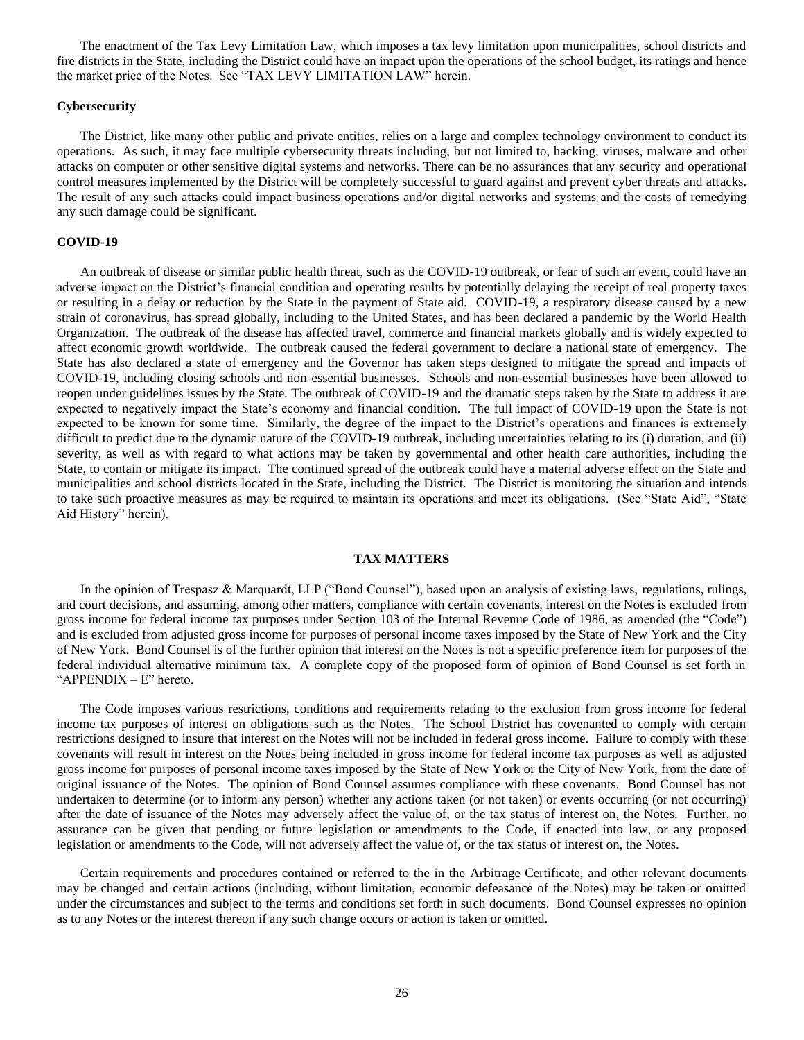The enactment of the Tax Levy Limitation Law, which imposes a tax levy limitation upon municipalities, school districts and fire districts in the State, including the District could have an impact upon the operations of the school budget, its ratings and hence the market price of the Notes. See "TAX LEVY LIMITATION LAW" herein.

**Cybersecurity**

The District, like many other public and private entities, relies on a large and complex technology environment to conduct its operations. As such, it may face multiple cybersecurity threats including, but not limited to, hacking, viruses, malware and other attacks on computer or other sensitive digital systems and networks. There can be no assurances that any security and operational control measures implemented by the District will be completely successful to guard against and prevent cyber threats and attacks. The result of any such attacks could impact business operations and/or digital networks and systems and the costs of remedying any such damage could be significant.

**COVID-19**

An outbreak of disease or similar public health threat, such as the COVID-19 outbreak, or fear of such an event, could have an adverse impact on the District's financial condition and operating results by potentially delaying the receipt of real property taxes or resulting in a delay or reduction by the State in the payment of State aid. COVID-19, a respiratory disease caused by a new strain of coronavirus, has spread globally, including to the United States, and has been declared a pandemic by the World Health Organization. The outbreak of the disease has affected travel, commerce and financial markets globally and is widely expected to affect economic growth worldwide. The outbreak caused the federal government to declare a national state of emergency. The State has also declared a state of emergency and the Governor has taken steps designed to mitigate the spread and impacts of COVID-19, including closing schools and non-essential businesses. Schools and non-essential businesses have been allowed to reopen under guidelines issues by the State. The outbreak of COVID-19 and the dramatic steps taken by the State to address it are expected to negatively impact the State's economy and financial condition. The full impact of COVID-19 upon the State is not expected to be known for some time. Similarly, the degree of the impact to the District's operations and finances is extremely difficult to predict due to the dynamic nature of the COVID-19 outbreak, including uncertainties relating to its (i) duration, and (ii) severity, as well as with regard to what actions may be taken by governmental and other health care authorities, including the State, to contain or mitigate its impact. The continued spread of the outbreak could have a material adverse effect on the State and municipalities and school districts located in the State, including the District. The District is monitoring the situation and intends to take such proactive measures as may be required to maintain its operations and meet its obligations. (See "State Aid", "State Aid History" herein).

## TAX MATTERS

In the opinion of Trespasz & Marquardt, LLP ("Bond Counsel"), based upon an analysis of existing laws, regulations, rulings, and court decisions, and assuming, among other matters, compliance with certain covenants, interest on the Notes is excluded from gross income for federal income tax purposes under Section 103 of the Internal Revenue Code of 1986, as amended (the "Code") and is excluded from adjusted gross income for purposes of personal income taxes imposed by the State of New York and the City of New York. Bond Counsel is of the further opinion that interest on the Notes is not a specific preference item for purposes of the federal individual alternative minimum tax. A complete copy of the proposed form of opinion of Bond Counsel is set forth in "APPENDIX – E" hereto.

The Code imposes various restrictions, conditions and requirements relating to the exclusion from gross income for federal income tax purposes of interest on obligations such as the Notes. The School District has covenanted to comply with certain restrictions designed to insure that interest on the Notes will not be included in federal gross income. Failure to comply with these covenants will result in interest on the Notes being included in gross income for federal income tax purposes as well as adjusted gross income for purposes of personal income taxes imposed by the State of New York or the City of New York, from the date of original issuance of the Notes. The opinion of Bond Counsel assumes compliance with these covenants. Bond Counsel has not undertaken to determine (or to inform any person) whether any actions taken (or not taken) or events occurring (or not occurring) after the date of issuance of the Notes may adversely affect the value of, or the tax status of interest on, the Notes. Further, no assurance can be given that pending or future legislation or amendments to the Code, if enacted into law, or any proposed legislation or amendments to the Code, will not adversely affect the value of, or the tax status of interest on, the Notes.

Certain requirements and procedures contained or referred to the in the Arbitrage Certificate, and other relevant documents may be changed and certain actions (including, without limitation, economic defeasance of the Notes) may be taken or omitted under the circumstances and subject to the terms and conditions set forth in such documents. Bond Counsel expresses no opinion as to any Notes or the interest thereon if any such change occurs or action is taken or omitted.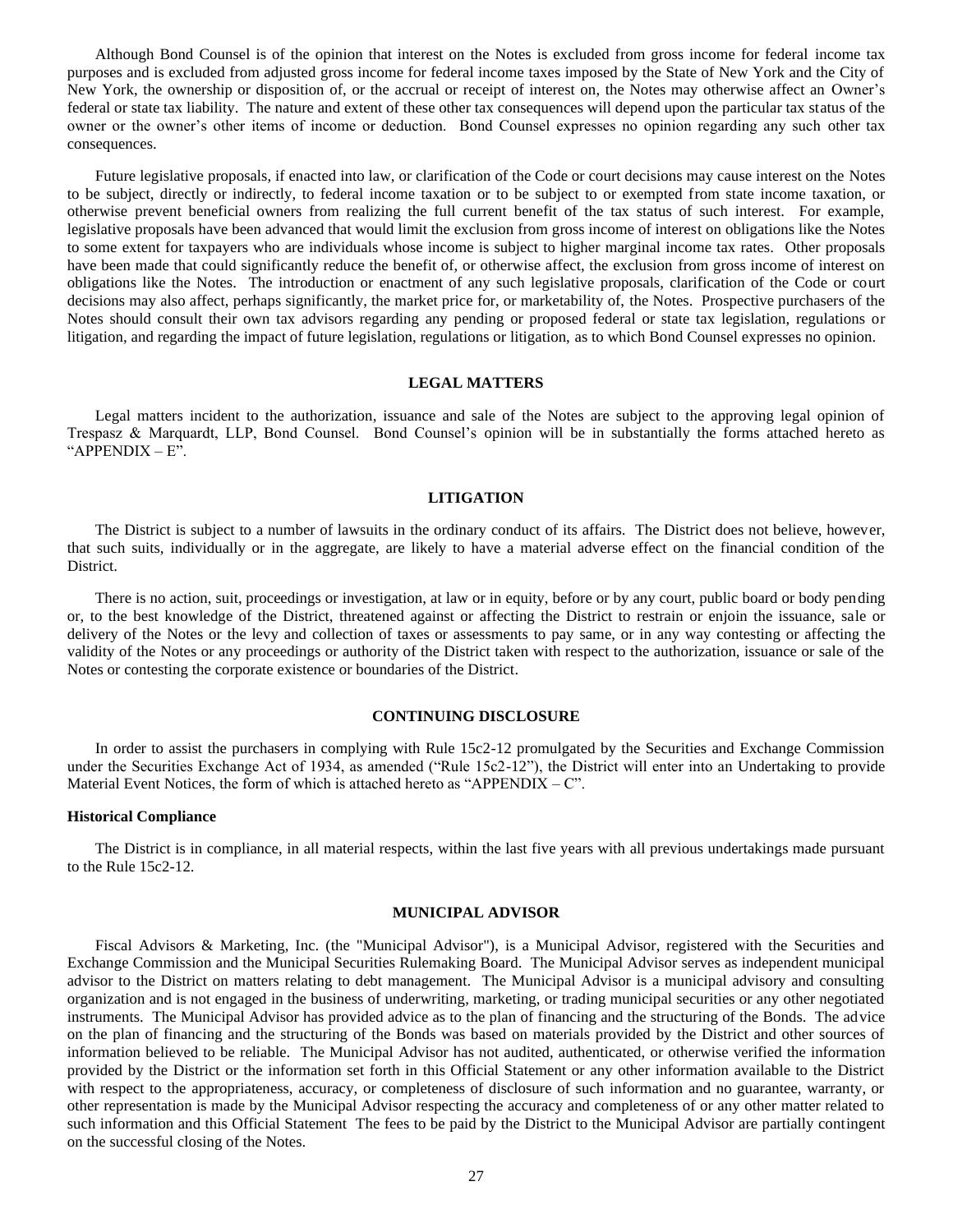Although Bond Counsel is of the opinion that interest on the Notes is excluded from gross income for federal income tax purposes and is excluded from adjusted gross income for federal income taxes imposed by the State of New York and the City of New York, the ownership or disposition of, or the accrual or receipt of interest on, the Notes may otherwise affect an Owner's federal or state tax liability. The nature and extent of these other tax consequences will depend upon the particular tax status of the owner or the owner's other items of income or deduction. Bond Counsel expresses no opinion regarding any such other tax consequences.

Future legislative proposals, if enacted into law, or clarification of the Code or court decisions may cause interest on the Notes to be subject, directly or indirectly, to federal income taxation or to be subject to or exempted from state income taxation, or otherwise prevent beneficial owners from realizing the full current benefit of the tax status of such interest. For example, legislative proposals have been advanced that would limit the exclusion from gross income of interest on obligations like the Notes to some extent for taxpayers who are individuals whose income is subject to higher marginal income tax rates. Other proposals have been made that could significantly reduce the benefit of, or otherwise affect, the exclusion from gross income of interest on obligations like the Notes. The introduction or enactment of any such legislative proposals, clarification of the Code or court decisions may also affect, perhaps significantly, the market price for, or marketability of, the Notes. Prospective purchasers of the Notes should consult their own tax advisors regarding any pending or proposed federal or state tax legislation, regulations or litigation, and regarding the impact of future legislation, regulations or litigation, as to which Bond Counsel expresses no opinion.

## LEGAL MATTERS

Legal matters incident to the authorization, issuance and sale of the Notes are subject to the approving legal opinion of Trespasz & Marquardt, LLP, Bond Counsel. Bond Counsel's opinion will be in substantially the forms attached hereto as "APPENDIX – E".

## LITIGATION

The District is subject to a number of lawsuits in the ordinary conduct of its affairs. The District does not believe, however, that such suits, individually or in the aggregate, are likely to have a material adverse effect on the financial condition of the District.

There is no action, suit, proceedings or investigation, at law or in equity, before or by any court, public board or body pending or, to the best knowledge of the District, threatened against or affecting the District to restrain or enjoin the issuance, sale or delivery of the Notes or the levy and collection of taxes or assessments to pay same, or in any way contesting or affecting the validity of the Notes or any proceedings or authority of the District taken with respect to the authorization, issuance or sale of the Notes or contesting the corporate existence or boundaries of the District.

## CONTINUING DISCLOSURE

In order to assist the purchasers in complying with Rule 15c2-12 promulgated by the Securities and Exchange Commission under the Securities Exchange Act of 1934, as amended ("Rule 15c2-12"), the District will enter into an Undertaking to provide Material Event Notices, the form of which is attached hereto as "APPENDIX – C".

**Historical Compliance**

The District is in compliance, in all material respects, within the last five years with all previous undertakings made pursuant to the Rule 15c2-12.

## MUNICIPAL ADVISOR

Fiscal Advisors & Marketing, Inc. (the "Municipal Advisor"), is a Municipal Advisor, registered with the Securities and Exchange Commission and the Municipal Securities Rulemaking Board. The Municipal Advisor serves as independent municipal advisor to the District on matters relating to debt management. The Municipal Advisor is a municipal advisory and consulting organization and is not engaged in the business of underwriting, marketing, or trading municipal securities or any other negotiated instruments. The Municipal Advisor has provided advice as to the plan of financing and the structuring of the Bonds. The advice on the plan of financing and the structuring of the Bonds was based on materials provided by the District and other sources of information believed to be reliable. The Municipal Advisor has not audited, authenticated, or otherwise verified the information provided by the District or the information set forth in this Official Statement or any other information available to the District with respect to the appropriateness, accuracy, or completeness of disclosure of such information and no guarantee, warranty, or other representation is made by the Municipal Advisor respecting the accuracy and completeness of or any other matter related to such information and this Official Statement The fees to be paid by the District to the Municipal Advisor are partially contingent on the successful closing of the Notes.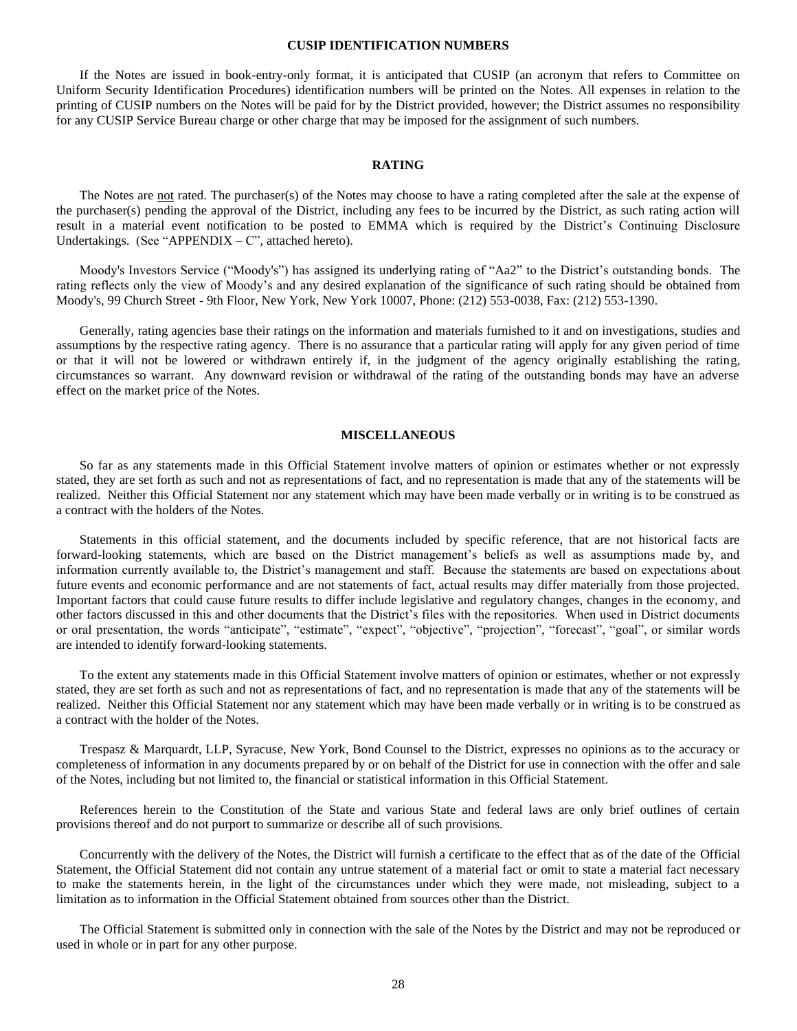## CUSIP IDENTIFICATION NUMBERS

If the Notes are issued in book-entry-only format, it is anticipated that CUSIP (an acronym that refers to Committee on Uniform Security Identification Procedures) identification numbers will be printed on the Notes. All expenses in relation to the printing of CUSIP numbers on the Notes will be paid for by the District provided, however; the District assumes no responsibility for any CUSIP Service Bureau charge or other charge that may be imposed for the assignment of such numbers.

## RATING

The Notes are not rated. The purchaser(s) of the Notes may choose to have a rating completed after the sale at the expense of the purchaser(s) pending the approval of the District, including any fees to be incurred by the District, as such rating action will result in a material event notification to be posted to EMMA which is required by the District's Continuing Disclosure Undertakings. (See "APPENDIX – C", attached hereto).

Moody's Investors Service ("Moody's") has assigned its underlying rating of "Aa2" to the District's outstanding bonds. The rating reflects only the view of Moody's and any desired explanation of the significance of such rating should be obtained from Moody's, 99 Church Street - 9th Floor, New York, New York 10007, Phone: (212) 553-0038, Fax: (212) 553-1390.

Generally, rating agencies base their ratings on the information and materials furnished to it and on investigations, studies and assumptions by the respective rating agency. There is no assurance that a particular rating will apply for any given period of time or that it will not be lowered or withdrawn entirely if, in the judgment of the agency originally establishing the rating, circumstances so warrant. Any downward revision or withdrawal of the rating of the outstanding bonds may have an adverse effect on the market price of the Notes.

## MISCELLANEOUS

So far as any statements made in this Official Statement involve matters of opinion or estimates whether or not expressly stated, they are set forth as such and not as representations of fact, and no representation is made that any of the statements will be realized. Neither this Official Statement nor any statement which may have been made verbally or in writing is to be construed as a contract with the holders of the Notes.

Statements in this official statement, and the documents included by specific reference, that are not historical facts are forward-looking statements, which are based on the District management's beliefs as well as assumptions made by, and information currently available to, the District's management and staff. Because the statements are based on expectations about future events and economic performance and are not statements of fact, actual results may differ materially from those projected. Important factors that could cause future results to differ include legislative and regulatory changes, changes in the economy, and other factors discussed in this and other documents that the District's files with the repositories. When used in District documents or oral presentation, the words "anticipate", "estimate", "expect", "objective", "projection", "forecast", "goal", or similar words are intended to identify forward-looking statements.

To the extent any statements made in this Official Statement involve matters of opinion or estimates, whether or not expressly stated, they are set forth as such and not as representations of fact, and no representation is made that any of the statements will be realized. Neither this Official Statement nor any statement which may have been made verbally or in writing is to be construed as a contract with the holder of the Notes.

Trespasz & Marquardt, LLP, Syracuse, New York, Bond Counsel to the District, expresses no opinions as to the accuracy or completeness of information in any documents prepared by or on behalf of the District for use in connection with the offer and sale of the Notes, including but not limited to, the financial or statistical information in this Official Statement.

References herein to the Constitution of the State and various State and federal laws are only brief outlines of certain provisions thereof and do not purport to summarize or describe all of such provisions.

Concurrently with the delivery of the Notes, the District will furnish a certificate to the effect that as of the date of the Official Statement, the Official Statement did not contain any untrue statement of a material fact or omit to state a material fact necessary to make the statements herein, in the light of the circumstances under which they were made, not misleading, subject to a limitation as to information in the Official Statement obtained from sources other than the District.

The Official Statement is submitted only in connection with the sale of the Notes by the District and may not be reproduced or used in whole or in part for any other purpose.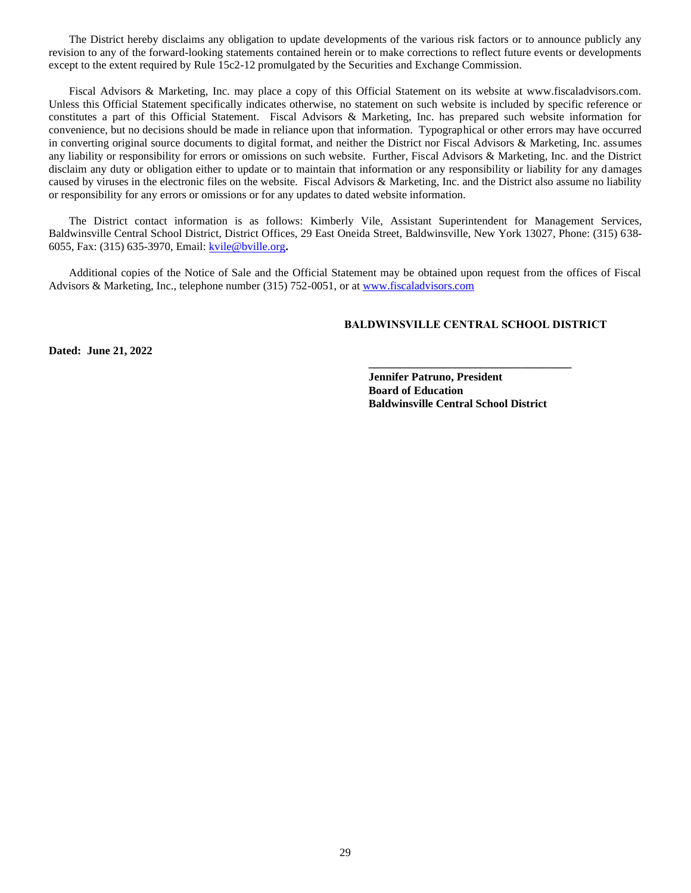The District hereby disclaims any obligation to update developments of the various risk factors or to announce publicly any revision to any of the forward-looking statements contained herein or to make corrections to reflect future events or developments except to the extent required by Rule 15c2-12 promulgated by the Securities and Exchange Commission.

Fiscal Advisors & Marketing, Inc. may place a copy of this Official Statement on its website at www.fiscaladvisors.com. Unless this Official Statement specifically indicates otherwise, no statement on such website is included by specific reference or constitutes a part of this Official Statement. Fiscal Advisors & Marketing, Inc. has prepared such website information for convenience, but no decisions should be made in reliance upon that information. Typographical or other errors may have occurred in converting original source documents to digital format, and neither the District nor Fiscal Advisors & Marketing, Inc. assumes any liability or responsibility for errors or omissions on such website. Further, Fiscal Advisors & Marketing, Inc. and the District disclaim any duty or obligation either to update or to maintain that information or any responsibility or liability for any damages caused by viruses in the electronic files on the website. Fiscal Advisors & Marketing, Inc. and the District also assume no liability or responsibility for any errors or omissions or for any updates to dated website information.

The District contact information is as follows: Kimberly Vile, Assistant Superintendent for Management Services, Baldwinsville Central School District, District Offices, 29 East Oneida Street, Baldwinsville, New York 13027, Phone: (315) 638-6055, Fax: (315) 635-3970, Email: kvile@bville.org**.**

Additional copies of the Notice of Sale and the Official Statement may be obtained upon request from the offices of Fiscal Advisors & Marketing, Inc., telephone number (315) 752-0051, or at www.fiscaladvisors.com

**BALDWINSVILLE CENTRAL SCHOOL DISTRICT**

**Dated: June 21, 2022**

\_\_\_\_\_\_\_\_\_\_\_\_\_\_\_\_\_\_\_\_\_\_\_\_\_\_\_\_\_\_\_\_\_\_\_\_

**Jennifer Patruno, President**
**Board of Education**
**Baldwinsville Central School District**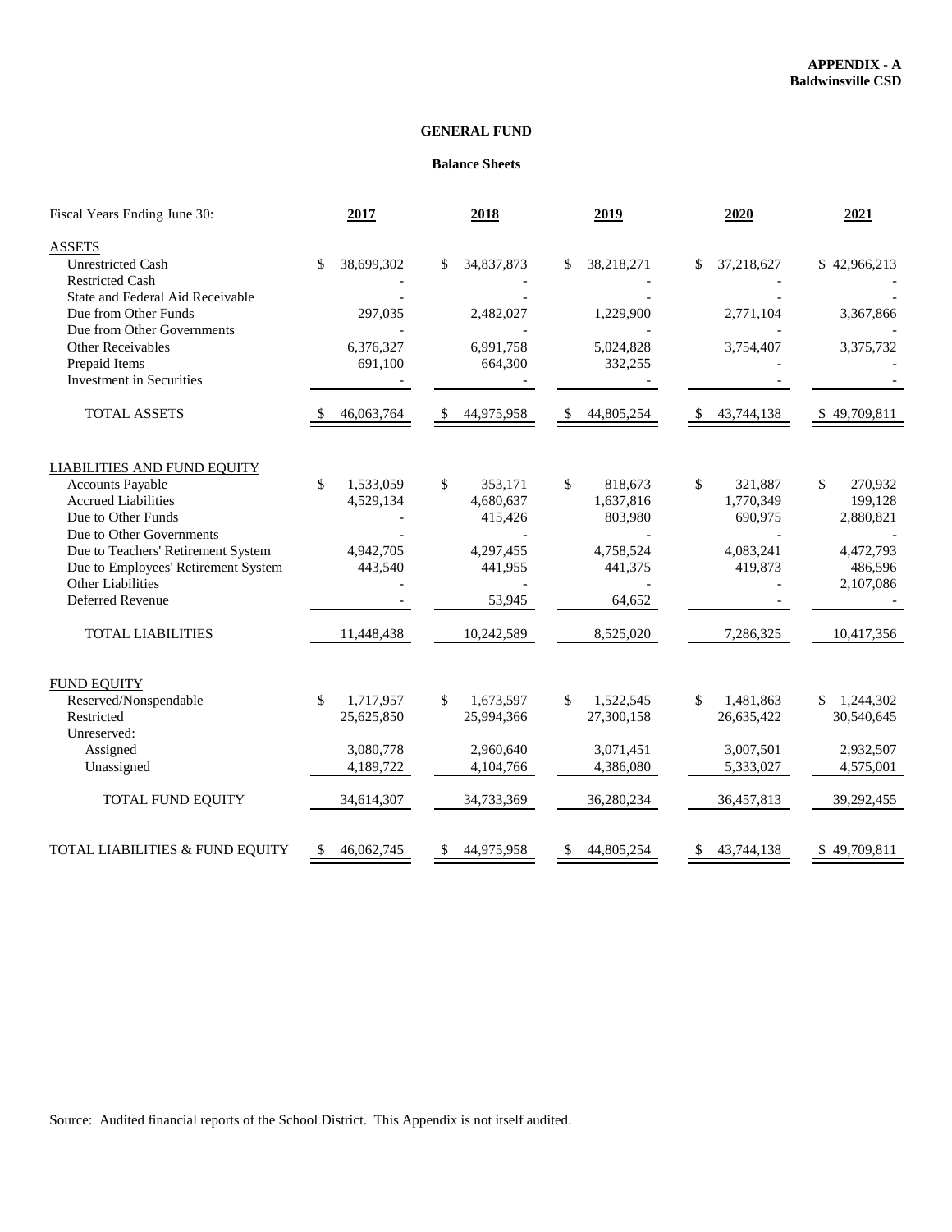**APPENDIX - A**
**Baldwinsville CSD**

## GENERAL FUND

### Balance Sheets

| Fiscal Years Ending June 30: | 2017 | 2018 | 2019 | 2020 | 2021 |
|---|---|---|---|---|---|
| **ASSETS** | | | | | |
| Unrestricted Cash | $ 38,699,302 | $ 34,837,873 | $ 38,218,271 | $ 37,218,627 | $ 42,966,213 |
| Restricted Cash | - | - | - | - | - |
| State and Federal Aid Receivable | - | - | - | - | - |
| Due from Other Funds | 297,035 | 2,482,027 | 1,229,900 | 2,771,104 | 3,367,866 |
| Due from Other Governments | - | - | - | - | - |
| Other Receivables | 6,376,327 | 6,991,758 | 5,024,828 | 3,754,407 | 3,375,732 |
| Prepaid Items | 691,100 | 664,300 | 332,255 | - | - |
| Investment in Securities | - | - | - | - | - |
| TOTAL ASSETS | $ 46,063,764 | $ 44,975,958 | $ 44,805,254 | $ 43,744,138 | $ 49,709,811 |
| **LIABILITIES AND FUND EQUITY** | | | | | |
| Accounts Payable | $ 1,533,059 | $ 353,171 | $ 818,673 | $ 321,887 | $ 270,932 |
| Accrued Liabilities | 4,529,134 | 4,680,637 | 1,637,816 | 1,770,349 | 199,128 |
| Due to Other Funds | - | 415,426 | 803,980 | 690,975 | 2,880,821 |
| Due to Other Governments | - | - | - | - | - |
| Due to Teachers' Retirement System | 4,942,705 | 4,297,455 | 4,758,524 | 4,083,241 | 4,472,793 |
| Due to Employees' Retirement System | 443,540 | 441,955 | 441,375 | 419,873 | 486,596 |
| Other Liabilities | - | - | - | - | 2,107,086 |
| Deferred Revenue | - | 53,945 | 64,652 | - | - |
| TOTAL LIABILITIES | 11,448,438 | 10,242,589 | 8,525,020 | 7,286,325 | 10,417,356 |
| **FUND EQUITY** | | | | | |
| Reserved/Nonspendable | $ 1,717,957 | $ 1,673,597 | $ 1,522,545 | $ 1,481,863 | $ 1,244,302 |
| Restricted | 25,625,850 | 25,994,366 | 27,300,158 | 26,635,422 | 30,540,645 |
| Unreserved: | | | | | |
| Assigned | 3,080,778 | 2,960,640 | 3,071,451 | 3,007,501 | 2,932,507 |
| Unassigned | 4,189,722 | 4,104,766 | 4,386,080 | 5,333,027 | 4,575,001 |
| TOTAL FUND EQUITY | 34,614,307 | 34,733,369 | 36,280,234 | 36,457,813 | 39,292,455 |
| TOTAL LIABILITIES & FUND EQUITY | $ 46,062,745 | $ 44,975,958 | $ 44,805,254 | $ 43,744,138 | $ 49,709,811 |

Source: Audited financial reports of the School District. This Appendix is not itself audited.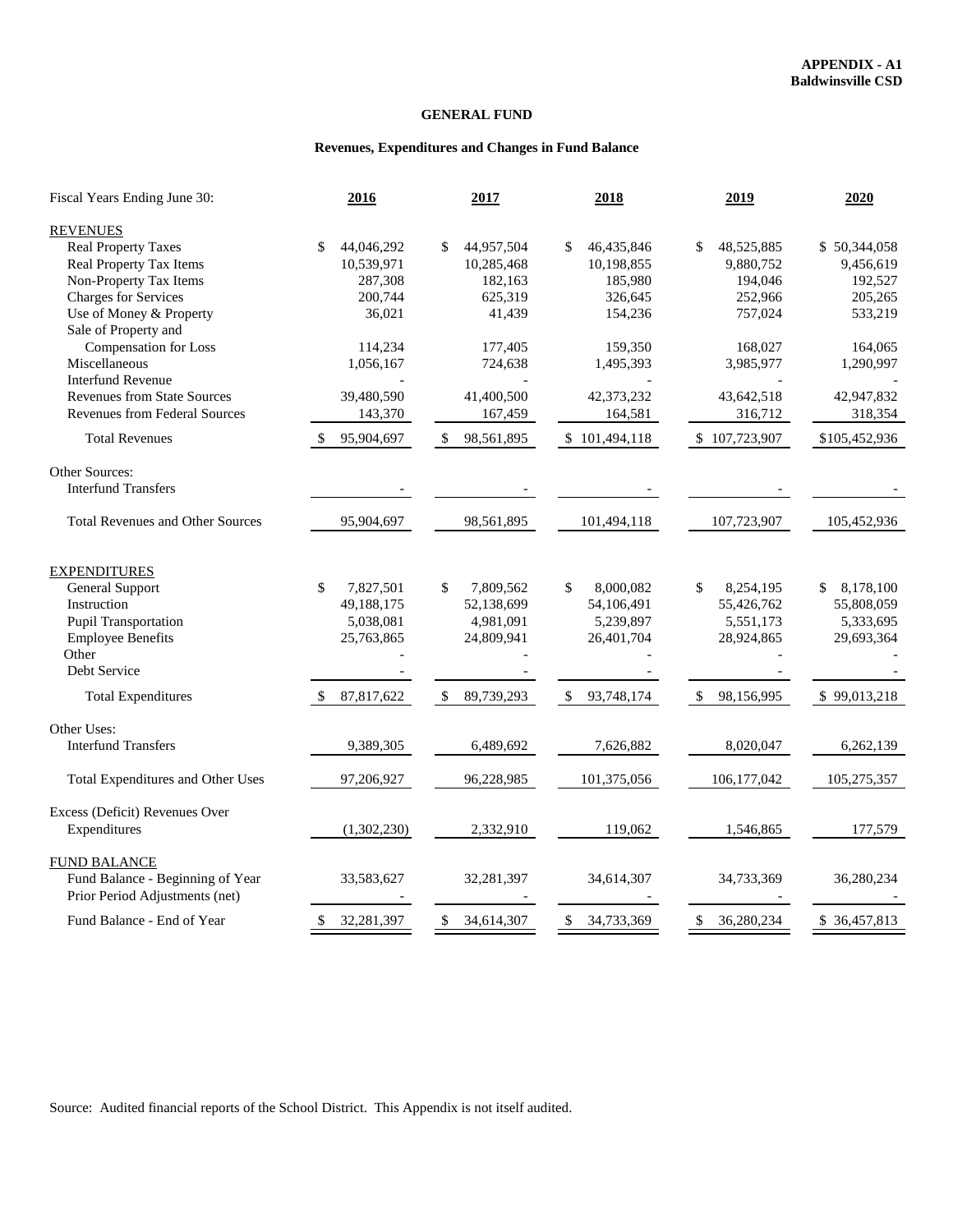**APPENDIX - A1**
**Baldwinsville CSD**

## GENERAL FUND

### Revenues, Expenditures and Changes in Fund Balance

| Fiscal Years Ending June 30: | 2016 | 2017 | 2018 | 2019 | 2020 |
|---|---|---|---|---|---|
| **REVENUES** | | | | | |
| Real Property Taxes | $ 44,046,292 | $ 44,957,504 | $ 46,435,846 | $ 48,525,885 | $ 50,344,058 |
| Real Property Tax Items | 10,539,971 | 10,285,468 | 10,198,855 | 9,880,752 | 9,456,619 |
| Non-Property Tax Items | 287,308 | 182,163 | 185,980 | 194,046 | 192,527 |
| Charges for Services | 200,744 | 625,319 | 326,645 | 252,966 | 205,265 |
| Use of Money & Property | 36,021 | 41,439 | 154,236 | 757,024 | 533,219 |
| Sale of Property and Compensation for Loss | 114,234 | 177,405 | 159,350 | 168,027 | 164,065 |
| Miscellaneous | 1,056,167 | 724,638 | 1,495,393 | 3,985,977 | 1,290,997 |
| Interfund Revenue | - | - | - | - | - |
| Revenues from State Sources | 39,480,590 | 41,400,500 | 42,373,232 | 43,642,518 | 42,947,832 |
| Revenues from Federal Sources | 143,370 | 167,459 | 164,581 | 316,712 | 318,354 |
| Total Revenues | $ 95,904,697 | $ 98,561,895 | $ 101,494,118 | $ 107,723,907 | $105,452,936 |
| Other Sources: | | | | | |
| Interfund Transfers | - | - | - | - | - |
| Total Revenues and Other Sources | 95,904,697 | 98,561,895 | 101,494,118 | 107,723,907 | 105,452,936 |
| **EXPENDITURES** | | | | | |
| General Support | $ 7,827,501 | $ 7,809,562 | $ 8,000,082 | $ 8,254,195 | $ 8,178,100 |
| Instruction | 49,188,175 | 52,138,699 | 54,106,491 | 55,426,762 | 55,808,059 |
| Pupil Transportation | 5,038,081 | 4,981,091 | 5,239,897 | 5,551,173 | 5,333,695 |
| Employee Benefits | 25,763,865 | 24,809,941 | 26,401,704 | 28,924,865 | 29,693,364 |
| Other | - | - | - | - | - |
| Debt Service | - | - | - | - | - |
| Total Expenditures | $ 87,817,622 | $ 89,739,293 | $ 93,748,174 | $ 98,156,995 | $ 99,013,218 |
| Other Uses: | | | | | |
| Interfund Transfers | 9,389,305 | 6,489,692 | 7,626,882 | 8,020,047 | 6,262,139 |
| Total Expenditures and Other Uses | 97,206,927 | 96,228,985 | 101,375,056 | 106,177,042 | 105,275,357 |
| Excess (Deficit) Revenues Over Expenditures | (1,302,230) | 2,332,910 | 119,062 | 1,546,865 | 177,579 |
| **FUND BALANCE** | | | | | |
| Fund Balance - Beginning of Year | 33,583,627 | 32,281,397 | 34,614,307 | 34,733,369 | 36,280,234 |
| Prior Period Adjustments (net) | - | - | - | - | - |
| Fund Balance - End of Year | $ 32,281,397 | $ 34,614,307 | $ 34,733,369 | $ 36,280,234 | $ 36,457,813 |

Source: Audited financial reports of the School District. This Appendix is not itself audited.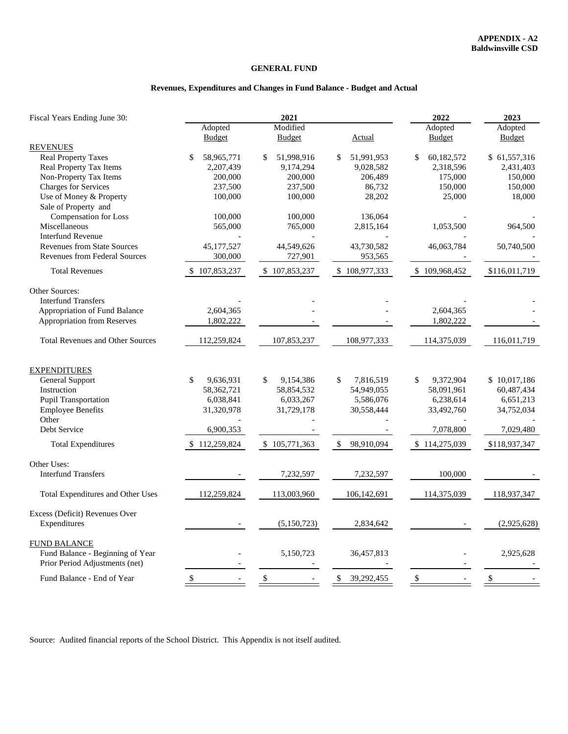**APPENDIX - A2**
**Baldwinsville CSD**

## GENERAL FUND

### Revenues, Expenditures and Changes in Fund Balance - Budget and Actual

| Fiscal Years Ending June 30: | 2021 | | | 2022 | 2023 |
|---|---|---|---|---|---|
| | Adopted Budget | Modified Budget | Actual | Adopted Budget | Adopted Budget |
| **REVENUES** | | | | | |
| Real Property Taxes | $ 58,965,771 | $ 51,998,916 | $ 51,991,953 | $ 60,182,572 | $ 61,557,316 |
| Real Property Tax Items | 2,207,439 | 9,174,294 | 9,028,582 | 2,318,596 | 2,431,403 |
| Non-Property Tax Items | 200,000 | 200,000 | 206,489 | 175,000 | 150,000 |
| Charges for Services | 237,500 | 237,500 | 86,732 | 150,000 | 150,000 |
| Use of Money & Property | 100,000 | 100,000 | 28,202 | 25,000 | 18,000 |
| Sale of Property and Compensation for Loss | 100,000 | 100,000 | 136,064 | - | - |
| Miscellaneous | 565,000 | 765,000 | 2,815,164 | 1,053,500 | 964,500 |
| Interfund Revenue | - | - | - | - | - |
| Revenues from State Sources | 45,177,527 | 44,549,626 | 43,730,582 | 46,063,784 | 50,740,500 |
| Revenues from Federal Sources | 300,000 | 727,901 | 953,565 | - | - |
| Total Revenues | $ 107,853,237 | $ 107,853,237 | $ 108,977,333 | $ 109,968,452 | $116,011,719 |
| Other Sources: | | | | | |
| Interfund Transfers | - | - | - | - | - |
| Appropriation of Fund Balance | 2,604,365 | - | - | 2,604,365 | - |
| Appropriation from Reserves | 1,802,222 | - | - | 1,802,222 | - |
| Total Revenues and Other Sources | 112,259,824 | 107,853,237 | 108,977,333 | 114,375,039 | 116,011,719 |
| **EXPENDITURES** | | | | | |
| General Support | $ 9,636,931 | $ 9,154,386 | $ 7,816,519 | $ 9,372,904 | $ 10,017,186 |
| Instruction | 58,362,721 | 58,854,532 | 54,949,055 | 58,091,961 | 60,487,434 |
| Pupil Transportation | 6,038,841 | 6,033,267 | 5,586,076 | 6,238,614 | 6,651,213 |
| Employee Benefits | 31,320,978 | 31,729,178 | 30,558,444 | 33,492,760 | 34,752,034 |
| Other | - | - | - | - | - |
| Debt Service | 6,900,353 | - | - | 7,078,800 | 7,029,480 |
| Total Expenditures | $ 112,259,824 | $ 105,771,363 | $ 98,910,094 | $ 114,275,039 | $118,937,347 |
| Other Uses: | | | | | |
| Interfund Transfers | - | 7,232,597 | 7,232,597 | 100,000 | - |
| Total Expenditures and Other Uses | 112,259,824 | 113,003,960 | 106,142,691 | 114,375,039 | 118,937,347 |
| Excess (Deficit) Revenues Over Expenditures | - | (5,150,723) | 2,834,642 | - | (2,925,628) |
| **FUND BALANCE** | | | | | |
| Fund Balance - Beginning of Year | - | 5,150,723 | 36,457,813 | - | 2,925,628 |
| Prior Period Adjustments (net) | - | - | - | - | - |
| Fund Balance - End of Year | $ - | $ - | $ 39,292,455 | $ - | $ - |

Source: Audited financial reports of the School District. This Appendix is not itself audited.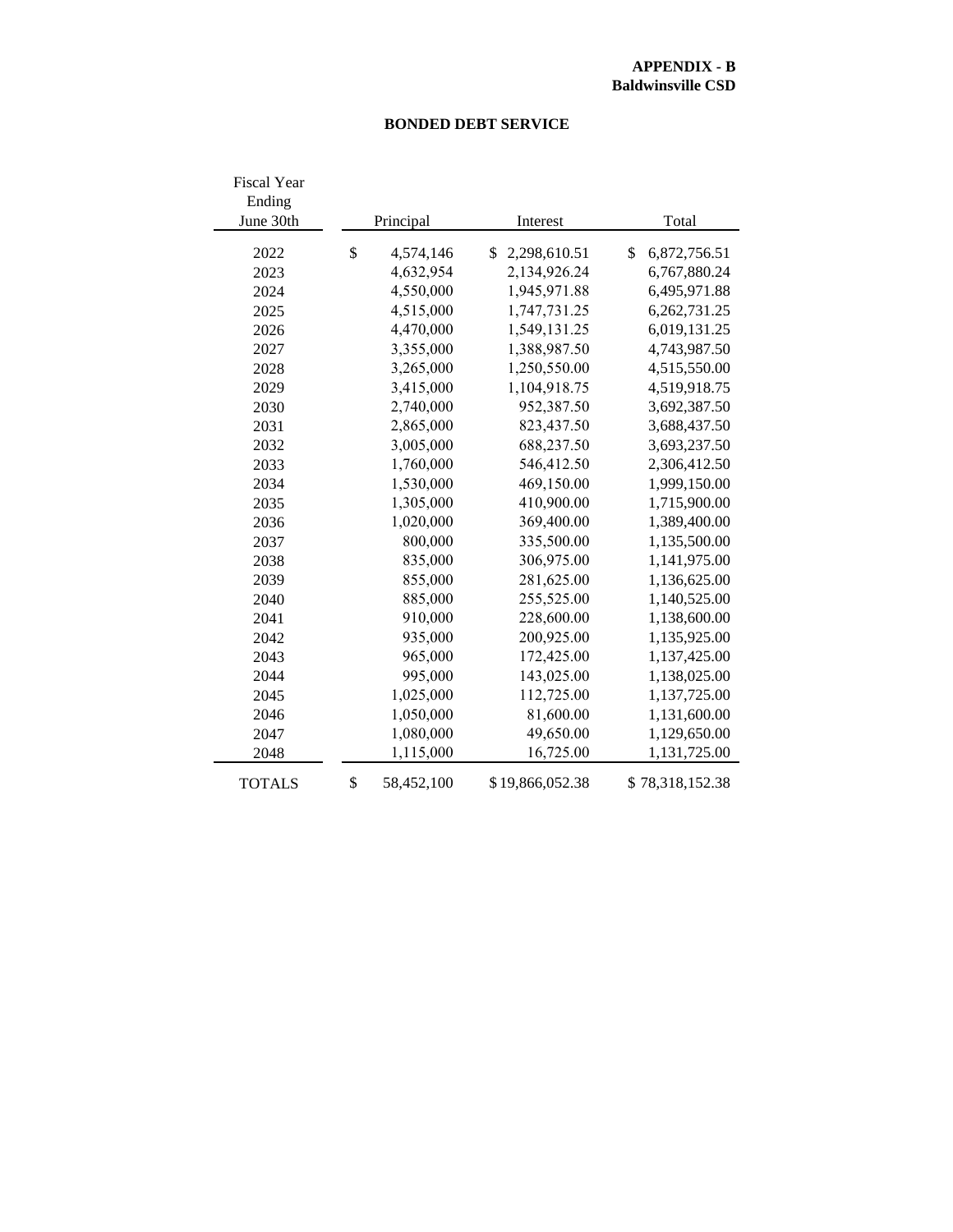**APPENDIX - B**
**Baldwinsville CSD**

## BONDED DEBT SERVICE

| Fiscal Year Ending June 30th | Principal | Interest | Total |
|---|---|---|---|
| 2022 | $ 4,574,146 | $ 2,298,610.51 | $ 6,872,756.51 |
| 2023 | 4,632,954 | 2,134,926.24 | 6,767,880.24 |
| 2024 | 4,550,000 | 1,945,971.88 | 6,495,971.88 |
| 2025 | 4,515,000 | 1,747,731.25 | 6,262,731.25 |
| 2026 | 4,470,000 | 1,549,131.25 | 6,019,131.25 |
| 2027 | 3,355,000 | 1,388,987.50 | 4,743,987.50 |
| 2028 | 3,265,000 | 1,250,550.00 | 4,515,550.00 |
| 2029 | 3,415,000 | 1,104,918.75 | 4,519,918.75 |
| 2030 | 2,740,000 | 952,387.50 | 3,692,387.50 |
| 2031 | 2,865,000 | 823,437.50 | 3,688,437.50 |
| 2032 | 3,005,000 | 688,237.50 | 3,693,237.50 |
| 2033 | 1,760,000 | 546,412.50 | 2,306,412.50 |
| 2034 | 1,530,000 | 469,150.00 | 1,999,150.00 |
| 2035 | 1,305,000 | 410,900.00 | 1,715,900.00 |
| 2036 | 1,020,000 | 369,400.00 | 1,389,400.00 |
| 2037 | 800,000 | 335,500.00 | 1,135,500.00 |
| 2038 | 835,000 | 306,975.00 | 1,141,975.00 |
| 2039 | 855,000 | 281,625.00 | 1,136,625.00 |
| 2040 | 885,000 | 255,525.00 | 1,140,525.00 |
| 2041 | 910,000 | 228,600.00 | 1,138,600.00 |
| 2042 | 935,000 | 200,925.00 | 1,135,925.00 |
| 2043 | 965,000 | 172,425.00 | 1,137,425.00 |
| 2044 | 995,000 | 143,025.00 | 1,138,025.00 |
| 2045 | 1,025,000 | 112,725.00 | 1,137,725.00 |
| 2046 | 1,050,000 | 81,600.00 | 1,131,600.00 |
| 2047 | 1,080,000 | 49,650.00 | 1,129,650.00 |
| 2048 | 1,115,000 | 16,725.00 | 1,131,725.00 |
| TOTALS | $ 58,452,100 | $ 19,866,052.38 | $ 78,318,152.38 |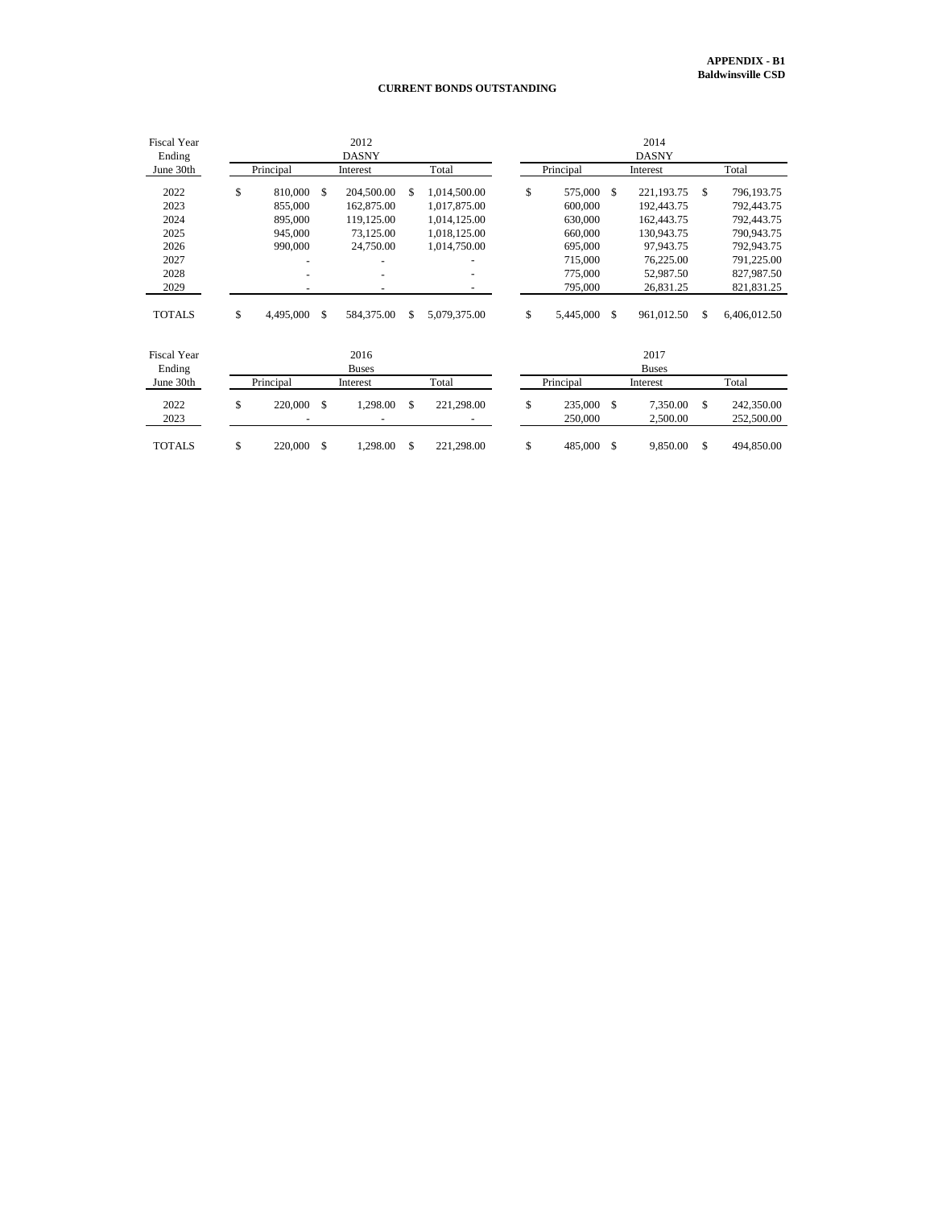**APPENDIX - B1**
**Baldwinsville CSD**

**CURRENT BONDS OUTSTANDING**

| Fiscal Year Ending June 30th | 2012 DASNY Principal | 2012 DASNY Interest | 2012 DASNY Total | 2014 DASNY Principal | 2014 DASNY Interest | 2014 DASNY Total |
|---|---|---|---|---|---|---|
| 2022 | $ 810,000 | $ 204,500.00 | $ 1,014,500.00 | $ 575,000 | $ 221,193.75 | $ 796,193.75 |
| 2023 | 855,000 | 162,875.00 | 1,017,875.00 | 600,000 | 192,443.75 | 792,443.75 |
| 2024 | 895,000 | 119,125.00 | 1,014,125.00 | 630,000 | 162,443.75 | 792,443.75 |
| 2025 | 945,000 | 73,125.00 | 1,018,125.00 | 660,000 | 130,943.75 | 790,943.75 |
| 2026 | 990,000 | 24,750.00 | 1,014,750.00 | 695,000 | 97,943.75 | 792,943.75 |
| 2027 | - | - | - | 715,000 | 76,225.00 | 791,225.00 |
| 2028 | - | - | - | 775,000 | 52,987.50 | 827,987.50 |
| 2029 | - | - | - | 795,000 | 26,831.25 | 821,831.25 |
| TOTALS | $ 4,495,000 | $ 584,375.00 | $ 5,079,375.00 | $ 5,445,000 | $ 961,012.50 | $ 6,406,012.50 |

| Fiscal Year Ending June 30th | 2016 Buses Principal | 2016 Buses Interest | 2016 Buses Total | 2017 Buses Principal | 2017 Buses Interest | 2017 Buses Total |
|---|---|---|---|---|---|---|
| 2022 | $ 220,000 | $ 1,298.00 | $ 221,298.00 | $ 235,000 | $ 7,350.00 | $ 242,350.00 |
| 2023 | - | - | - | 250,000 | 2,500.00 | 252,500.00 |
| TOTALS | $ 220,000 | $ 1,298.00 | $ 221,298.00 | $ 485,000 | $ 9,850.00 | $ 494,850.00 |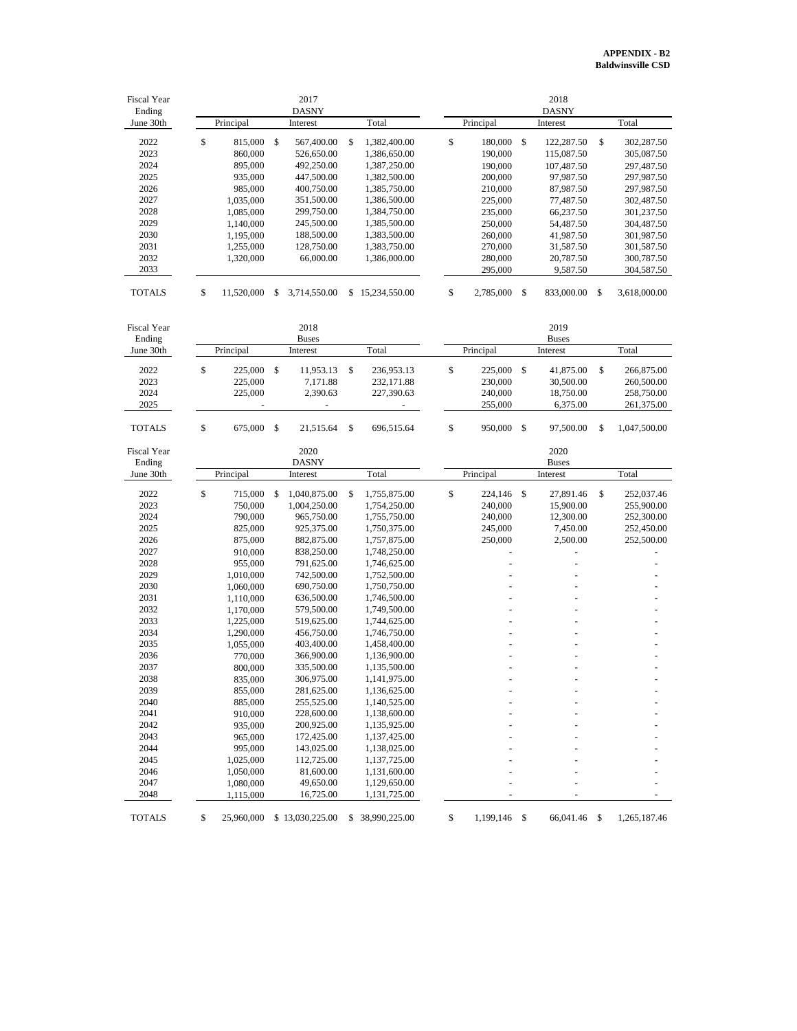**APPENDIX - B2**
**Baldwinsville CSD**

| Fiscal Year Ending June 30th | 2017 DASNY | | | 2018 DASNY | | |
|---|---|---|---|---|---|---|
| | Principal | Interest | Total | Principal | Interest | Total |
| 2022 | $ 815,000 | $ 567,400.00 | $ 1,382,400.00 | $ 180,000 | $ 122,287.50 | $ 302,287.50 |
| 2023 | 860,000 | 526,650.00 | 1,386,650.00 | 190,000 | 115,087.50 | 305,087.50 |
| 2024 | 895,000 | 492,250.00 | 1,387,250.00 | 190,000 | 107,487.50 | 297,487.50 |
| 2025 | 935,000 | 447,500.00 | 1,382,500.00 | 200,000 | 97,987.50 | 297,987.50 |
| 2026 | 985,000 | 400,750.00 | 1,385,750.00 | 210,000 | 87,987.50 | 297,987.50 |
| 2027 | 1,035,000 | 351,500.00 | 1,386,500.00 | 225,000 | 77,487.50 | 302,487.50 |
| 2028 | 1,085,000 | 299,750.00 | 1,384,750.00 | 235,000 | 66,237.50 | 301,237.50 |
| 2029 | 1,140,000 | 245,500.00 | 1,385,500.00 | 250,000 | 54,487.50 | 304,487.50 |
| 2030 | 1,195,000 | 188,500.00 | 1,383,500.00 | 260,000 | 41,987.50 | 301,987.50 |
| 2031 | 1,255,000 | 128,750.00 | 1,383,750.00 | 270,000 | 31,587.50 | 301,587.50 |
| 2032 | 1,320,000 | 66,000.00 | 1,386,000.00 | 280,000 | 20,787.50 | 300,787.50 |
| 2033 | | | | 295,000 | 9,587.50 | 304,587.50 |
| TOTALS | $ 11,520,000 | $ 3,714,550.00 | $ 15,234,550.00 | $ 2,785,000 | $ 833,000.00 | $ 3,618,000.00 |

| Fiscal Year Ending June 30th | 2018 Buses | | | 2019 Buses | | |
|---|---|---|---|---|---|---|
| | Principal | Interest | Total | Principal | Interest | Total |
| 2022 | $ 225,000 | $ 11,953.13 | $ 236,953.13 | $ 225,000 | $ 41,875.00 | $ 266,875.00 |
| 2023 | 225,000 | 7,171.88 | 232,171.88 | 230,000 | 30,500.00 | 260,500.00 |
| 2024 | 225,000 | 2,390.63 | 227,390.63 | 240,000 | 18,750.00 | 258,750.00 |
| 2025 | - | - | - | 255,000 | 6,375.00 | 261,375.00 |
| TOTALS | $ 675,000 | $ 21,515.64 | $ 696,515.64 | $ 950,000 | $ 97,500.00 | $ 1,047,500.00 |

| Fiscal Year Ending June 30th | 2020 DASNY | | | 2020 Buses | | |
|---|---|---|---|---|---|---|
| | Principal | Interest | Total | Principal | Interest | Total |
| 2022 | $ 715,000 | $ 1,040,875.00 | $ 1,755,875.00 | $ 224,146 | $ 27,891.46 | $ 252,037.46 |
| 2023 | 750,000 | 1,004,250.00 | 1,754,250.00 | 240,000 | 15,900.00 | 255,900.00 |
| 2024 | 790,000 | 965,750.00 | 1,755,750.00 | 240,000 | 12,300.00 | 252,300.00 |
| 2025 | 825,000 | 925,375.00 | 1,750,375.00 | 245,000 | 7,450.00 | 252,450.00 |
| 2026 | 875,000 | 882,875.00 | 1,757,875.00 | 250,000 | 2,500.00 | 252,500.00 |
| 2027 | 910,000 | 838,250.00 | 1,748,250.00 | - | - | - |
| 2028 | 955,000 | 791,625.00 | 1,746,625.00 | - | - | - |
| 2029 | 1,010,000 | 742,500.00 | 1,752,500.00 | - | - | - |
| 2030 | 1,060,000 | 690,750.00 | 1,750,750.00 | - | - | - |
| 2031 | 1,110,000 | 636,500.00 | 1,746,500.00 | - | - | - |
| 2032 | 1,170,000 | 579,500.00 | 1,749,500.00 | - | - | - |
| 2033 | 1,225,000 | 519,625.00 | 1,744,625.00 | - | - | - |
| 2034 | 1,290,000 | 456,750.00 | 1,746,750.00 | - | - | - |
| 2035 | 1,055,000 | 403,400.00 | 1,458,400.00 | - | - | - |
| 2036 | 770,000 | 366,900.00 | 1,136,900.00 | - | - | - |
| 2037 | 800,000 | 335,500.00 | 1,135,500.00 | - | - | - |
| 2038 | 835,000 | 306,975.00 | 1,141,975.00 | - | - | - |
| 2039 | 855,000 | 281,625.00 | 1,136,625.00 | - | - | - |
| 2040 | 885,000 | 255,525.00 | 1,140,525.00 | - | - | - |
| 2041 | 910,000 | 228,600.00 | 1,138,600.00 | - | - | - |
| 2042 | 935,000 | 200,925.00 | 1,135,925.00 | - | - | - |
| 2043 | 965,000 | 172,425.00 | 1,137,425.00 | - | - | - |
| 2044 | 995,000 | 143,025.00 | 1,138,025.00 | - | - | - |
| 2045 | 1,025,000 | 112,725.00 | 1,137,725.00 | - | - | - |
| 2046 | 1,050,000 | 81,600.00 | 1,131,600.00 | - | - | - |
| 2047 | 1,080,000 | 49,650.00 | 1,129,650.00 | - | - | - |
| 2048 | 1,115,000 | 16,725.00 | 1,131,725.00 | - | - | - |
| TOTALS | $ 25,960,000 | $ 13,030,225.00 | $ 38,990,225.00 | $ 1,199,146 | $ 66,041.46 | $ 1,265,187.46 |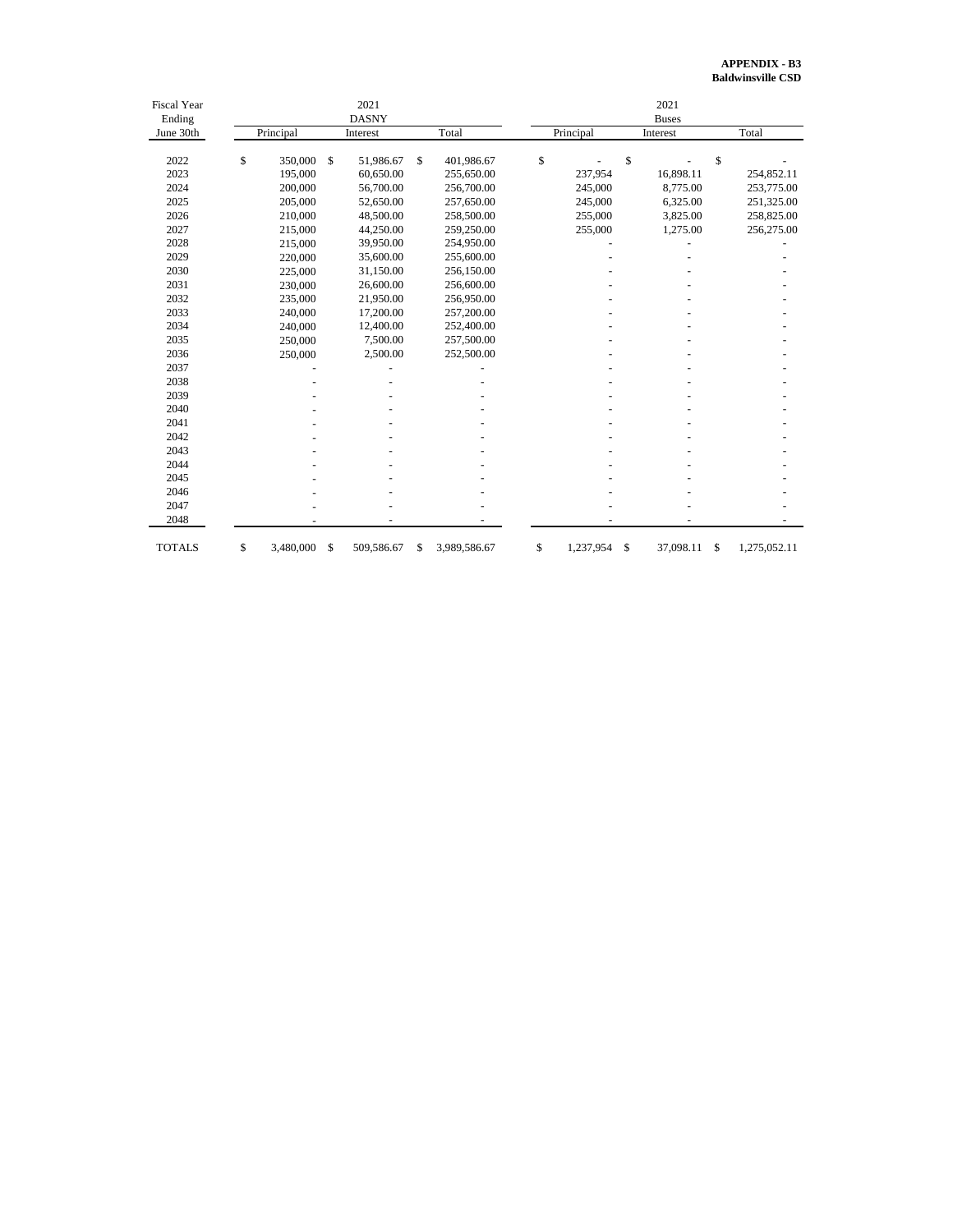**APPENDIX - B3**
**Baldwinsville CSD**

| Fiscal Year Ending June 30th | 2021 DASNY | | | 2021 Buses | | |
|---|---|---|---|---|---|---|
| | Principal | Interest | Total | Principal | Interest | Total |
| 2022 | $ 350,000 | $ 51,986.67 | $ 401,986.67 | $ - | $ - | $ - |
| 2023 | 195,000 | 60,650.00 | 255,650.00 | 237,954 | 16,898.11 | 254,852.11 |
| 2024 | 200,000 | 56,700.00 | 256,700.00 | 245,000 | 8,775.00 | 253,775.00 |
| 2025 | 205,000 | 52,650.00 | 257,650.00 | 245,000 | 6,325.00 | 251,325.00 |
| 2026 | 210,000 | 48,500.00 | 258,500.00 | 255,000 | 3,825.00 | 258,825.00 |
| 2027 | 215,000 | 44,250.00 | 259,250.00 | 255,000 | 1,275.00 | 256,275.00 |
| 2028 | 215,000 | 39,950.00 | 254,950.00 | - | - | - |
| 2029 | 220,000 | 35,600.00 | 255,600.00 | - | - | - |
| 2030 | 225,000 | 31,150.00 | 256,150.00 | - | - | - |
| 2031 | 230,000 | 26,600.00 | 256,600.00 | - | - | - |
| 2032 | 235,000 | 21,950.00 | 256,950.00 | - | - | - |
| 2033 | 240,000 | 17,200.00 | 257,200.00 | - | - | - |
| 2034 | 240,000 | 12,400.00 | 252,400.00 | - | - | - |
| 2035 | 250,000 | 7,500.00 | 257,500.00 | - | - | - |
| 2036 | 250,000 | 2,500.00 | 252,500.00 | - | - | - |
| 2037 | - | - | - | - | - | - |
| 2038 | - | - | - | - | - | - |
| 2039 | - | - | - | - | - | - |
| 2040 | - | - | - | - | - | - |
| 2041 | - | - | - | - | - | - |
| 2042 | - | - | - | - | - | - |
| 2043 | - | - | - | - | - | - |
| 2044 | - | - | - | - | - | - |
| 2045 | - | - | - | - | - | - |
| 2046 | - | - | - | - | - | - |
| 2047 | - | - | - | - | - | - |
| 2048 | - | - | - | - | - | - |
| TOTALS | $ 3,480,000 | $ 509,586.67 | $ 3,989,586.67 | $ 1,237,954 | $ 37,098.11 | $ 1,275,052.11 |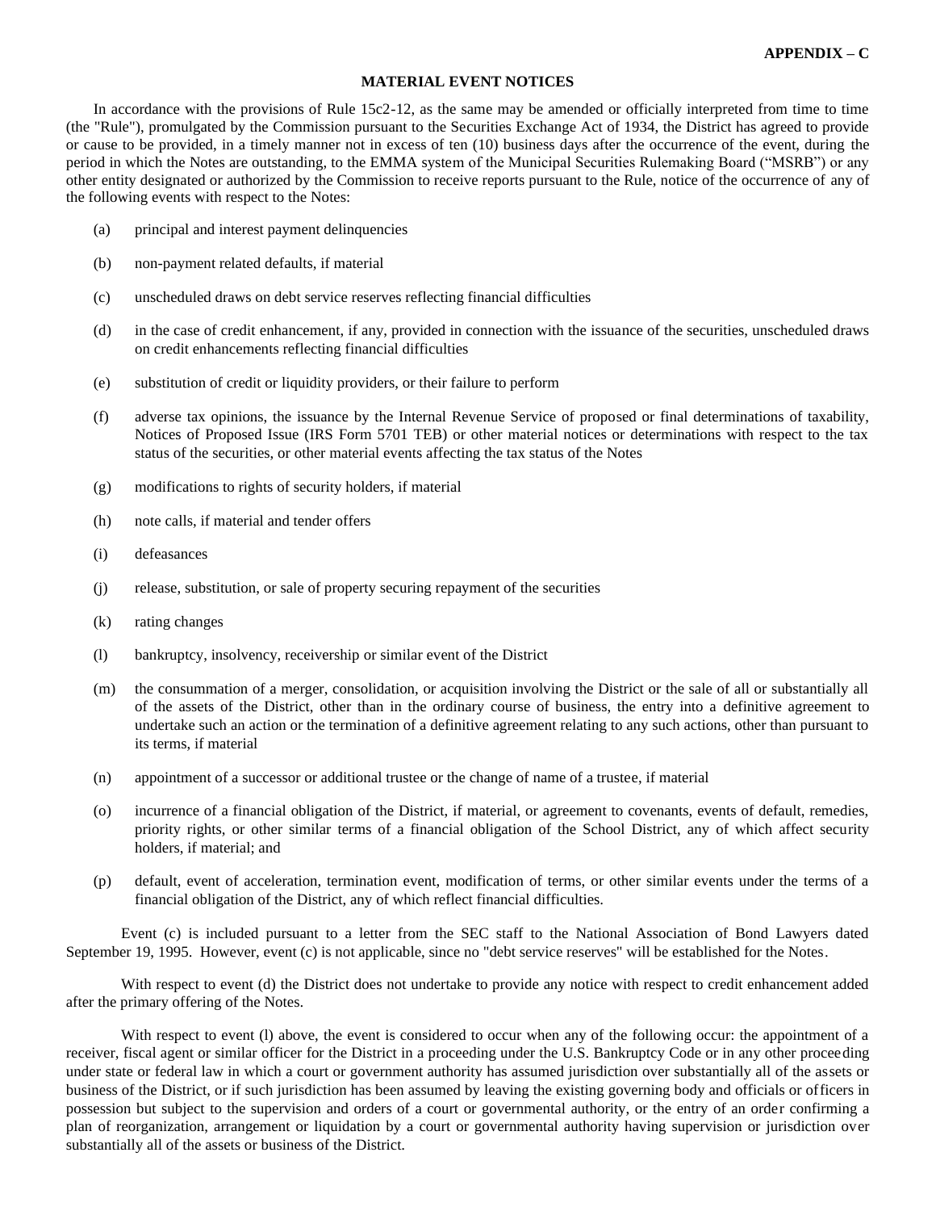**APPENDIX – C**

## MATERIAL EVENT NOTICES

In accordance with the provisions of Rule 15c2-12, as the same may be amended or officially interpreted from time to time (the "Rule"), promulgated by the Commission pursuant to the Securities Exchange Act of 1934, the District has agreed to provide or cause to be provided, in a timely manner not in excess of ten (10) business days after the occurrence of the event, during the period in which the Notes are outstanding, to the EMMA system of the Municipal Securities Rulemaking Board ("MSRB") or any other entity designated or authorized by the Commission to receive reports pursuant to the Rule, notice of the occurrence of any of the following events with respect to the Notes:

(a) principal and interest payment delinquencies

(b) non-payment related defaults, if material

(c) unscheduled draws on debt service reserves reflecting financial difficulties

(d) in the case of credit enhancement, if any, provided in connection with the issuance of the securities, unscheduled draws on credit enhancements reflecting financial difficulties

(e) substitution of credit or liquidity providers, or their failure to perform

(f) adverse tax opinions, the issuance by the Internal Revenue Service of proposed or final determinations of taxability, Notices of Proposed Issue (IRS Form 5701 TEB) or other material notices or determinations with respect to the tax status of the securities, or other material events affecting the tax status of the Notes

(g) modifications to rights of security holders, if material

(h) note calls, if material and tender offers

(i) defeasances

(j) release, substitution, or sale of property securing repayment of the securities

(k) rating changes

(l) bankruptcy, insolvency, receivership or similar event of the District

(m) the consummation of a merger, consolidation, or acquisition involving the District or the sale of all or substantially all of the assets of the District, other than in the ordinary course of business, the entry into a definitive agreement to undertake such an action or the termination of a definitive agreement relating to any such actions, other than pursuant to its terms, if material

(n) appointment of a successor or additional trustee or the change of name of a trustee, if material

(o) incurrence of a financial obligation of the District, if material, or agreement to covenants, events of default, remedies, priority rights, or other similar terms of a financial obligation of the School District, any of which affect security holders, if material; and

(p) default, event of acceleration, termination event, modification of terms, or other similar events under the terms of a financial obligation of the District, any of which reflect financial difficulties.

Event (c) is included pursuant to a letter from the SEC staff to the National Association of Bond Lawyers dated September 19, 1995. However, event (c) is not applicable, since no "debt service reserves" will be established for the Notes.

With respect to event (d) the District does not undertake to provide any notice with respect to credit enhancement added after the primary offering of the Notes.

With respect to event (l) above, the event is considered to occur when any of the following occur: the appointment of a receiver, fiscal agent or similar officer for the District in a proceeding under the U.S. Bankruptcy Code or in any other proceeding under state or federal law in which a court or government authority has assumed jurisdiction over substantially all of the assets or business of the District, or if such jurisdiction has been assumed by leaving the existing governing body and officials or officers in possession but subject to the supervision and orders of a court or governmental authority, or the entry of an order confirming a plan of reorganization, arrangement or liquidation by a court or governmental authority having supervision or jurisdiction over substantially all of the assets or business of the District.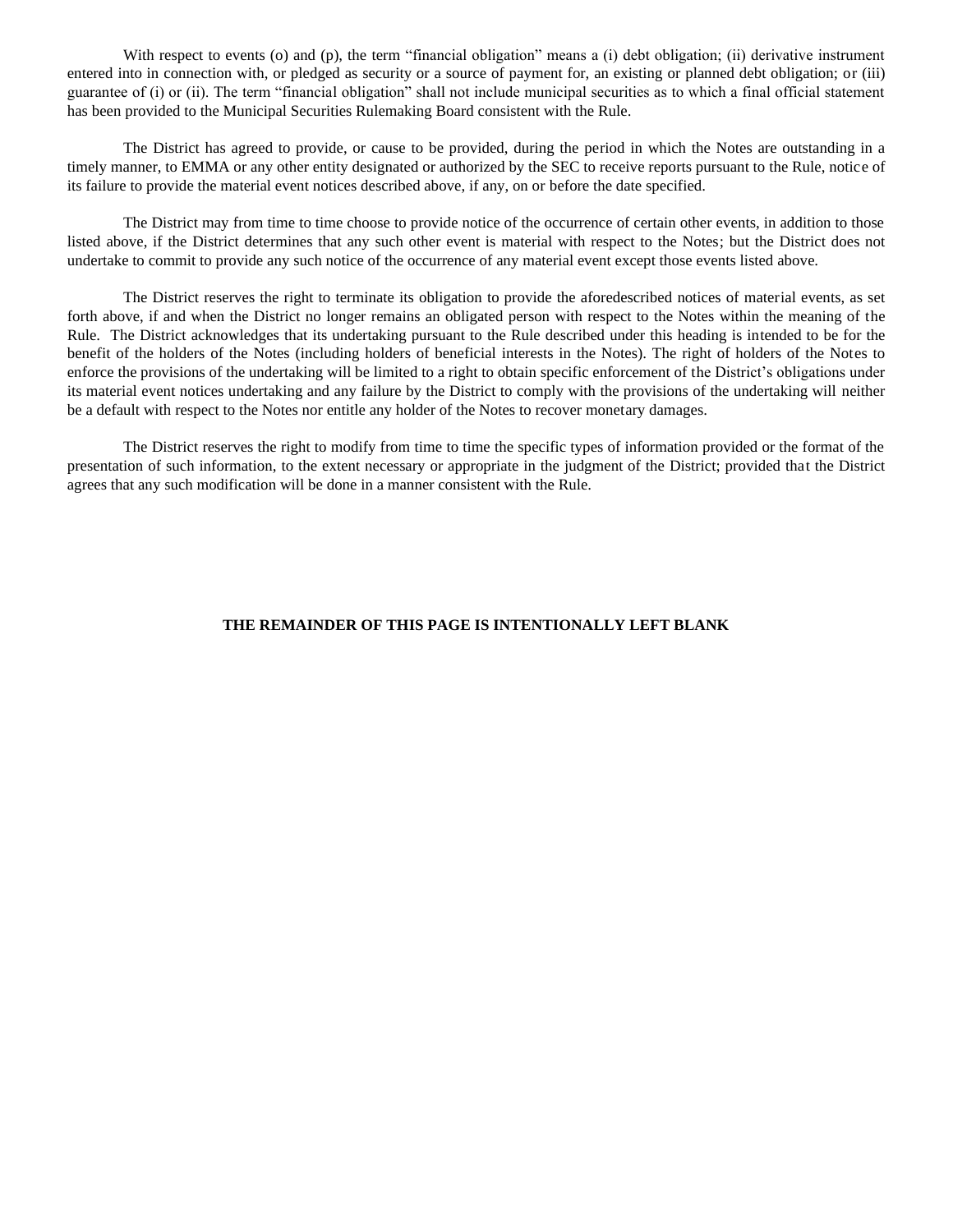With respect to events (o) and (p), the term "financial obligation" means a (i) debt obligation; (ii) derivative instrument entered into in connection with, or pledged as security or a source of payment for, an existing or planned debt obligation; or (iii) guarantee of (i) or (ii). The term "financial obligation" shall not include municipal securities as to which a final official statement has been provided to the Municipal Securities Rulemaking Board consistent with the Rule.

The District has agreed to provide, or cause to be provided, during the period in which the Notes are outstanding in a timely manner, to EMMA or any other entity designated or authorized by the SEC to receive reports pursuant to the Rule, notice of its failure to provide the material event notices described above, if any, on or before the date specified.

The District may from time to time choose to provide notice of the occurrence of certain other events, in addition to those listed above, if the District determines that any such other event is material with respect to the Notes; but the District does not undertake to commit to provide any such notice of the occurrence of any material event except those events listed above.

The District reserves the right to terminate its obligation to provide the aforedescribed notices of material events, as set forth above, if and when the District no longer remains an obligated person with respect to the Notes within the meaning of the Rule. The District acknowledges that its undertaking pursuant to the Rule described under this heading is intended to be for the benefit of the holders of the Notes (including holders of beneficial interests in the Notes). The right of holders of the Notes to enforce the provisions of the undertaking will be limited to a right to obtain specific enforcement of the District's obligations under its material event notices undertaking and any failure by the District to comply with the provisions of the undertaking will neither be a default with respect to the Notes nor entitle any holder of the Notes to recover monetary damages.

The District reserves the right to modify from time to time the specific types of information provided or the format of the presentation of such information, to the extent necessary or appropriate in the judgment of the District; provided that the District agrees that any such modification will be done in a manner consistent with the Rule.

**THE REMAINDER OF THIS PAGE IS INTENTIONALLY LEFT BLANK**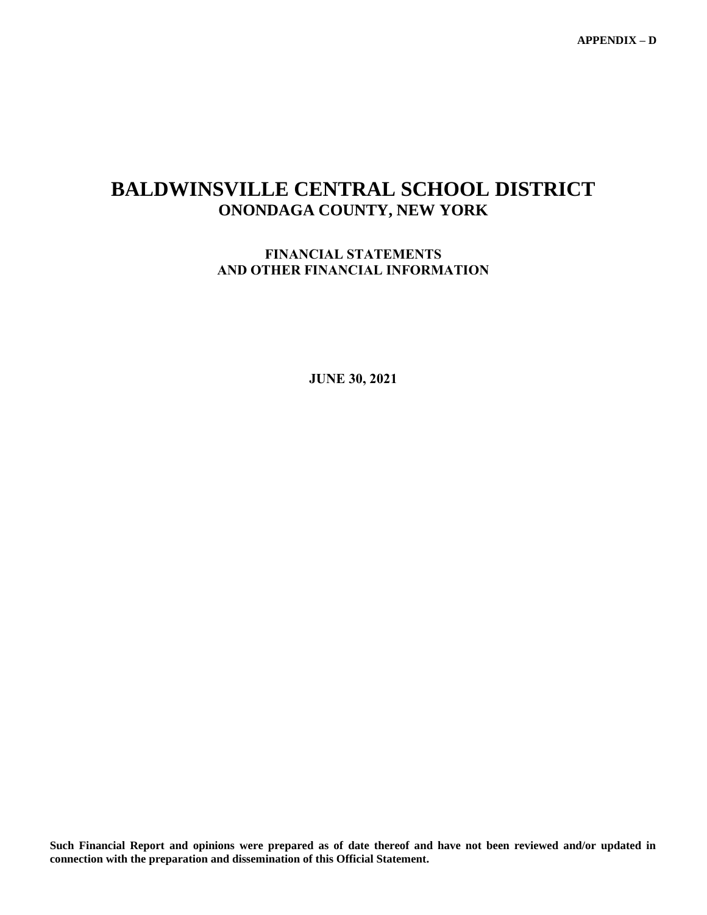**APPENDIX – D**

# BALDWINSVILLE CENTRAL SCHOOL DISTRICT
## ONONDAGA COUNTY, NEW YORK

### FINANCIAL STATEMENTS
### AND OTHER FINANCIAL INFORMATION

**JUNE 30, 2021**

**Such Financial Report and opinions were prepared as of date thereof and have not been reviewed and/or updated in connection with the preparation and dissemination of this Official Statement.**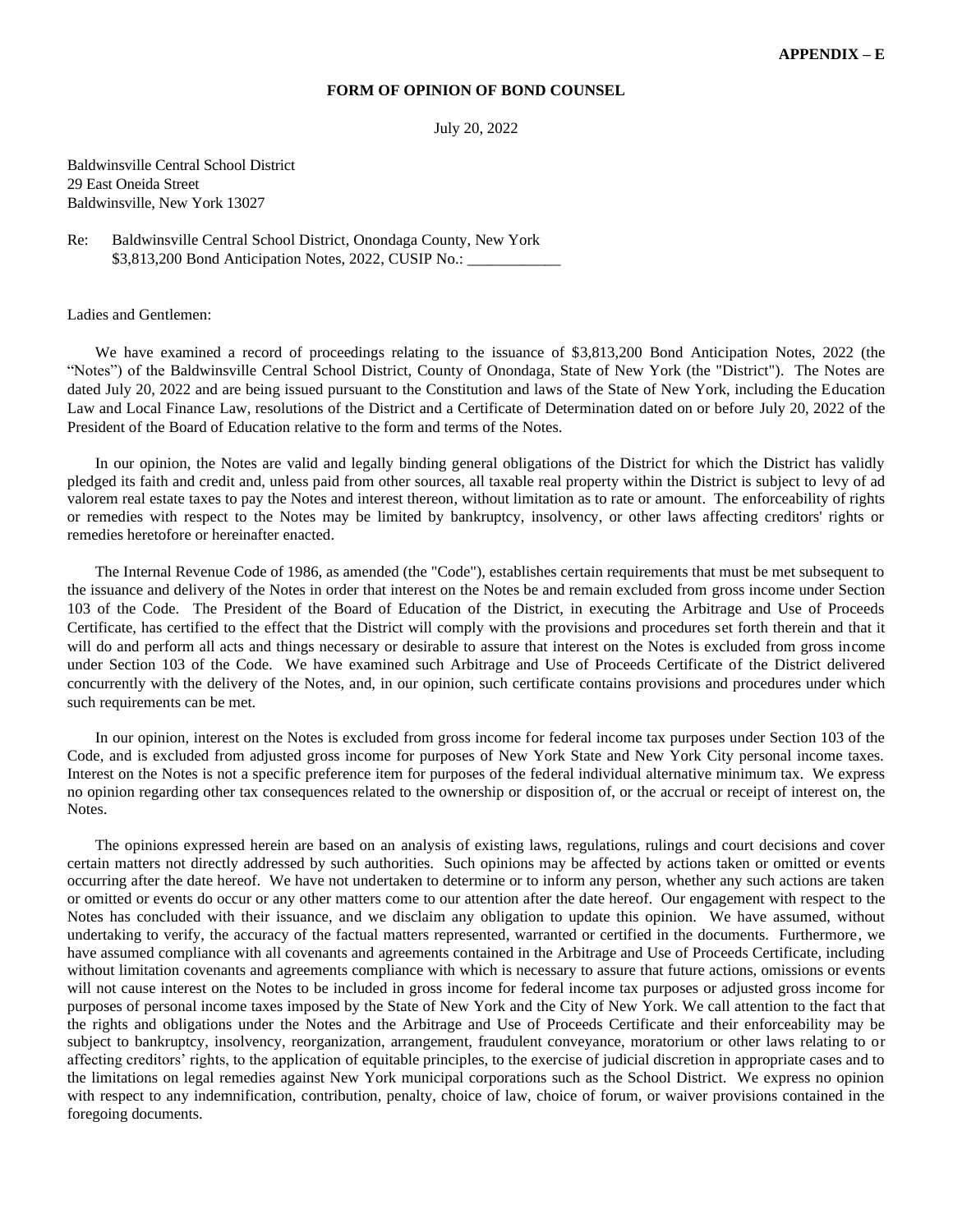**APPENDIX – E**

**FORM OF OPINION OF BOND COUNSEL**

July 20, 2022

Baldwinsville Central School District
29 East Oneida Street
Baldwinsville, New York 13027

Re: Baldwinsville Central School District, Onondaga County, New York
$3,813,200 Bond Anticipation Notes, 2022, CUSIP No.: ____________

Ladies and Gentlemen:

We have examined a record of proceedings relating to the issuance of $3,813,200 Bond Anticipation Notes, 2022 (the “Notes”) of the Baldwinsville Central School District, County of Onondaga, State of New York (the "District"). The Notes are dated July 20, 2022 and are being issued pursuant to the Constitution and laws of the State of New York, including the Education Law and Local Finance Law, resolutions of the District and a Certificate of Determination dated on or before July 20, 2022 of the President of the Board of Education relative to the form and terms of the Notes.

In our opinion, the Notes are valid and legally binding general obligations of the District for which the District has validly pledged its faith and credit and, unless paid from other sources, all taxable real property within the District is subject to levy of ad valorem real estate taxes to pay the Notes and interest thereon, without limitation as to rate or amount. The enforceability of rights or remedies with respect to the Notes may be limited by bankruptcy, insolvency, or other laws affecting creditors' rights or remedies heretofore or hereinafter enacted.

The Internal Revenue Code of 1986, as amended (the "Code"), establishes certain requirements that must be met subsequent to the issuance and delivery of the Notes in order that interest on the Notes be and remain excluded from gross income under Section 103 of the Code. The President of the Board of Education of the District, in executing the Arbitrage and Use of Proceeds Certificate, has certified to the effect that the District will comply with the provisions and procedures set forth therein and that it will do and perform all acts and things necessary or desirable to assure that interest on the Notes is excluded from gross income under Section 103 of the Code. We have examined such Arbitrage and Use of Proceeds Certificate of the District delivered concurrently with the delivery of the Notes, and, in our opinion, such certificate contains provisions and procedures under which such requirements can be met.

In our opinion, interest on the Notes is excluded from gross income for federal income tax purposes under Section 103 of the Code, and is excluded from adjusted gross income for purposes of New York State and New York City personal income taxes. Interest on the Notes is not a specific preference item for purposes of the federal individual alternative minimum tax. We express no opinion regarding other tax consequences related to the ownership or disposition of, or the accrual or receipt of interest on, the Notes.

The opinions expressed herein are based on an analysis of existing laws, regulations, rulings and court decisions and cover certain matters not directly addressed by such authorities. Such opinions may be affected by actions taken or omitted or events occurring after the date hereof. We have not undertaken to determine or to inform any person, whether any such actions are taken or omitted or events do occur or any other matters come to our attention after the date hereof. Our engagement with respect to the Notes has concluded with their issuance, and we disclaim any obligation to update this opinion. We have assumed, without undertaking to verify, the accuracy of the factual matters represented, warranted or certified in the documents. Furthermore, we have assumed compliance with all covenants and agreements contained in the Arbitrage and Use of Proceeds Certificate, including without limitation covenants and agreements compliance with which is necessary to assure that future actions, omissions or events will not cause interest on the Notes to be included in gross income for federal income tax purposes or adjusted gross income for purposes of personal income taxes imposed by the State of New York and the City of New York. We call attention to the fact that the rights and obligations under the Notes and the Arbitrage and Use of Proceeds Certificate and their enforceability may be subject to bankruptcy, insolvency, reorganization, arrangement, fraudulent conveyance, moratorium or other laws relating to or affecting creditors’ rights, to the application of equitable principles, to the exercise of judicial discretion in appropriate cases and to the limitations on legal remedies against New York municipal corporations such as the School District. We express no opinion with respect to any indemnification, contribution, penalty, choice of law, choice of forum, or waiver provisions contained in the foregoing documents.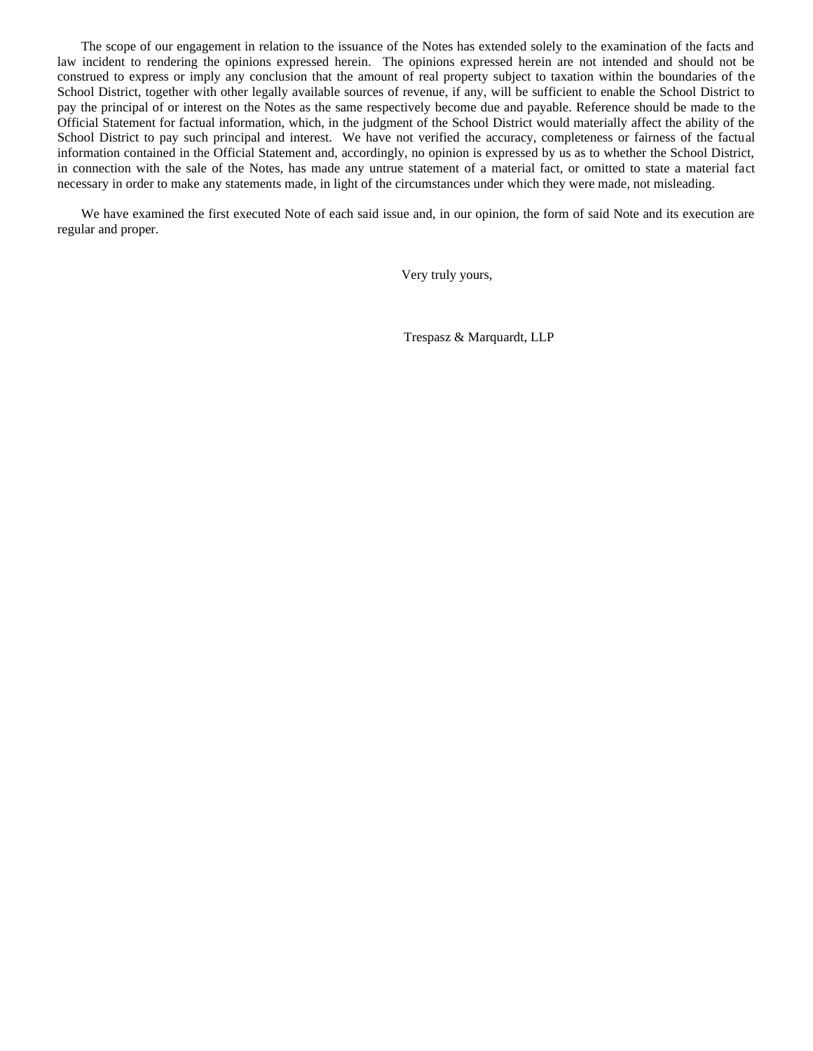The scope of our engagement in relation to the issuance of the Notes has extended solely to the examination of the facts and law incident to rendering the opinions expressed herein. The opinions expressed herein are not intended and should not be construed to express or imply any conclusion that the amount of real property subject to taxation within the boundaries of the School District, together with other legally available sources of revenue, if any, will be sufficient to enable the School District to pay the principal of or interest on the Notes as the same respectively become due and payable. Reference should be made to the Official Statement for factual information, which, in the judgment of the School District would materially affect the ability of the School District to pay such principal and interest. We have not verified the accuracy, completeness or fairness of the factual information contained in the Official Statement and, accordingly, no opinion is expressed by us as to whether the School District, in connection with the sale of the Notes, has made any untrue statement of a material fact, or omitted to state a material fact necessary in order to make any statements made, in light of the circumstances under which they were made, not misleading.

We have examined the first executed Note of each said issue and, in our opinion, the form of said Note and its execution are regular and proper.

Very truly yours,

Trespasz & Marquardt, LLP